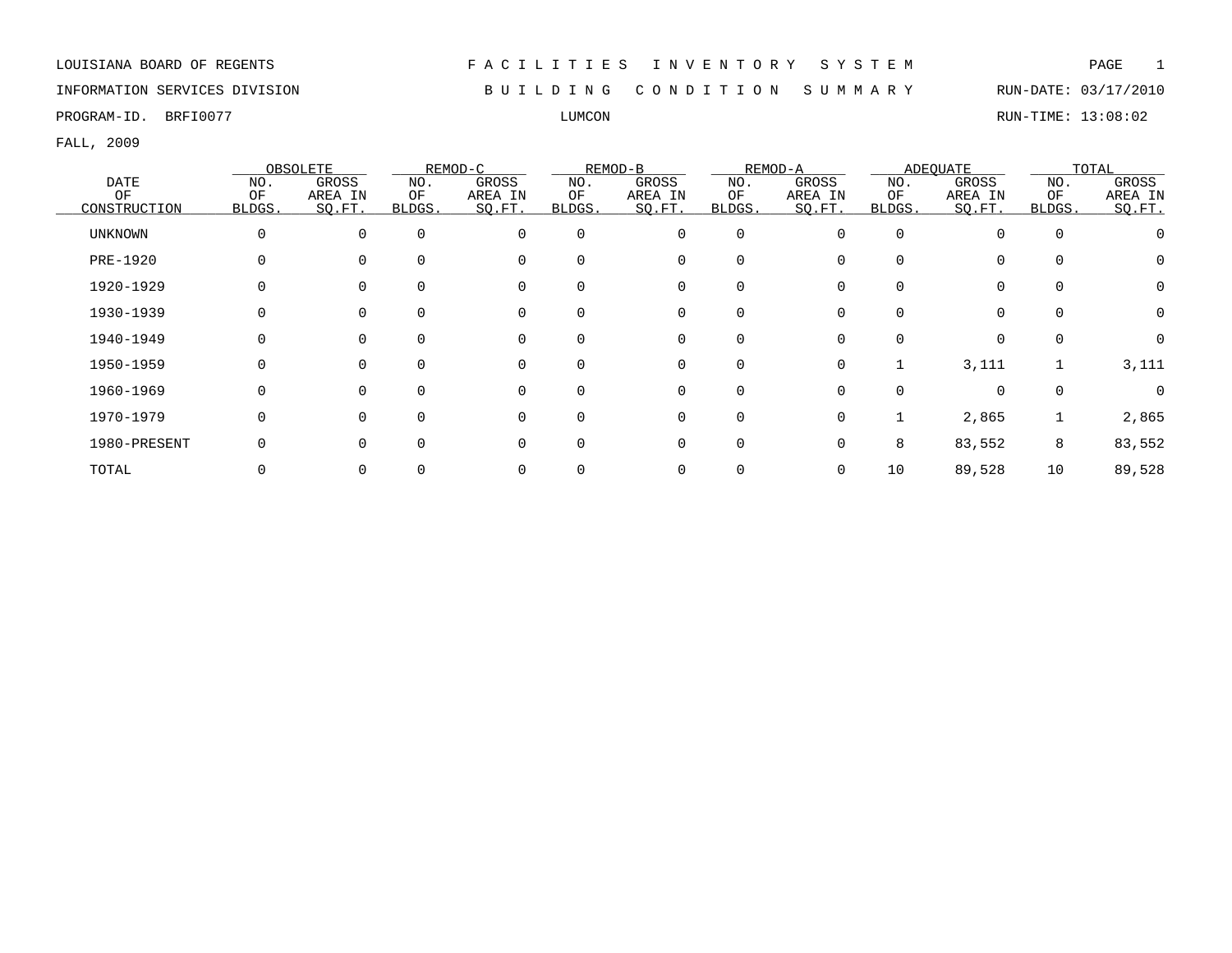LOUISIANA BOARD OF REGENTS

INFORMATION SERVICES DIVISION

PROGRAM-ID. BRFI0077

# FACILITIES INVENTORY SYSTEM

## BUILDING CONDITION SUMMARY

LUMCON

RUN-DATE: 03/17/2010

RUN-TIME: 13:08:02

FALL, 2009

| DATE OF CONSTRUCTION | OBSOLETE | | REMOD-C | | REMOD-B | | REMOD-A | | ADEQUATE | | TOTAL | |
|---|---|---|---|---|---|---|---|---|---|---|---|---|
| | NO. OF BLDGS. | GROSS AREA IN SQ.FT. | NO. OF BLDGS. | GROSS AREA IN SQ.FT. | NO. OF BLDGS. | GROSS AREA IN SQ.FT. | NO. OF BLDGS. | GROSS AREA IN SQ.FT. | NO. OF BLDGS. | GROSS AREA IN SQ.FT. | NO. OF BLDGS. | GROSS AREA IN SQ.FT. |
| UNKNOWN | 0 | 0 | 0 | 0 | 0 | 0 | 0 | 0 | 0 | 0 | 0 | 0 |
| PRE-1920 | 0 | 0 | 0 | 0 | 0 | 0 | 0 | 0 | 0 | 0 | 0 | 0 |
| 1920-1929 | 0 | 0 | 0 | 0 | 0 | 0 | 0 | 0 | 0 | 0 | 0 | 0 |
| 1930-1939 | 0 | 0 | 0 | 0 | 0 | 0 | 0 | 0 | 0 | 0 | 0 | 0 |
| 1940-1949 | 0 | 0 | 0 | 0 | 0 | 0 | 0 | 0 | 0 | 0 | 0 | 0 |
| 1950-1959 | 0 | 0 | 0 | 0 | 0 | 0 | 0 | 0 | 1 | 3,111 | 1 | 3,111 |
| 1960-1969 | 0 | 0 | 0 | 0 | 0 | 0 | 0 | 0 | 0 | 0 | 0 | 0 |
| 1970-1979 | 0 | 0 | 0 | 0 | 0 | 0 | 0 | 0 | 1 | 2,865 | 1 | 2,865 |
| 1980-PRESENT | 0 | 0 | 0 | 0 | 0 | 0 | 0 | 0 | 8 | 83,552 | 8 | 83,552 |
| TOTAL | 0 | 0 | 0 | 0 | 0 | 0 | 0 | 0 | 10 | 89,528 | 10 | 89,528 |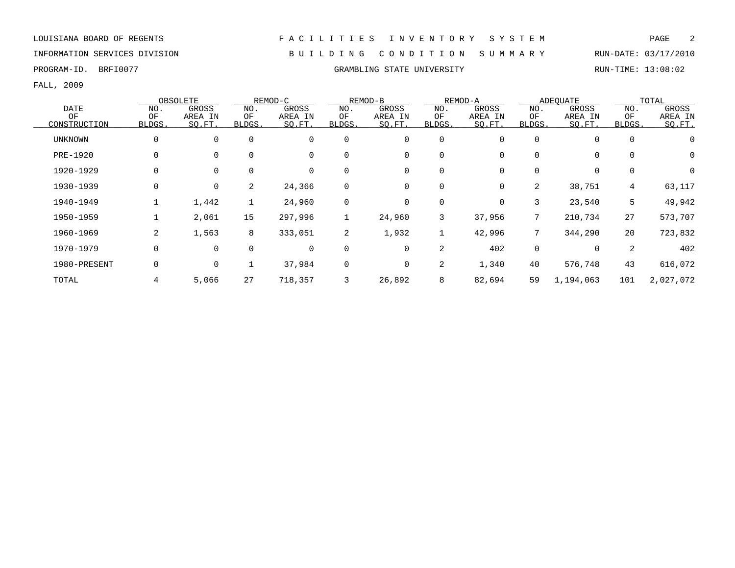LOUISIANA BOARD OF REGENTS — FACILITIES INVENTORY SYSTEM

INFORMATION SERVICES DIVISION — BUILDING CONDITION SUMMARY — RUN-DATE: 03/17/2010

PROGRAM-ID. BRFI0077 — GRAMBLING STATE UNIVERSITY — RUN-TIME: 13:08:02

FALL, 2009

| DATE OF CONSTRUCTION | OBSOLETE | | REMOD-C | | REMOD-B | | REMOD-A | | ADEQUATE | | TOTAL | |
|---|---|---|---|---|---|---|---|---|---|---|---|---|
| | NO. OF BLDGS. | GROSS AREA IN SQ.FT. | NO. OF BLDGS. | GROSS AREA IN SQ.FT. | NO. OF BLDGS. | GROSS AREA IN SQ.FT. | NO. OF BLDGS. | GROSS AREA IN SQ.FT. | NO. OF BLDGS. | GROSS AREA IN SQ.FT. | NO. OF BLDGS. | GROSS AREA IN SQ.FT. |
| UNKNOWN | 0 | 0 | 0 | 0 | 0 | 0 | 0 | 0 | 0 | 0 | 0 | 0 |
| PRE-1920 | 0 | 0 | 0 | 0 | 0 | 0 | 0 | 0 | 0 | 0 | 0 | 0 |
| 1920-1929 | 0 | 0 | 0 | 0 | 0 | 0 | 0 | 0 | 0 | 0 | 0 | 0 |
| 1930-1939 | 0 | 0 | 2 | 24,366 | 0 | 0 | 0 | 0 | 2 | 38,751 | 4 | 63,117 |
| 1940-1949 | 1 | 1,442 | 1 | 24,960 | 0 | 0 | 0 | 0 | 3 | 23,540 | 5 | 49,942 |
| 1950-1959 | 1 | 2,061 | 15 | 297,996 | 1 | 24,960 | 3 | 37,956 | 7 | 210,734 | 27 | 573,707 |
| 1960-1969 | 2 | 1,563 | 8 | 333,051 | 2 | 1,932 | 1 | 42,996 | 7 | 344,290 | 20 | 723,832 |
| 1970-1979 | 0 | 0 | 0 | 0 | 0 | 0 | 2 | 402 | 0 | 0 | 2 | 402 |
| 1980-PRESENT | 0 | 0 | 1 | 37,984 | 0 | 0 | 2 | 1,340 | 40 | 576,748 | 43 | 616,072 |
| TOTAL | 4 | 5,066 | 27 | 718,357 | 3 | 26,892 | 8 | 82,694 | 59 | 1,194,063 | 101 | 2,027,072 |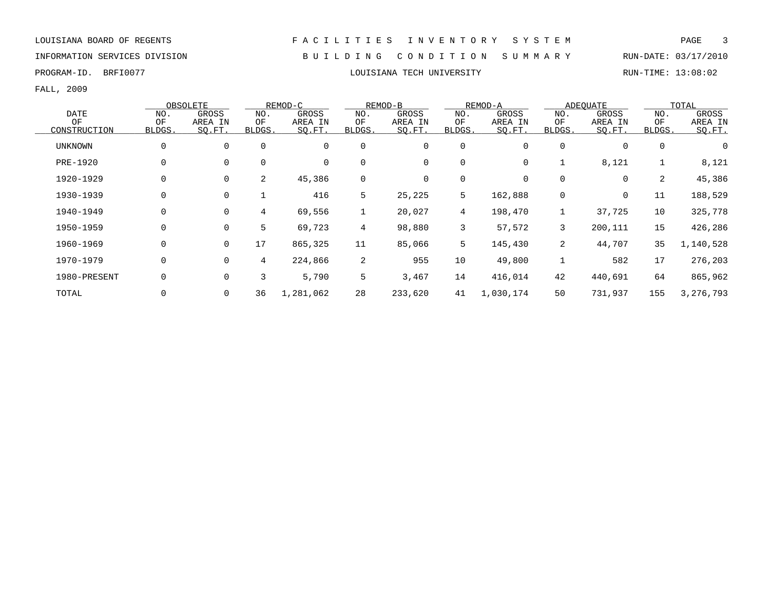LOUISIANA BOARD OF REGENTS — FACILITIES INVENTORY SYSTEM

INFORMATION SERVICES DIVISION — BUILDING CONDITION SUMMARY — RUN-DATE: 03/17/2010

PROGRAM-ID. BRFI0077 — LOUISIANA TECH UNIVERSITY — RUN-TIME: 13:08:02

FALL, 2009

| DATE OF CONSTRUCTION | OBSOLETE | | REMOD-C | | REMOD-B | | REMOD-A | | ADEQUATE | | TOTAL | |
|---|---|---|---|---|---|---|---|---|---|---|---|---|
| | NO. OF BLDGS. | GROSS AREA IN SQ.FT. | NO. OF BLDGS. | GROSS AREA IN SQ.FT. | NO. OF BLDGS. | GROSS AREA IN SQ.FT. | NO. OF BLDGS. | GROSS AREA IN SQ.FT. | NO. OF BLDGS. | GROSS AREA IN SQ.FT. | NO. OF BLDGS. | GROSS AREA IN SQ.FT. |
| UNKNOWN | 0 | 0 | 0 | 0 | 0 | 0 | 0 | 0 | 0 | 0 | 0 | 0 |
| PRE-1920 | 0 | 0 | 0 | 0 | 0 | 0 | 0 | 0 | 1 | 8,121 | 1 | 8,121 |
| 1920-1929 | 0 | 0 | 2 | 45,386 | 0 | 0 | 0 | 0 | 0 | 0 | 2 | 45,386 |
| 1930-1939 | 0 | 0 | 1 | 416 | 5 | 25,225 | 5 | 162,888 | 0 | 0 | 11 | 188,529 |
| 1940-1949 | 0 | 0 | 4 | 69,556 | 1 | 20,027 | 4 | 198,470 | 1 | 37,725 | 10 | 325,778 |
| 1950-1959 | 0 | 0 | 5 | 69,723 | 4 | 98,880 | 3 | 57,572 | 3 | 200,111 | 15 | 426,286 |
| 1960-1969 | 0 | 0 | 17 | 865,325 | 11 | 85,066 | 5 | 145,430 | 2 | 44,707 | 35 | 1,140,528 |
| 1970-1979 | 0 | 0 | 4 | 224,866 | 2 | 955 | 10 | 49,800 | 1 | 582 | 17 | 276,203 |
| 1980-PRESENT | 0 | 0 | 3 | 5,790 | 5 | 3,467 | 14 | 416,014 | 42 | 440,691 | 64 | 865,962 |
| TOTAL | 0 | 0 | 36 | 1,281,062 | 28 | 233,620 | 41 | 1,030,174 | 50 | 731,937 | 155 | 3,276,793 |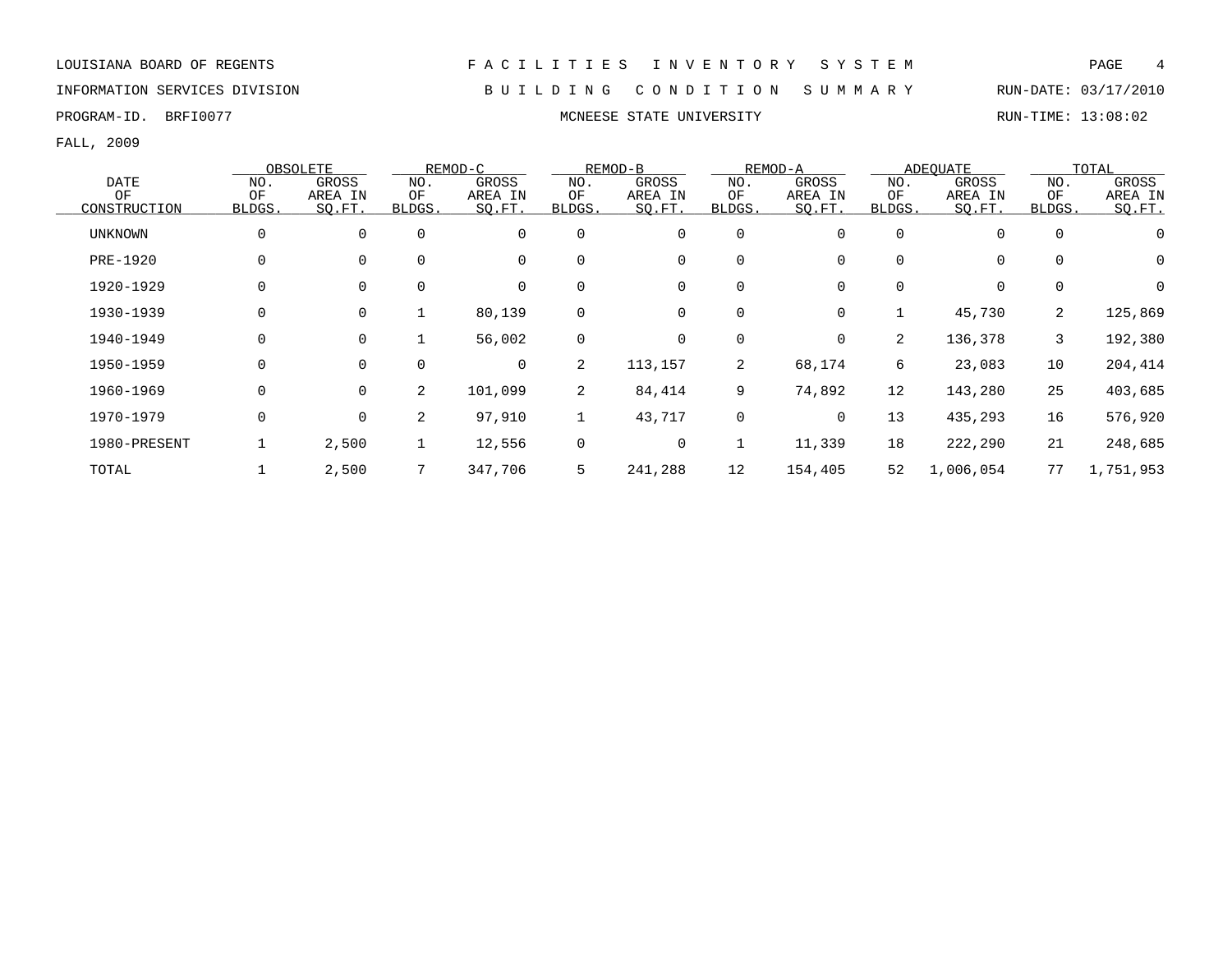LOUISIANA BOARD OF REGENTS — FACILITIES INVENTORY SYSTEM

INFORMATION SERVICES DIVISION — BUILDING CONDITION SUMMARY — RUN-DATE: 03/17/2010

PROGRAM-ID. BRFI0077 — MCNEESE STATE UNIVERSITY — RUN-TIME: 13:08:02

FALL, 2009

| DATE OF CONSTRUCTION | OBSOLETE | | REMOD-C | | REMOD-B | | REMOD-A | | ADEQUATE | | TOTAL | |
|---|---|---|---|---|---|---|---|---|---|---|---|---|
| | NO. OF BLDGS. | GROSS AREA IN SQ.FT. | NO. OF BLDGS. | GROSS AREA IN SQ.FT. | NO. OF BLDGS. | GROSS AREA IN SQ.FT. | NO. OF BLDGS. | GROSS AREA IN SQ.FT. | NO. OF BLDGS. | GROSS AREA IN SQ.FT. | NO. OF BLDGS. | GROSS AREA IN SQ.FT. |
| UNKNOWN | 0 | 0 | 0 | 0 | 0 | 0 | 0 | 0 | 0 | 0 | 0 | 0 |
| PRE-1920 | 0 | 0 | 0 | 0 | 0 | 0 | 0 | 0 | 0 | 0 | 0 | 0 |
| 1920-1929 | 0 | 0 | 0 | 0 | 0 | 0 | 0 | 0 | 0 | 0 | 0 | 0 |
| 1930-1939 | 0 | 0 | 1 | 80,139 | 0 | 0 | 0 | 0 | 1 | 45,730 | 2 | 125,869 |
| 1940-1949 | 0 | 0 | 1 | 56,002 | 0 | 0 | 0 | 0 | 2 | 136,378 | 3 | 192,380 |
| 1950-1959 | 0 | 0 | 0 | 0 | 2 | 113,157 | 2 | 68,174 | 6 | 23,083 | 10 | 204,414 |
| 1960-1969 | 0 | 0 | 2 | 101,099 | 2 | 84,414 | 9 | 74,892 | 12 | 143,280 | 25 | 403,685 |
| 1970-1979 | 0 | 0 | 2 | 97,910 | 1 | 43,717 | 0 | 0 | 13 | 435,293 | 16 | 576,920 |
| 1980-PRESENT | 1 | 2,500 | 1 | 12,556 | 0 | 0 | 1 | 11,339 | 18 | 222,290 | 21 | 248,685 |
| TOTAL | 1 | 2,500 | 7 | 347,706 | 5 | 241,288 | 12 | 154,405 | 52 | 1,006,054 | 77 | 1,751,953 |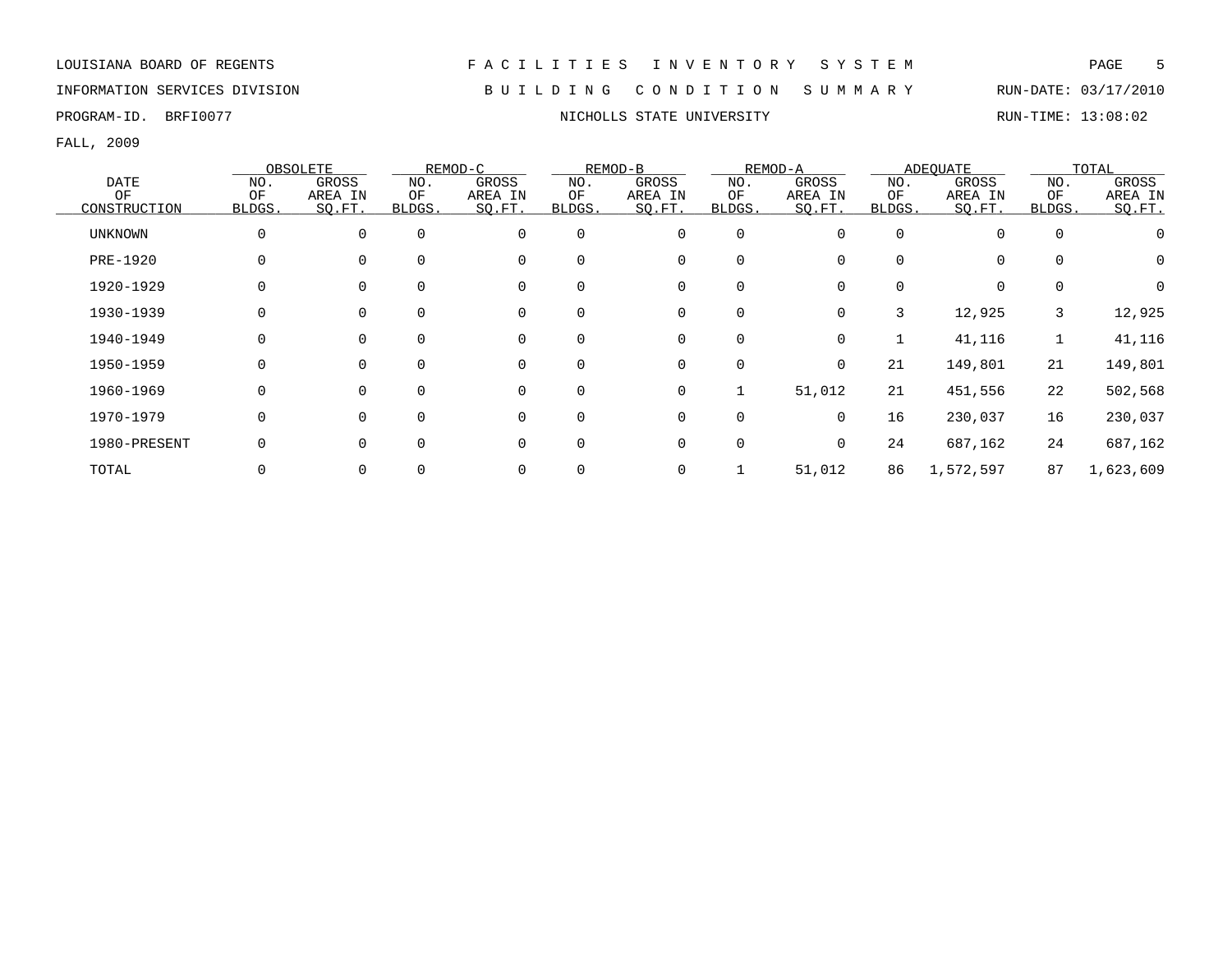LOUISIANA BOARD OF REGENTS — FACILITIES INVENTORY SYSTEM

INFORMATION SERVICES DIVISION — BUILDING CONDITION SUMMARY — RUN-DATE: 03/17/2010

PROGRAM-ID. BRFI0077 — NICHOLLS STATE UNIVERSITY — RUN-TIME: 13:08:02

FALL, 2009

| DATE OF CONSTRUCTION | OBSOLETE | | REMOD-C | | REMOD-B | | REMOD-A | | ADEQUATE | | TOTAL | |
|---|---|---|---|---|---|---|---|---|---|---|---|---|
| | NO. OF BLDGS. | GROSS AREA IN SQ.FT. | NO. OF BLDGS. | GROSS AREA IN SQ.FT. | NO. OF BLDGS. | GROSS AREA IN SQ.FT. | NO. OF BLDGS. | GROSS AREA IN SQ.FT. | NO. OF BLDGS. | GROSS AREA IN SQ.FT. | NO. OF BLDGS. | GROSS AREA IN SQ.FT. |
| UNKNOWN | 0 | 0 | 0 | 0 | 0 | 0 | 0 | 0 | 0 | 0 | 0 | 0 |
| PRE-1920 | 0 | 0 | 0 | 0 | 0 | 0 | 0 | 0 | 0 | 0 | 0 | 0 |
| 1920-1929 | 0 | 0 | 0 | 0 | 0 | 0 | 0 | 0 | 0 | 0 | 0 | 0 |
| 1930-1939 | 0 | 0 | 0 | 0 | 0 | 0 | 0 | 0 | 3 | 12,925 | 3 | 12,925 |
| 1940-1949 | 0 | 0 | 0 | 0 | 0 | 0 | 0 | 0 | 1 | 41,116 | 1 | 41,116 |
| 1950-1959 | 0 | 0 | 0 | 0 | 0 | 0 | 0 | 0 | 21 | 149,801 | 21 | 149,801 |
| 1960-1969 | 0 | 0 | 0 | 0 | 0 | 0 | 1 | 51,012 | 21 | 451,556 | 22 | 502,568 |
| 1970-1979 | 0 | 0 | 0 | 0 | 0 | 0 | 0 | 0 | 16 | 230,037 | 16 | 230,037 |
| 1980-PRESENT | 0 | 0 | 0 | 0 | 0 | 0 | 0 | 0 | 24 | 687,162 | 24 | 687,162 |
| TOTAL | 0 | 0 | 0 | 0 | 0 | 0 | 1 | 51,012 | 86 | 1,572,597 | 87 | 1,623,609 |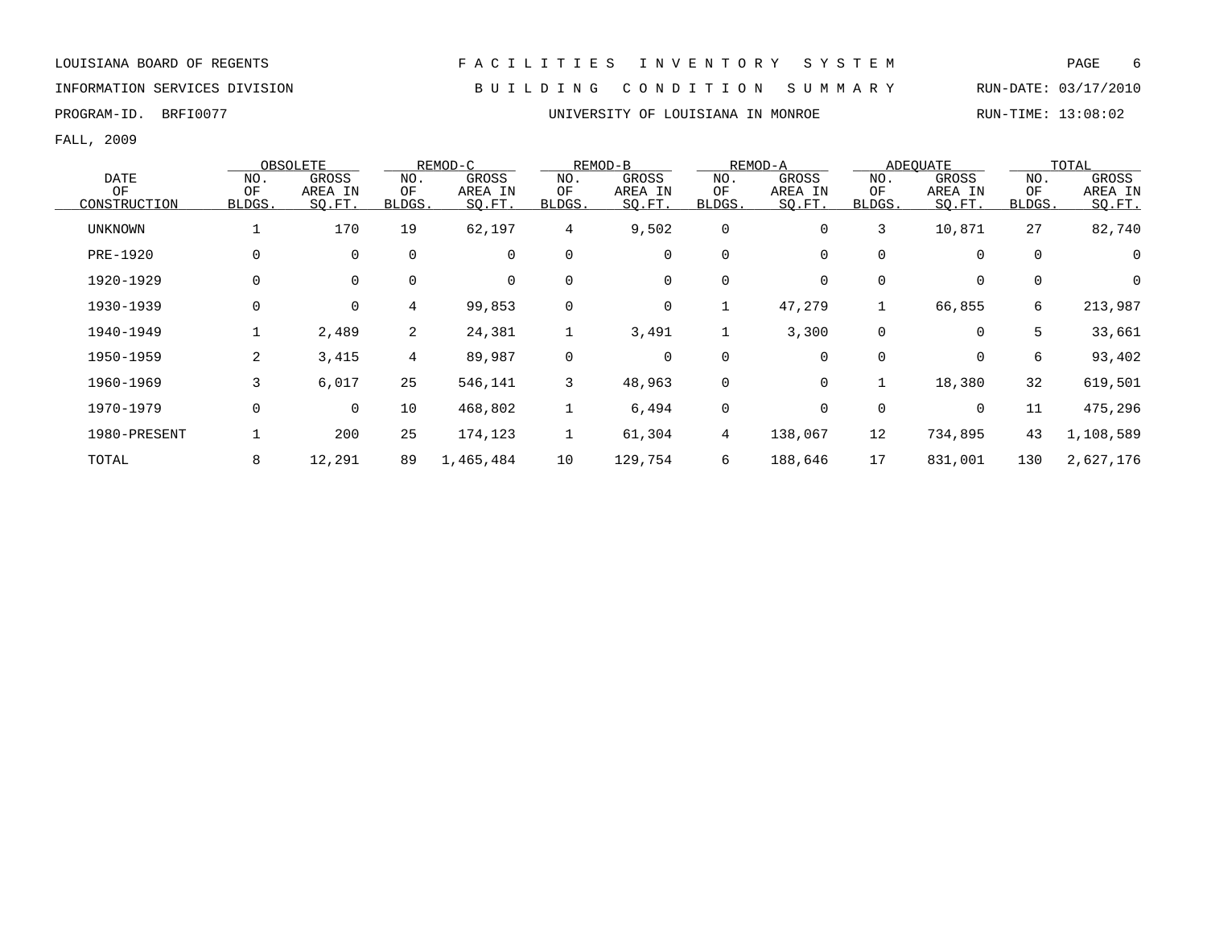LOUISIANA BOARD OF REGENTS — FACILITIES INVENTORY SYSTEM

INFORMATION SERVICES DIVISION — BUILDING CONDITION SUMMARY — RUN-DATE: 03/17/2010

PROGRAM-ID. BRFI0077 — UNIVERSITY OF LOUISIANA IN MONROE — RUN-TIME: 13:08:02

FALL, 2009

| DATE OF CONSTRUCTION | OBSOLETE | | REMOD-C | | REMOD-B | | REMOD-A | | ADEQUATE | | TOTAL | |
|---|---|---|---|---|---|---|---|---|---|---|---|---|
| | NO. OF BLDGS. | GROSS AREA IN SQ.FT. | NO. OF BLDGS. | GROSS AREA IN SQ.FT. | NO. OF BLDGS. | GROSS AREA IN SQ.FT. | NO. OF BLDGS. | GROSS AREA IN SQ.FT. | NO. OF BLDGS. | GROSS AREA IN SQ.FT. | NO. OF BLDGS. | GROSS AREA IN SQ.FT. |
| UNKNOWN | 1 | 170 | 19 | 62,197 | 4 | 9,502 | 0 | 0 | 3 | 10,871 | 27 | 82,740 |
| PRE-1920 | 0 | 0 | 0 | 0 | 0 | 0 | 0 | 0 | 0 | 0 | 0 | 0 |
| 1920-1929 | 0 | 0 | 0 | 0 | 0 | 0 | 0 | 0 | 0 | 0 | 0 | 0 |
| 1930-1939 | 0 | 0 | 4 | 99,853 | 0 | 0 | 1 | 47,279 | 1 | 66,855 | 6 | 213,987 |
| 1940-1949 | 1 | 2,489 | 2 | 24,381 | 1 | 3,491 | 1 | 3,300 | 0 | 0 | 5 | 33,661 |
| 1950-1959 | 2 | 3,415 | 4 | 89,987 | 0 | 0 | 0 | 0 | 0 | 0 | 6 | 93,402 |
| 1960-1969 | 3 | 6,017 | 25 | 546,141 | 3 | 48,963 | 0 | 0 | 1 | 18,380 | 32 | 619,501 |
| 1970-1979 | 0 | 0 | 10 | 468,802 | 1 | 6,494 | 0 | 0 | 0 | 0 | 11 | 475,296 |
| 1980-PRESENT | 1 | 200 | 25 | 174,123 | 1 | 61,304 | 4 | 138,067 | 12 | 734,895 | 43 | 1,108,589 |
| TOTAL | 8 | 12,291 | 89 | 1,465,484 | 10 | 129,754 | 6 | 188,646 | 17 | 831,001 | 130 | 2,627,176 |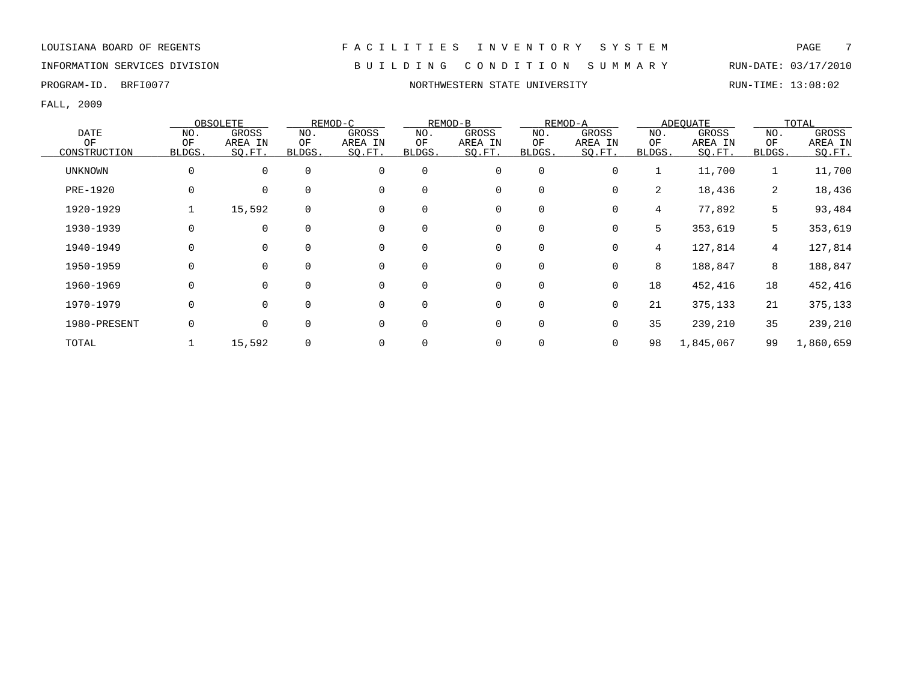LOUISIANA BOARD OF REGENTS — FACILITIES INVENTORY SYSTEM

INFORMATION SERVICES DIVISION — BUILDING CONDITION SUMMARY — RUN-DATE: 03/17/2010

PROGRAM-ID. BRFI0077 — NORTHWESTERN STATE UNIVERSITY — RUN-TIME: 13:08:02

FALL, 2009

| DATE OF CONSTRUCTION | OBSOLETE | | REMOD-C | | REMOD-B | | REMOD-A | | ADEQUATE | | TOTAL | |
|---|---|---|---|---|---|---|---|---|---|---|---|---|
| | NO. OF BLDGS. | GROSS AREA IN SQ.FT. | NO. OF BLDGS. | GROSS AREA IN SQ.FT. | NO. OF BLDGS. | GROSS AREA IN SQ.FT. | NO. OF BLDGS. | GROSS AREA IN SQ.FT. | NO. OF BLDGS. | GROSS AREA IN SQ.FT. | NO. OF BLDGS. | GROSS AREA IN SQ.FT. |
| UNKNOWN | 0 | 0 | 0 | 0 | 0 | 0 | 0 | 0 | 1 | 11,700 | 1 | 11,700 |
| PRE-1920 | 0 | 0 | 0 | 0 | 0 | 0 | 0 | 0 | 2 | 18,436 | 2 | 18,436 |
| 1920-1929 | 1 | 15,592 | 0 | 0 | 0 | 0 | 0 | 0 | 4 | 77,892 | 5 | 93,484 |
| 1930-1939 | 0 | 0 | 0 | 0 | 0 | 0 | 0 | 0 | 5 | 353,619 | 5 | 353,619 |
| 1940-1949 | 0 | 0 | 0 | 0 | 0 | 0 | 0 | 0 | 4 | 127,814 | 4 | 127,814 |
| 1950-1959 | 0 | 0 | 0 | 0 | 0 | 0 | 0 | 0 | 8 | 188,847 | 8 | 188,847 |
| 1960-1969 | 0 | 0 | 0 | 0 | 0 | 0 | 0 | 0 | 18 | 452,416 | 18 | 452,416 |
| 1970-1979 | 0 | 0 | 0 | 0 | 0 | 0 | 0 | 0 | 21 | 375,133 | 21 | 375,133 |
| 1980-PRESENT | 0 | 0 | 0 | 0 | 0 | 0 | 0 | 0 | 35 | 239,210 | 35 | 239,210 |
| TOTAL | 1 | 15,592 | 0 | 0 | 0 | 0 | 0 | 0 | 98 | 1,845,067 | 99 | 1,860,659 |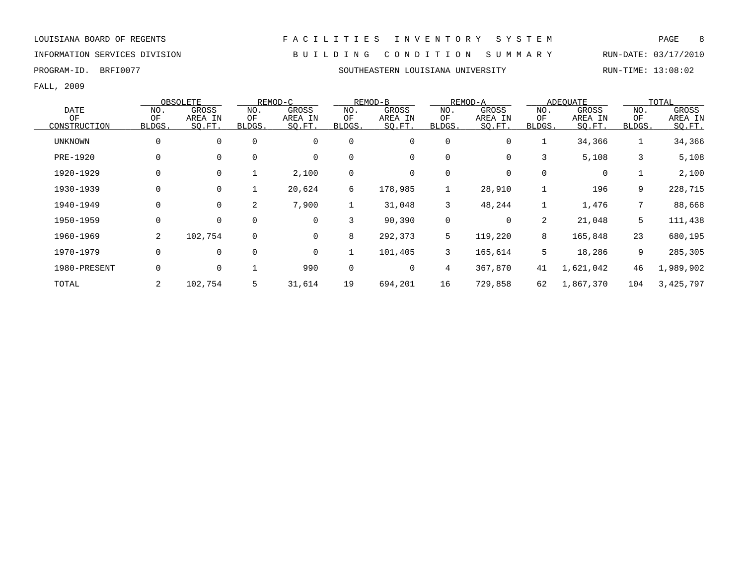LOUISIANA BOARD OF REGENTS — FACILITIES INVENTORY SYSTEM

INFORMATION SERVICES DIVISION — BUILDING CONDITION SUMMARY — RUN-DATE: 03/17/2010

PROGRAM-ID. BRFI0077 — SOUTHEASTERN LOUISIANA UNIVERSITY — RUN-TIME: 13:08:02

FALL, 2009

| DATE OF CONSTRUCTION | OBSOLETE | | REMOD-C | | REMOD-B | | REMOD-A | | ADEQUATE | | TOTAL | |
|---|---|---|---|---|---|---|---|---|---|---|---|---|
| | NO. OF BLDGS. | GROSS AREA IN SQ.FT. | NO. OF BLDGS. | GROSS AREA IN SQ.FT. | NO. OF BLDGS. | GROSS AREA IN SQ.FT. | NO. OF BLDGS. | GROSS AREA IN SQ.FT. | NO. OF BLDGS. | GROSS AREA IN SQ.FT. | NO. OF BLDGS. | GROSS AREA IN SQ.FT. |
| UNKNOWN | 0 | 0 | 0 | 0 | 0 | 0 | 0 | 0 | 1 | 34,366 | 1 | 34,366 |
| PRE-1920 | 0 | 0 | 0 | 0 | 0 | 0 | 0 | 0 | 3 | 5,108 | 3 | 5,108 |
| 1920-1929 | 0 | 0 | 1 | 2,100 | 0 | 0 | 0 | 0 | 0 | 0 | 1 | 2,100 |
| 1930-1939 | 0 | 0 | 1 | 20,624 | 6 | 178,985 | 1 | 28,910 | 1 | 196 | 9 | 228,715 |
| 1940-1949 | 0 | 0 | 2 | 7,900 | 1 | 31,048 | 3 | 48,244 | 1 | 1,476 | 7 | 88,668 |
| 1950-1959 | 0 | 0 | 0 | 0 | 3 | 90,390 | 0 | 0 | 2 | 21,048 | 5 | 111,438 |
| 1960-1969 | 2 | 102,754 | 0 | 0 | 8 | 292,373 | 5 | 119,220 | 8 | 165,848 | 23 | 680,195 |
| 1970-1979 | 0 | 0 | 0 | 0 | 1 | 101,405 | 3 | 165,614 | 5 | 18,286 | 9 | 285,305 |
| 1980-PRESENT | 0 | 0 | 1 | 990 | 0 | 0 | 4 | 367,870 | 41 | 1,621,042 | 46 | 1,989,902 |
| TOTAL | 2 | 102,754 | 5 | 31,614 | 19 | 694,201 | 16 | 729,858 | 62 | 1,867,370 | 104 | 3,425,797 |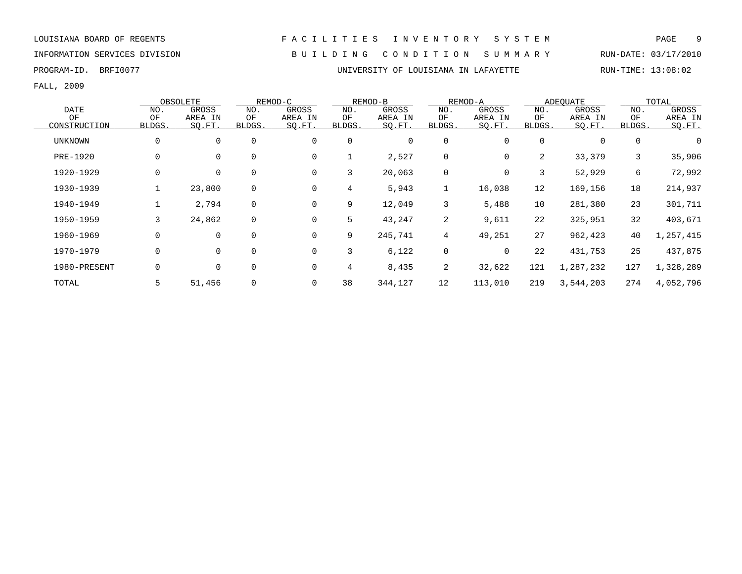LOUISIANA BOARD OF REGENTS — F A C I L I T I E S   I N V E N T O R Y   S Y S T E M

INFORMATION SERVICES DIVISION — B U I L D I N G   C O N D I T I O N   S U M M A R Y — RUN-DATE: 03/17/2010

PROGRAM-ID. BRFI0077 — UNIVERSITY OF LOUISIANA IN LAFAYETTE — RUN-TIME: 13:08:02

FALL, 2009

| DATE OF CONSTRUCTION | OBSOLETE | | REMOD-C | | REMOD-B | | REMOD-A | | ADEQUATE | | TOTAL | |
|---|---|---|---|---|---|---|---|---|---|---|---|---|
| | NO. OF BLDGS. | GROSS AREA IN SQ.FT. | NO. OF BLDGS. | GROSS AREA IN SQ.FT. | NO. OF BLDGS. | GROSS AREA IN SQ.FT. | NO. OF BLDGS. | GROSS AREA IN SQ.FT. | NO. OF BLDGS. | GROSS AREA IN SQ.FT. | NO. OF BLDGS. | GROSS AREA IN SQ.FT. |
| UNKNOWN | 0 | 0 | 0 | 0 | 0 | 0 | 0 | 0 | 0 | 0 | 0 | 0 |
| PRE-1920 | 0 | 0 | 0 | 0 | 1 | 2,527 | 0 | 0 | 2 | 33,379 | 3 | 35,906 |
| 1920-1929 | 0 | 0 | 0 | 0 | 3 | 20,063 | 0 | 0 | 3 | 52,929 | 6 | 72,992 |
| 1930-1939 | 1 | 23,800 | 0 | 0 | 4 | 5,943 | 1 | 16,038 | 12 | 169,156 | 18 | 214,937 |
| 1940-1949 | 1 | 2,794 | 0 | 0 | 9 | 12,049 | 3 | 5,488 | 10 | 281,380 | 23 | 301,711 |
| 1950-1959 | 3 | 24,862 | 0 | 0 | 5 | 43,247 | 2 | 9,611 | 22 | 325,951 | 32 | 403,671 |
| 1960-1969 | 0 | 0 | 0 | 0 | 9 | 245,741 | 4 | 49,251 | 27 | 962,423 | 40 | 1,257,415 |
| 1970-1979 | 0 | 0 | 0 | 0 | 3 | 6,122 | 0 | 0 | 22 | 431,753 | 25 | 437,875 |
| 1980-PRESENT | 0 | 0 | 0 | 0 | 4 | 8,435 | 2 | 32,622 | 121 | 1,287,232 | 127 | 1,328,289 |
| TOTAL | 5 | 51,456 | 0 | 0 | 38 | 344,127 | 12 | 113,010 | 219 | 3,544,203 | 274 | 4,052,796 |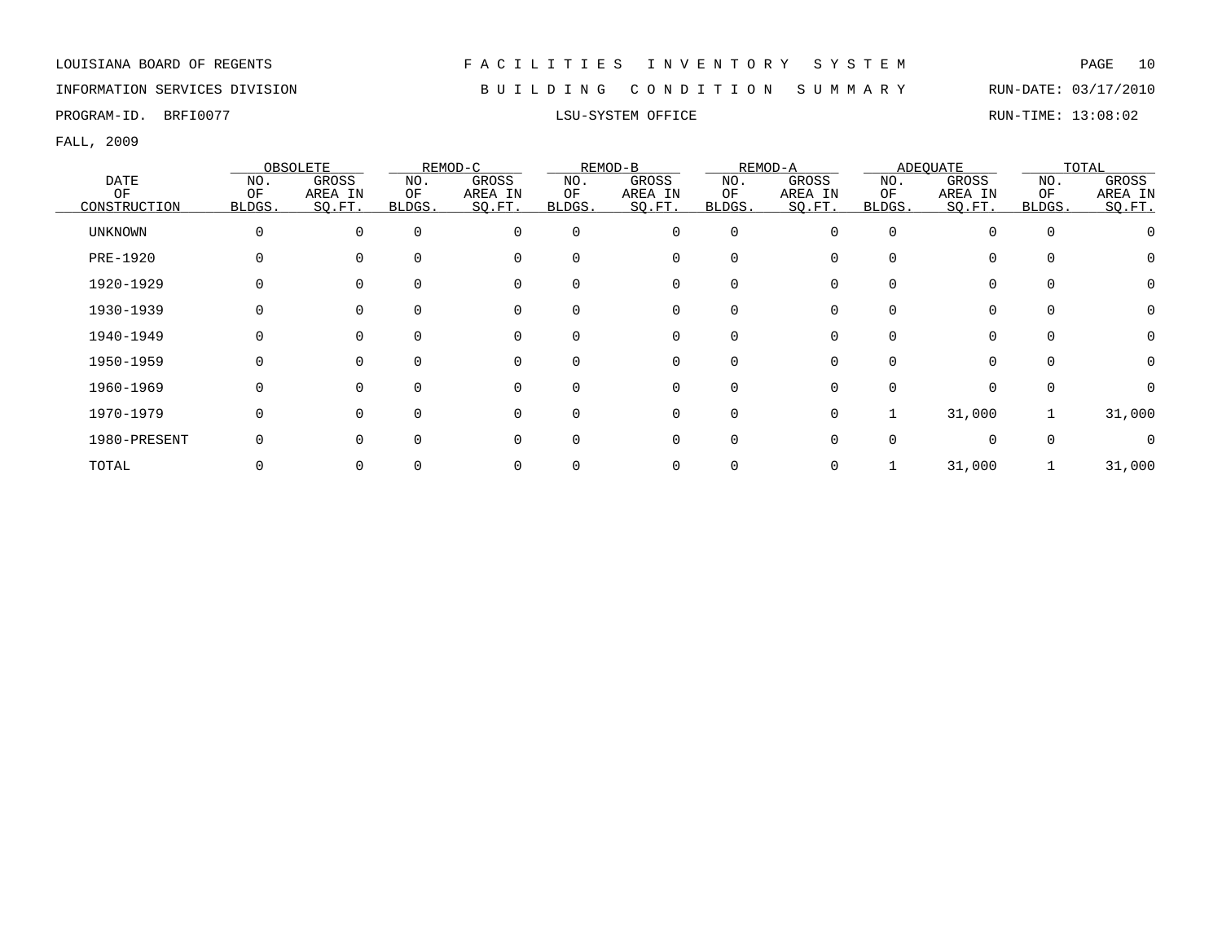LOUISIANA BOARD OF REGENTS — F A C I L I T I E S I N V E N T O R Y S Y S T E M

INFORMATION SERVICES DIVISION — B U I L D I N G C O N D I T I O N S U M M A R Y — RUN-DATE: 03/17/2010

PROGRAM-ID. BRFI0077 — LSU-SYSTEM OFFICE — RUN-TIME: 13:08:02

FALL, 2009

| DATE OF CONSTRUCTION | OBSOLETE | | REMOD-C | | REMOD-B | | REMOD-A | | ADEQUATE | | TOTAL | |
|---|---|---|---|---|---|---|---|---|---|---|---|---|
| | NO. OF BLDGS. | GROSS AREA IN SQ.FT. | NO. OF BLDGS. | GROSS AREA IN SQ.FT. | NO. OF BLDGS. | GROSS AREA IN SQ.FT. | NO. OF BLDGS. | GROSS AREA IN SQ.FT. | NO. OF BLDGS. | GROSS AREA IN SQ.FT. | NO. OF BLDGS. | GROSS AREA IN SQ.FT. |
| UNKNOWN | 0 | 0 | 0 | 0 | 0 | 0 | 0 | 0 | 0 | 0 | 0 | 0 |
| PRE-1920 | 0 | 0 | 0 | 0 | 0 | 0 | 0 | 0 | 0 | 0 | 0 | 0 |
| 1920-1929 | 0 | 0 | 0 | 0 | 0 | 0 | 0 | 0 | 0 | 0 | 0 | 0 |
| 1930-1939 | 0 | 0 | 0 | 0 | 0 | 0 | 0 | 0 | 0 | 0 | 0 | 0 |
| 1940-1949 | 0 | 0 | 0 | 0 | 0 | 0 | 0 | 0 | 0 | 0 | 0 | 0 |
| 1950-1959 | 0 | 0 | 0 | 0 | 0 | 0 | 0 | 0 | 0 | 0 | 0 | 0 |
| 1960-1969 | 0 | 0 | 0 | 0 | 0 | 0 | 0 | 0 | 0 | 0 | 0 | 0 |
| 1970-1979 | 0 | 0 | 0 | 0 | 0 | 0 | 0 | 0 | 1 | 31,000 | 1 | 31,000 |
| 1980-PRESENT | 0 | 0 | 0 | 0 | 0 | 0 | 0 | 0 | 0 | 0 | 0 | 0 |
| TOTAL | 0 | 0 | 0 | 0 | 0 | 0 | 0 | 0 | 1 | 31,000 | 1 | 31,000 |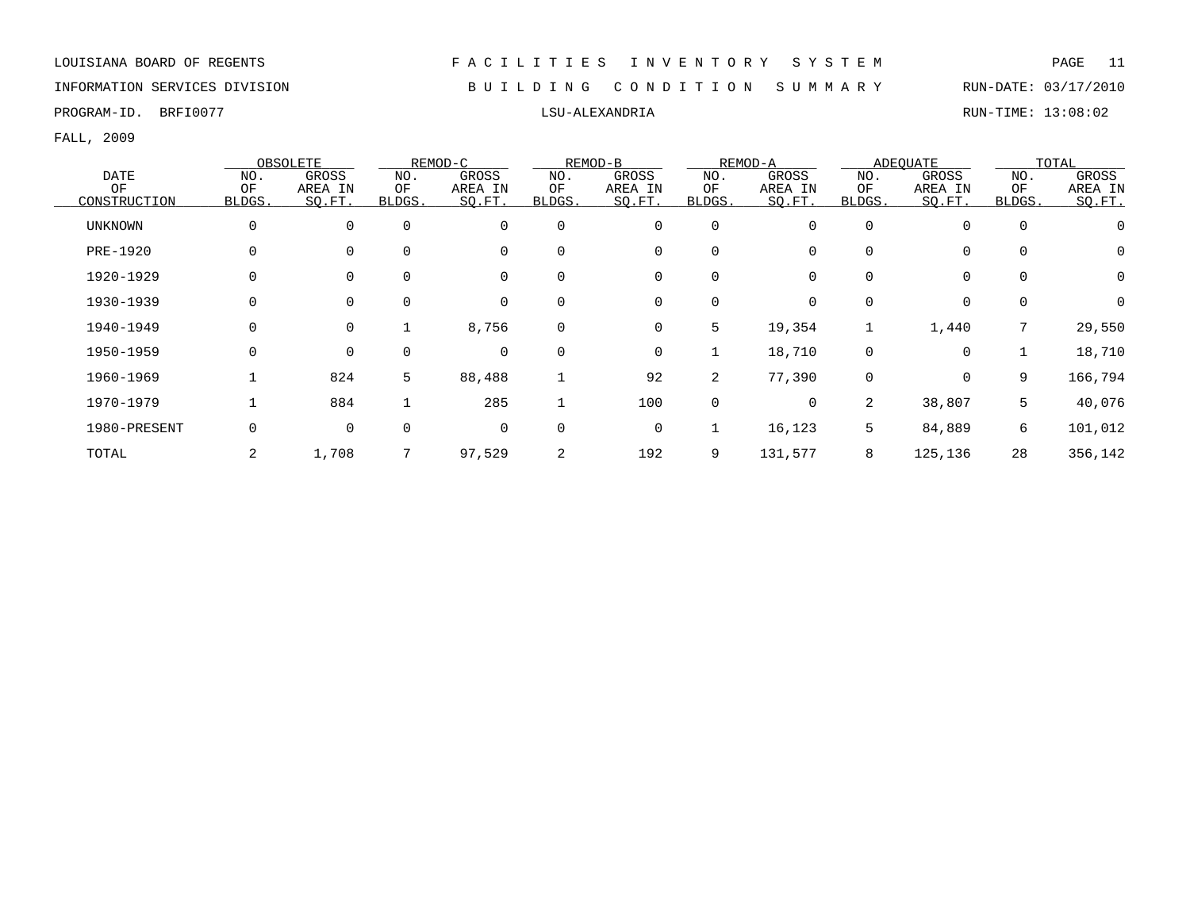LOUISIANA BOARD OF REGENTS — FACILITIES INVENTORY SYSTEM

INFORMATION SERVICES DIVISION — BUILDING CONDITION SUMMARY — RUN-DATE: 03/17/2010

PROGRAM-ID. BRFI0077 — LSU-ALEXANDRIA — RUN-TIME: 13:08:02

FALL, 2009

| DATE OF CONSTRUCTION | OBSOLETE | | REMOD-C | | REMOD-B | | REMOD-A | | ADEQUATE | | TOTAL | |
|---|---|---|---|---|---|---|---|---|---|---|---|---|
| | NO. OF BLDGS. | GROSS AREA IN SQ.FT. | NO. OF BLDGS. | GROSS AREA IN SQ.FT. | NO. OF BLDGS. | GROSS AREA IN SQ.FT. | NO. OF BLDGS. | GROSS AREA IN SQ.FT. | NO. OF BLDGS. | GROSS AREA IN SQ.FT. | NO. OF BLDGS. | GROSS AREA IN SQ.FT. |
| UNKNOWN | 0 | 0 | 0 | 0 | 0 | 0 | 0 | 0 | 0 | 0 | 0 | 0 |
| PRE-1920 | 0 | 0 | 0 | 0 | 0 | 0 | 0 | 0 | 0 | 0 | 0 | 0 |
| 1920-1929 | 0 | 0 | 0 | 0 | 0 | 0 | 0 | 0 | 0 | 0 | 0 | 0 |
| 1930-1939 | 0 | 0 | 0 | 0 | 0 | 0 | 0 | 0 | 0 | 0 | 0 | 0 |
| 1940-1949 | 0 | 0 | 1 | 8,756 | 0 | 0 | 5 | 19,354 | 1 | 1,440 | 7 | 29,550 |
| 1950-1959 | 0 | 0 | 0 | 0 | 0 | 0 | 1 | 18,710 | 0 | 0 | 1 | 18,710 |
| 1960-1969 | 1 | 824 | 5 | 88,488 | 1 | 92 | 2 | 77,390 | 0 | 0 | 9 | 166,794 |
| 1970-1979 | 1 | 884 | 1 | 285 | 1 | 100 | 0 | 0 | 2 | 38,807 | 5 | 40,076 |
| 1980-PRESENT | 0 | 0 | 0 | 0 | 0 | 0 | 1 | 16,123 | 5 | 84,889 | 6 | 101,012 |
| TOTAL | 2 | 1,708 | 7 | 97,529 | 2 | 192 | 9 | 131,577 | 8 | 125,136 | 28 | 356,142 |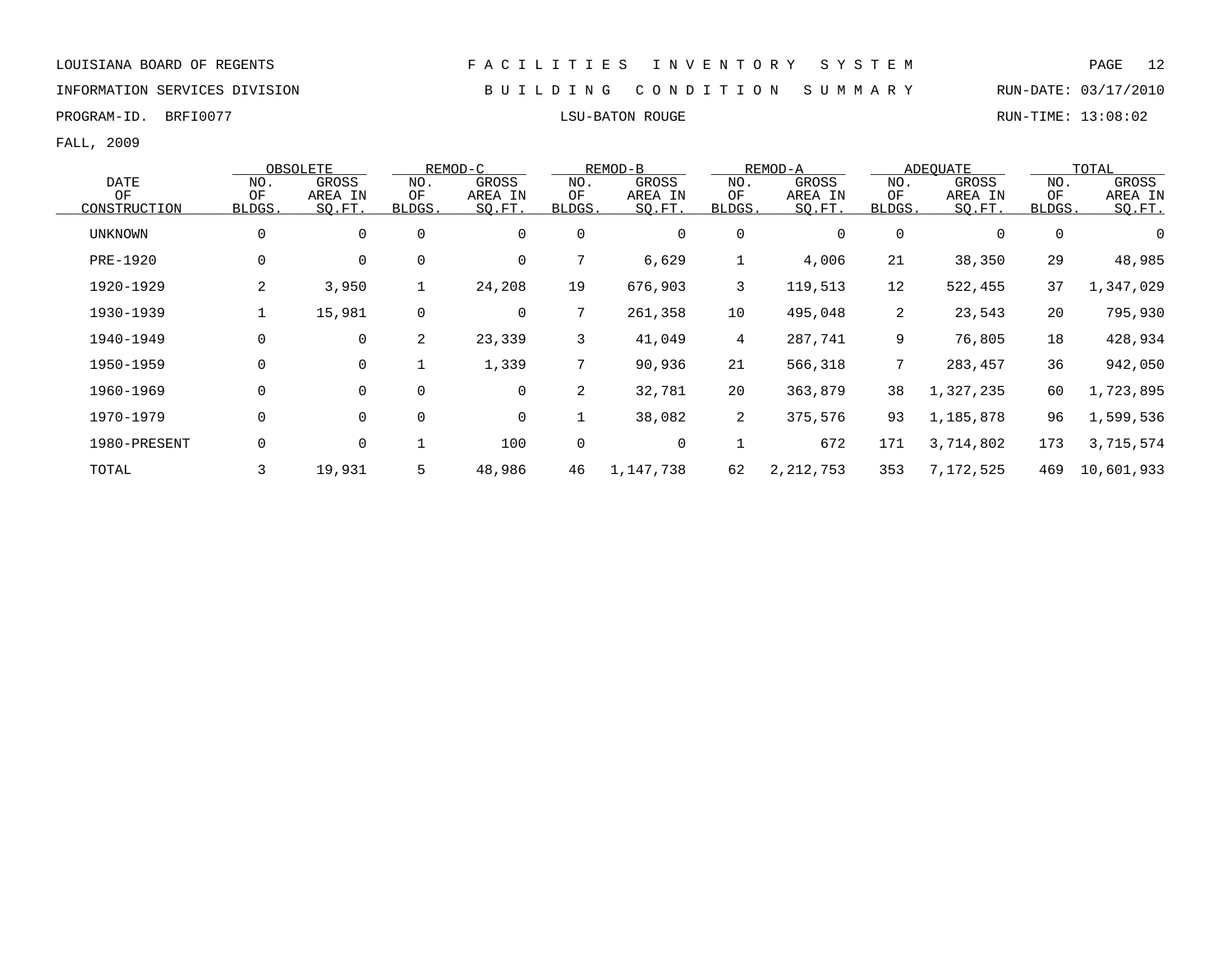LOUISIANA BOARD OF REGENTS

INFORMATION SERVICES DIVISION

PROGRAM-ID. BRFI0077

# FACILITIES INVENTORY SYSTEM

## BUILDING CONDITION SUMMARY

LSU-BATON ROUGE

RUN-DATE: 03/17/2010

RUN-TIME: 13:08:02

FALL, 2009

| DATE OF CONSTRUCTION | OBSOLETE | | REMOD-C | | REMOD-B | | REMOD-A | | ADEQUATE | | TOTAL | |
|---|---|---|---|---|---|---|---|---|---|---|---|---|
| | NO. OF BLDGS. | GROSS AREA IN SQ.FT. | NO. OF BLDGS. | GROSS AREA IN SQ.FT. | NO. OF BLDGS. | GROSS AREA IN SQ.FT. | NO. OF BLDGS. | GROSS AREA IN SQ.FT. | NO. OF BLDGS. | GROSS AREA IN SQ.FT. | NO. OF BLDGS. | GROSS AREA IN SQ.FT. |
| UNKNOWN | 0 | 0 | 0 | 0 | 0 | 0 | 0 | 0 | 0 | 0 | 0 | 0 |
| PRE-1920 | 0 | 0 | 0 | 0 | 7 | 6,629 | 1 | 4,006 | 21 | 38,350 | 29 | 48,985 |
| 1920-1929 | 2 | 3,950 | 1 | 24,208 | 19 | 676,903 | 3 | 119,513 | 12 | 522,455 | 37 | 1,347,029 |
| 1930-1939 | 1 | 15,981 | 0 | 0 | 7 | 261,358 | 10 | 495,048 | 2 | 23,543 | 20 | 795,930 |
| 1940-1949 | 0 | 0 | 2 | 23,339 | 3 | 41,049 | 4 | 287,741 | 9 | 76,805 | 18 | 428,934 |
| 1950-1959 | 0 | 0 | 1 | 1,339 | 7 | 90,936 | 21 | 566,318 | 7 | 283,457 | 36 | 942,050 |
| 1960-1969 | 0 | 0 | 0 | 0 | 2 | 32,781 | 20 | 363,879 | 38 | 1,327,235 | 60 | 1,723,895 |
| 1970-1979 | 0 | 0 | 0 | 0 | 1 | 38,082 | 2 | 375,576 | 93 | 1,185,878 | 96 | 1,599,536 |
| 1980-PRESENT | 0 | 0 | 1 | 100 | 0 | 0 | 1 | 672 | 171 | 3,714,802 | 173 | 3,715,574 |
| TOTAL | 3 | 19,931 | 5 | 48,986 | 46 | 1,147,738 | 62 | 2,212,753 | 353 | 7,172,525 | 469 | 10,601,933 |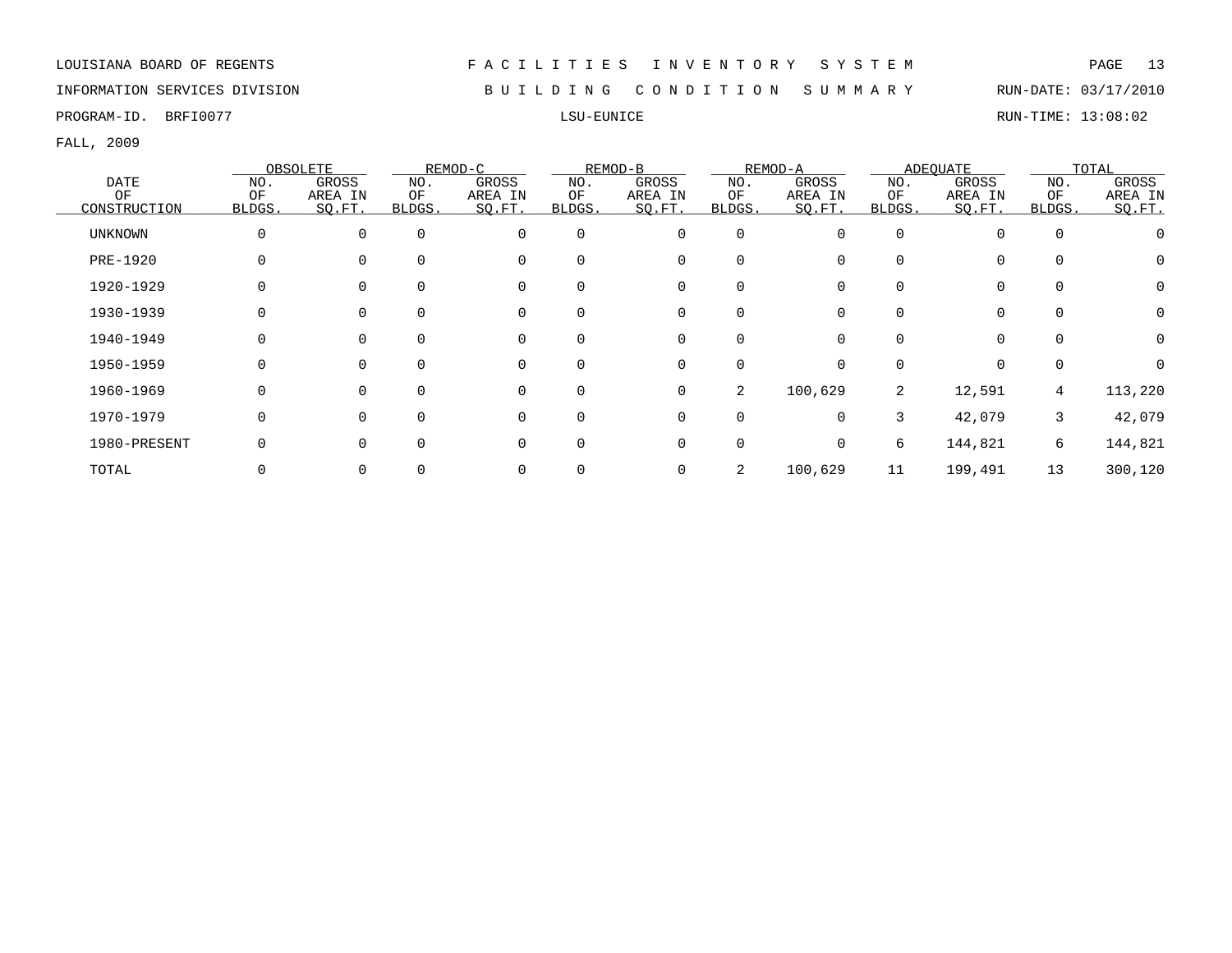LOUISIANA BOARD OF REGENTS — FACILITIES INVENTORY SYSTEM

INFORMATION SERVICES DIVISION — BUILDING CONDITION SUMMARY — RUN-DATE: 03/17/2010

PROGRAM-ID. BRFI0077 — LSU-EUNICE — RUN-TIME: 13:08:02

FALL, 2009

| DATE OF CONSTRUCTION | OBSOLETE | | REMOD-C | | REMOD-B | | REMOD-A | | ADEQUATE | | TOTAL | |
|---|---|---|---|---|---|---|---|---|---|---|---|---|
| | NO. OF BLDGS. | GROSS AREA IN SQ.FT. | NO. OF BLDGS. | GROSS AREA IN SQ.FT. | NO. OF BLDGS. | GROSS AREA IN SQ.FT. | NO. OF BLDGS. | GROSS AREA IN SQ.FT. | NO. OF BLDGS. | GROSS AREA IN SQ.FT. | NO. OF BLDGS. | GROSS AREA IN SQ.FT. |
| UNKNOWN | 0 | 0 | 0 | 0 | 0 | 0 | 0 | 0 | 0 | 0 | 0 | 0 |
| PRE-1920 | 0 | 0 | 0 | 0 | 0 | 0 | 0 | 0 | 0 | 0 | 0 | 0 |
| 1920-1929 | 0 | 0 | 0 | 0 | 0 | 0 | 0 | 0 | 0 | 0 | 0 | 0 |
| 1930-1939 | 0 | 0 | 0 | 0 | 0 | 0 | 0 | 0 | 0 | 0 | 0 | 0 |
| 1940-1949 | 0 | 0 | 0 | 0 | 0 | 0 | 0 | 0 | 0 | 0 | 0 | 0 |
| 1950-1959 | 0 | 0 | 0 | 0 | 0 | 0 | 0 | 0 | 0 | 0 | 0 | 0 |
| 1960-1969 | 0 | 0 | 0 | 0 | 0 | 0 | 2 | 100,629 | 2 | 12,591 | 4 | 113,220 |
| 1970-1979 | 0 | 0 | 0 | 0 | 0 | 0 | 0 | 0 | 3 | 42,079 | 3 | 42,079 |
| 1980-PRESENT | 0 | 0 | 0 | 0 | 0 | 0 | 0 | 0 | 6 | 144,821 | 6 | 144,821 |
| TOTAL | 0 | 0 | 0 | 0 | 0 | 0 | 2 | 100,629 | 11 | 199,491 | 13 | 300,120 |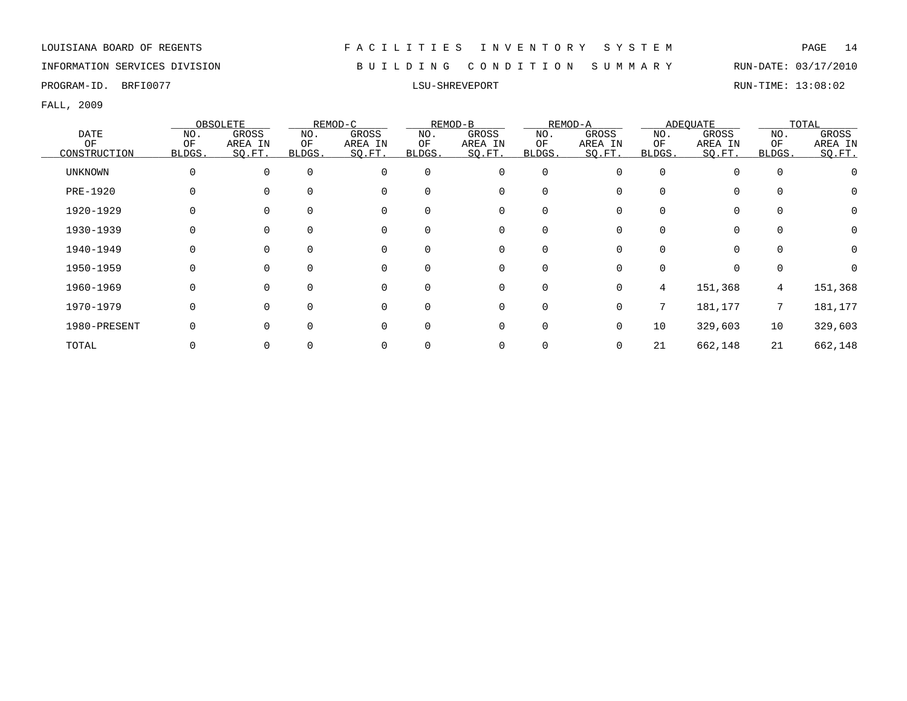LOUISIANA BOARD OF REGENTS

INFORMATION SERVICES DIVISION

PROGRAM-ID. BRFI0077

# FACILITIES INVENTORY SYSTEM

## BUILDING CONDITION SUMMARY

### LSU-SHREVEPORT

RUN-DATE: 03/17/2010

RUN-TIME: 13:08:02

FALL, 2009

| DATE OF CONSTRUCTION | OBSOLETE | | REMOD-C | | REMOD-B | | REMOD-A | | ADEQUATE | | TOTAL | |
|---|---|---|---|---|---|---|---|---|---|---|---|---|
| | NO. OF BLDGS. | GROSS AREA IN SQ.FT. | NO. OF BLDGS. | GROSS AREA IN SQ.FT. | NO. OF BLDGS. | GROSS AREA IN SQ.FT. | NO. OF BLDGS. | GROSS AREA IN SQ.FT. | NO. OF BLDGS. | GROSS AREA IN SQ.FT. | NO. OF BLDGS. | GROSS AREA IN SQ.FT. |
| UNKNOWN | 0 | 0 | 0 | 0 | 0 | 0 | 0 | 0 | 0 | 0 | 0 | 0 |
| PRE-1920 | 0 | 0 | 0 | 0 | 0 | 0 | 0 | 0 | 0 | 0 | 0 | 0 |
| 1920-1929 | 0 | 0 | 0 | 0 | 0 | 0 | 0 | 0 | 0 | 0 | 0 | 0 |
| 1930-1939 | 0 | 0 | 0 | 0 | 0 | 0 | 0 | 0 | 0 | 0 | 0 | 0 |
| 1940-1949 | 0 | 0 | 0 | 0 | 0 | 0 | 0 | 0 | 0 | 0 | 0 | 0 |
| 1950-1959 | 0 | 0 | 0 | 0 | 0 | 0 | 0 | 0 | 0 | 0 | 0 | 0 |
| 1960-1969 | 0 | 0 | 0 | 0 | 0 | 0 | 0 | 0 | 4 | 151,368 | 4 | 151,368 |
| 1970-1979 | 0 | 0 | 0 | 0 | 0 | 0 | 0 | 0 | 7 | 181,177 | 7 | 181,177 |
| 1980-PRESENT | 0 | 0 | 0 | 0 | 0 | 0 | 0 | 0 | 10 | 329,603 | 10 | 329,603 |
| TOTAL | 0 | 0 | 0 | 0 | 0 | 0 | 0 | 0 | 21 | 662,148 | 21 | 662,148 |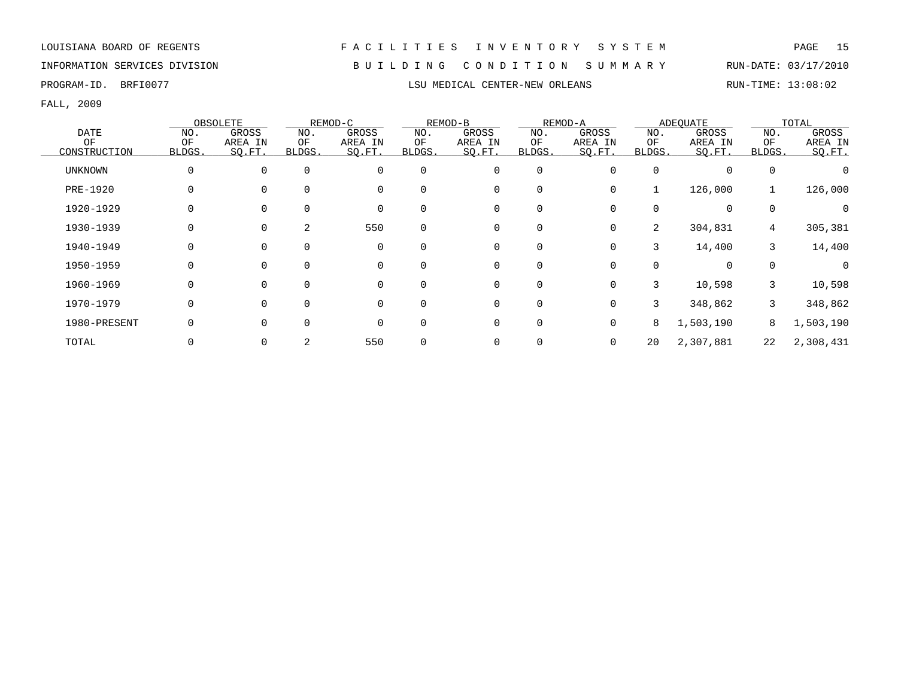LOUISIANA BOARD OF REGENTS — FACILITIES INVENTORY SYSTEM

INFORMATION SERVICES DIVISION — BUILDING CONDITION SUMMARY — RUN-DATE: 03/17/2010

PROGRAM-ID. BRFI0077 — LSU MEDICAL CENTER-NEW ORLEANS — RUN-TIME: 13:08:02

FALL, 2009

| DATE OF CONSTRUCTION | OBSOLETE | | REMOD-C | | REMOD-B | | REMOD-A | | ADEQUATE | | TOTAL | |
|---|---|---|---|---|---|---|---|---|---|---|---|---|
| | NO. OF BLDGS. | GROSS AREA IN SQ.FT. | NO. OF BLDGS. | GROSS AREA IN SQ.FT. | NO. OF BLDGS. | GROSS AREA IN SQ.FT. | NO. OF BLDGS. | GROSS AREA IN SQ.FT. | NO. OF BLDGS. | GROSS AREA IN SQ.FT. | NO. OF BLDGS. | GROSS AREA IN SQ.FT. |
| UNKNOWN | 0 | 0 | 0 | 0 | 0 | 0 | 0 | 0 | 0 | 0 | 0 | 0 |
| PRE-1920 | 0 | 0 | 0 | 0 | 0 | 0 | 0 | 0 | 1 | 126,000 | 1 | 126,000 |
| 1920-1929 | 0 | 0 | 0 | 0 | 0 | 0 | 0 | 0 | 0 | 0 | 0 | 0 |
| 1930-1939 | 0 | 0 | 2 | 550 | 0 | 0 | 0 | 0 | 2 | 304,831 | 4 | 305,381 |
| 1940-1949 | 0 | 0 | 0 | 0 | 0 | 0 | 0 | 0 | 3 | 14,400 | 3 | 14,400 |
| 1950-1959 | 0 | 0 | 0 | 0 | 0 | 0 | 0 | 0 | 0 | 0 | 0 | 0 |
| 1960-1969 | 0 | 0 | 0 | 0 | 0 | 0 | 0 | 0 | 3 | 10,598 | 3 | 10,598 |
| 1970-1979 | 0 | 0 | 0 | 0 | 0 | 0 | 0 | 0 | 3 | 348,862 | 3 | 348,862 |
| 1980-PRESENT | 0 | 0 | 0 | 0 | 0 | 0 | 0 | 0 | 8 | 1,503,190 | 8 | 1,503,190 |
| TOTAL | 0 | 0 | 2 | 550 | 0 | 0 | 0 | 0 | 20 | 2,307,881 | 22 | 2,308,431 |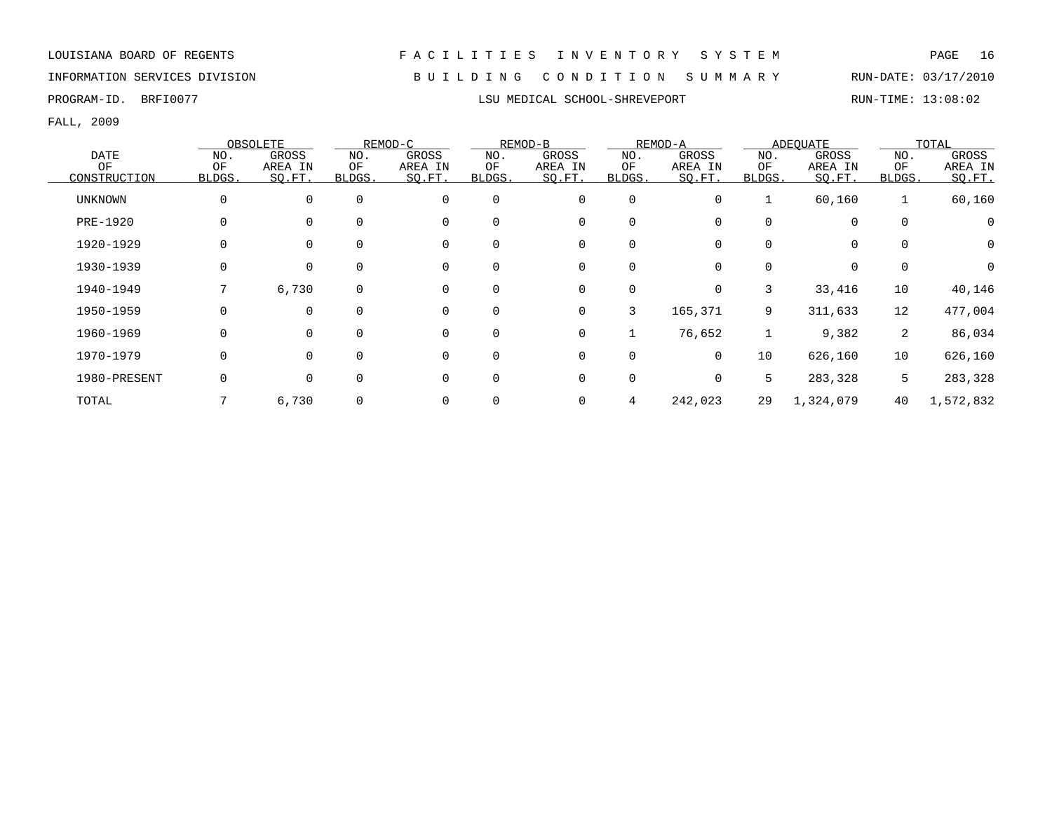LOUISIANA BOARD OF REGENTS

INFORMATION SERVICES DIVISION

PROGRAM-ID. BRFI0077

# F A C I L I T I E S   I N V E N T O R Y   S Y S T E M

## B U I L D I N G   C O N D I T I O N   S U M M A R Y

RUN-DATE: 03/17/2010

RUN-TIME: 13:08:02

### LSU MEDICAL SCHOOL-SHREVEPORT

FALL, 2009

| DATE OF CONSTRUCTION | OBSOLETE NO. OF BLDGS. | OBSOLETE GROSS AREA IN SQ.FT. | REMOD-C NO. OF BLDGS. | REMOD-C GROSS AREA IN SQ.FT. | REMOD-B NO. OF BLDGS. | REMOD-B GROSS AREA IN SQ.FT. | REMOD-A NO. OF BLDGS. | REMOD-A GROSS AREA IN SQ.FT. | ADEQUATE NO. OF BLDGS. | ADEQUATE GROSS AREA IN SQ.FT. | TOTAL NO. OF BLDGS. | TOTAL GROSS AREA IN SQ.FT. |
|---|---|---|---|---|---|---|---|---|---|---|---|---|
| UNKNOWN | 0 | 0 | 0 | 0 | 0 | 0 | 0 | 0 | 1 | 60,160 | 1 | 60,160 |
| PRE-1920 | 0 | 0 | 0 | 0 | 0 | 0 | 0 | 0 | 0 | 0 | 0 | 0 |
| 1920-1929 | 0 | 0 | 0 | 0 | 0 | 0 | 0 | 0 | 0 | 0 | 0 | 0 |
| 1930-1939 | 0 | 0 | 0 | 0 | 0 | 0 | 0 | 0 | 0 | 0 | 0 | 0 |
| 1940-1949 | 7 | 6,730 | 0 | 0 | 0 | 0 | 0 | 0 | 3 | 33,416 | 10 | 40,146 |
| 1950-1959 | 0 | 0 | 0 | 0 | 0 | 0 | 3 | 165,371 | 9 | 311,633 | 12 | 477,004 |
| 1960-1969 | 0 | 0 | 0 | 0 | 0 | 0 | 1 | 76,652 | 1 | 9,382 | 2 | 86,034 |
| 1970-1979 | 0 | 0 | 0 | 0 | 0 | 0 | 0 | 0 | 10 | 626,160 | 10 | 626,160 |
| 1980-PRESENT | 0 | 0 | 0 | 0 | 0 | 0 | 0 | 0 | 5 | 283,328 | 5 | 283,328 |
| TOTAL | 7 | 6,730 | 0 | 0 | 0 | 0 | 4 | 242,023 | 29 | 1,324,079 | 40 | 1,572,832 |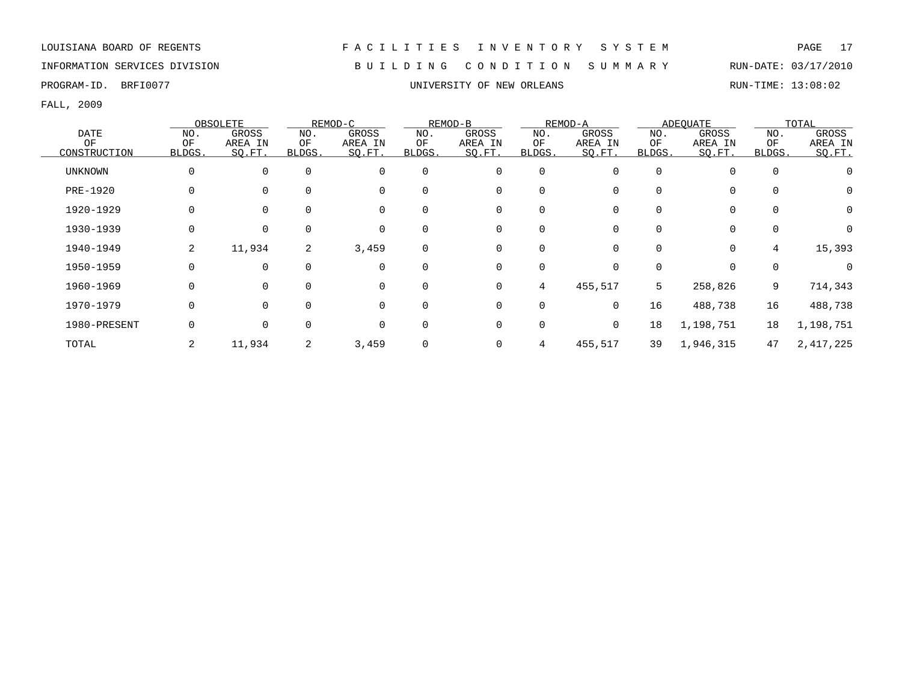LOUISIANA BOARD OF REGENTS

INFORMATION SERVICES DIVISION

PROGRAM-ID. BRFI0077

# FACILITIES INVENTORY SYSTEM

## BUILDING CONDITION SUMMARY

### UNIVERSITY OF NEW ORLEANS

RUN-DATE: 03/17/2010

RUN-TIME: 13:08:02

FALL, 2009

| DATE OF CONSTRUCTION | OBSOLETE | | REMOD-C | | REMOD-B | | REMOD-A | | ADEQUATE | | TOTAL | |
|---|---|---|---|---|---|---|---|---|---|---|---|---|
| | NO. OF BLDGS. | GROSS AREA IN SQ.FT. | NO. OF BLDGS. | GROSS AREA IN SQ.FT. | NO. OF BLDGS. | GROSS AREA IN SQ.FT. | NO. OF BLDGS. | GROSS AREA IN SQ.FT. | NO. OF BLDGS. | GROSS AREA IN SQ.FT. | NO. OF BLDGS. | GROSS AREA IN SQ.FT. |
| UNKNOWN | 0 | 0 | 0 | 0 | 0 | 0 | 0 | 0 | 0 | 0 | 0 | 0 |
| PRE-1920 | 0 | 0 | 0 | 0 | 0 | 0 | 0 | 0 | 0 | 0 | 0 | 0 |
| 1920-1929 | 0 | 0 | 0 | 0 | 0 | 0 | 0 | 0 | 0 | 0 | 0 | 0 |
| 1930-1939 | 0 | 0 | 0 | 0 | 0 | 0 | 0 | 0 | 0 | 0 | 0 | 0 |
| 1940-1949 | 2 | 11,934 | 2 | 3,459 | 0 | 0 | 0 | 0 | 0 | 0 | 4 | 15,393 |
| 1950-1959 | 0 | 0 | 0 | 0 | 0 | 0 | 0 | 0 | 0 | 0 | 0 | 0 |
| 1960-1969 | 0 | 0 | 0 | 0 | 0 | 0 | 4 | 455,517 | 5 | 258,826 | 9 | 714,343 |
| 1970-1979 | 0 | 0 | 0 | 0 | 0 | 0 | 0 | 0 | 16 | 488,738 | 16 | 488,738 |
| 1980-PRESENT | 0 | 0 | 0 | 0 | 0 | 0 | 0 | 0 | 18 | 1,198,751 | 18 | 1,198,751 |
| TOTAL | 2 | 11,934 | 2 | 3,459 | 0 | 0 | 4 | 455,517 | 39 | 1,946,315 | 47 | 2,417,225 |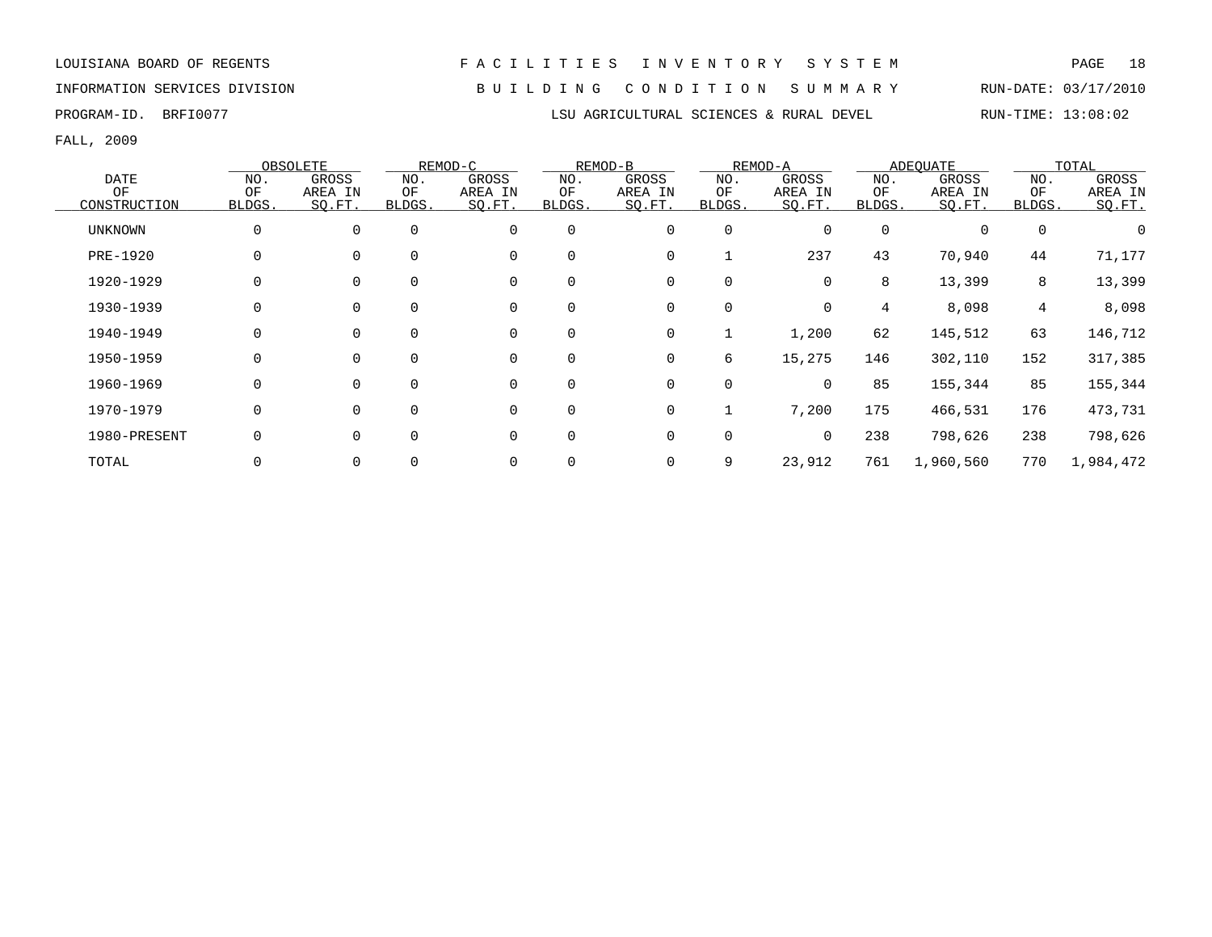LOUISIANA BOARD OF REGENTS — FACILITIES INVENTORY SYSTEM

INFORMATION SERVICES DIVISION — BUILDING CONDITION SUMMARY — RUN-DATE: 03/17/2010

PROGRAM-ID. BRFI0077 — LSU AGRICULTURAL SCIENCES & RURAL DEVEL — RUN-TIME: 13:08:02

FALL, 2009

| DATE OF CONSTRUCTION | OBSOLETE | | REMOD-C | | REMOD-B | | REMOD-A | | ADEQUATE | | TOTAL | |
|---|---|---|---|---|---|---|---|---|---|---|---|---|
| | NO. OF BLDGS. | GROSS AREA IN SQ.FT. | NO. OF BLDGS. | GROSS AREA IN SQ.FT. | NO. OF BLDGS. | GROSS AREA IN SQ.FT. | NO. OF BLDGS. | GROSS AREA IN SQ.FT. | NO. OF BLDGS. | GROSS AREA IN SQ.FT. | NO. OF BLDGS. | GROSS AREA IN SQ.FT. |
| UNKNOWN | 0 | 0 | 0 | 0 | 0 | 0 | 0 | 0 | 0 | 0 | 0 | 0 |
| PRE-1920 | 0 | 0 | 0 | 0 | 0 | 0 | 1 | 237 | 43 | 70,940 | 44 | 71,177 |
| 1920-1929 | 0 | 0 | 0 | 0 | 0 | 0 | 0 | 0 | 8 | 13,399 | 8 | 13,399 |
| 1930-1939 | 0 | 0 | 0 | 0 | 0 | 0 | 0 | 0 | 4 | 8,098 | 4 | 8,098 |
| 1940-1949 | 0 | 0 | 0 | 0 | 0 | 0 | 1 | 1,200 | 62 | 145,512 | 63 | 146,712 |
| 1950-1959 | 0 | 0 | 0 | 0 | 0 | 0 | 6 | 15,275 | 146 | 302,110 | 152 | 317,385 |
| 1960-1969 | 0 | 0 | 0 | 0 | 0 | 0 | 0 | 0 | 85 | 155,344 | 85 | 155,344 |
| 1970-1979 | 0 | 0 | 0 | 0 | 0 | 0 | 1 | 7,200 | 175 | 466,531 | 176 | 473,731 |
| 1980-PRESENT | 0 | 0 | 0 | 0 | 0 | 0 | 0 | 0 | 238 | 798,626 | 238 | 798,626 |
| TOTAL | 0 | 0 | 0 | 0 | 0 | 0 | 9 | 23,912 | 761 | 1,960,560 | 770 | 1,984,472 |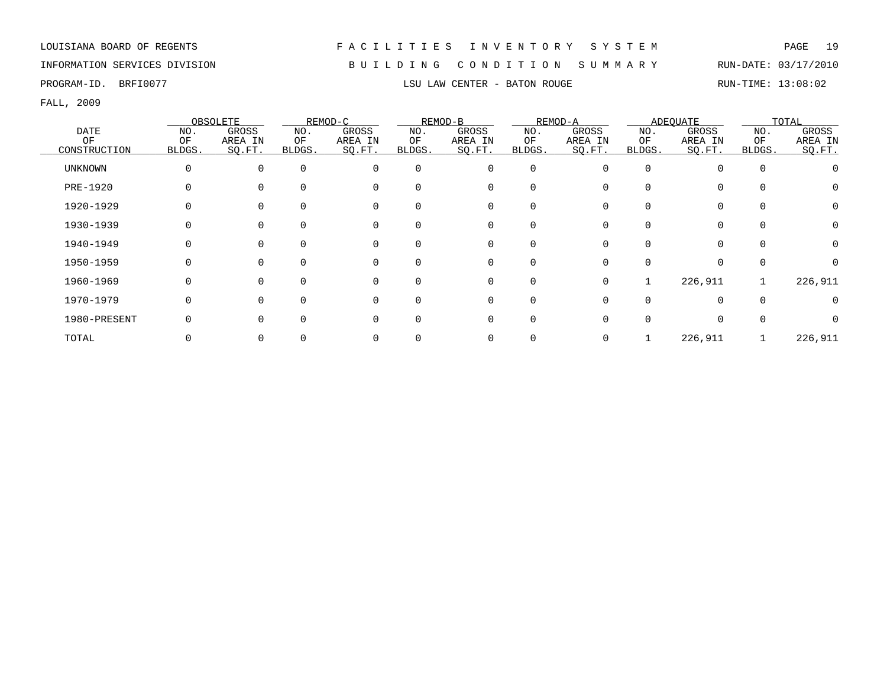LOUISIANA BOARD OF REGENTS — FACILITIES INVENTORY SYSTEM

INFORMATION SERVICES DIVISION — BUILDING CONDITION SUMMARY — RUN-DATE: 03/17/2010

PROGRAM-ID. BRFI0077 — LSU LAW CENTER - BATON ROUGE — RUN-TIME: 13:08:02

FALL, 2009

| DATE OF CONSTRUCTION | OBSOLETE | | REMOD-C | | REMOD-B | | REMOD-A | | ADEQUATE | | TOTAL | |
|---|---|---|---|---|---|---|---|---|---|---|---|---|
| | NO. OF BLDGS. | GROSS AREA IN SQ.FT. | NO. OF BLDGS. | GROSS AREA IN SQ.FT. | NO. OF BLDGS. | GROSS AREA IN SQ.FT. | NO. OF BLDGS. | GROSS AREA IN SQ.FT. | NO. OF BLDGS. | GROSS AREA IN SQ.FT. | NO. OF BLDGS. | GROSS AREA IN SQ.FT. |
| UNKNOWN | 0 | 0 | 0 | 0 | 0 | 0 | 0 | 0 | 0 | 0 | 0 | 0 |
| PRE-1920 | 0 | 0 | 0 | 0 | 0 | 0 | 0 | 0 | 0 | 0 | 0 | 0 |
| 1920-1929 | 0 | 0 | 0 | 0 | 0 | 0 | 0 | 0 | 0 | 0 | 0 | 0 |
| 1930-1939 | 0 | 0 | 0 | 0 | 0 | 0 | 0 | 0 | 0 | 0 | 0 | 0 |
| 1940-1949 | 0 | 0 | 0 | 0 | 0 | 0 | 0 | 0 | 0 | 0 | 0 | 0 |
| 1950-1959 | 0 | 0 | 0 | 0 | 0 | 0 | 0 | 0 | 0 | 0 | 0 | 0 |
| 1960-1969 | 0 | 0 | 0 | 0 | 0 | 0 | 0 | 0 | 1 | 226,911 | 1 | 226,911 |
| 1970-1979 | 0 | 0 | 0 | 0 | 0 | 0 | 0 | 0 | 0 | 0 | 0 | 0 |
| 1980-PRESENT | 0 | 0 | 0 | 0 | 0 | 0 | 0 | 0 | 0 | 0 | 0 | 0 |
| TOTAL | 0 | 0 | 0 | 0 | 0 | 0 | 0 | 0 | 1 | 226,911 | 1 | 226,911 |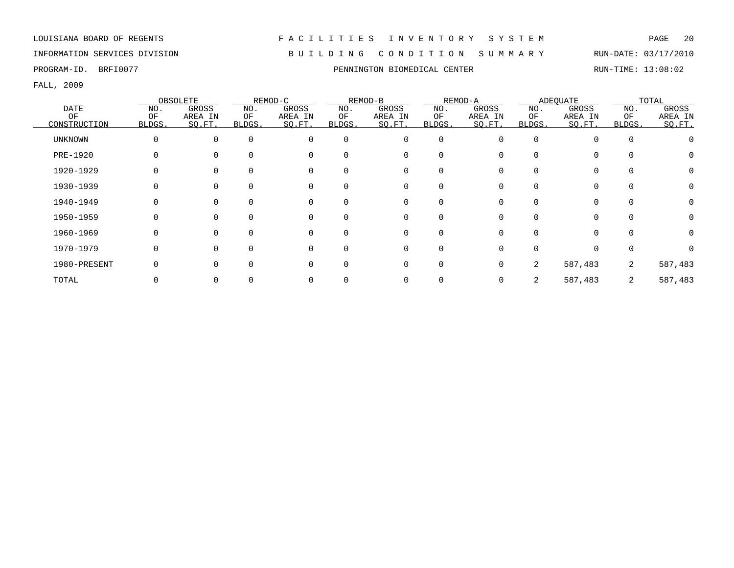LOUISIANA BOARD OF REGENTS — F A C I L I T I E S   I N V E N T O R Y   S Y S T E M

INFORMATION SERVICES DIVISION — B U I L D I N G   C O N D I T I O N   S U M M A R Y — RUN-DATE: 03/17/2010

PROGRAM-ID. BRFI0077 — PENNINGTON BIOMEDICAL CENTER — RUN-TIME: 13:08:02

FALL, 2009

| DATE OF CONSTRUCTION | OBSOLETE | | REMOD-C | | REMOD-B | | REMOD-A | | ADEQUATE | | TOTAL | |
|---|---|---|---|---|---|---|---|---|---|---|---|---|
| | NO. OF BLDGS. | GROSS AREA IN SQ.FT. | NO. OF BLDGS. | GROSS AREA IN SQ.FT. | NO. OF BLDGS. | GROSS AREA IN SQ.FT. | NO. OF BLDGS. | GROSS AREA IN SQ.FT. | NO. OF BLDGS. | GROSS AREA IN SQ.FT. | NO. OF BLDGS. | GROSS AREA IN SQ.FT. |
| UNKNOWN | 0 | 0 | 0 | 0 | 0 | 0 | 0 | 0 | 0 | 0 | 0 | 0 |
| PRE-1920 | 0 | 0 | 0 | 0 | 0 | 0 | 0 | 0 | 0 | 0 | 0 | 0 |
| 1920-1929 | 0 | 0 | 0 | 0 | 0 | 0 | 0 | 0 | 0 | 0 | 0 | 0 |
| 1930-1939 | 0 | 0 | 0 | 0 | 0 | 0 | 0 | 0 | 0 | 0 | 0 | 0 |
| 1940-1949 | 0 | 0 | 0 | 0 | 0 | 0 | 0 | 0 | 0 | 0 | 0 | 0 |
| 1950-1959 | 0 | 0 | 0 | 0 | 0 | 0 | 0 | 0 | 0 | 0 | 0 | 0 |
| 1960-1969 | 0 | 0 | 0 | 0 | 0 | 0 | 0 | 0 | 0 | 0 | 0 | 0 |
| 1970-1979 | 0 | 0 | 0 | 0 | 0 | 0 | 0 | 0 | 0 | 0 | 0 | 0 |
| 1980-PRESENT | 0 | 0 | 0 | 0 | 0 | 0 | 0 | 0 | 2 | 587,483 | 2 | 587,483 |
| TOTAL | 0 | 0 | 0 | 0 | 0 | 0 | 0 | 0 | 2 | 587,483 | 2 | 587,483 |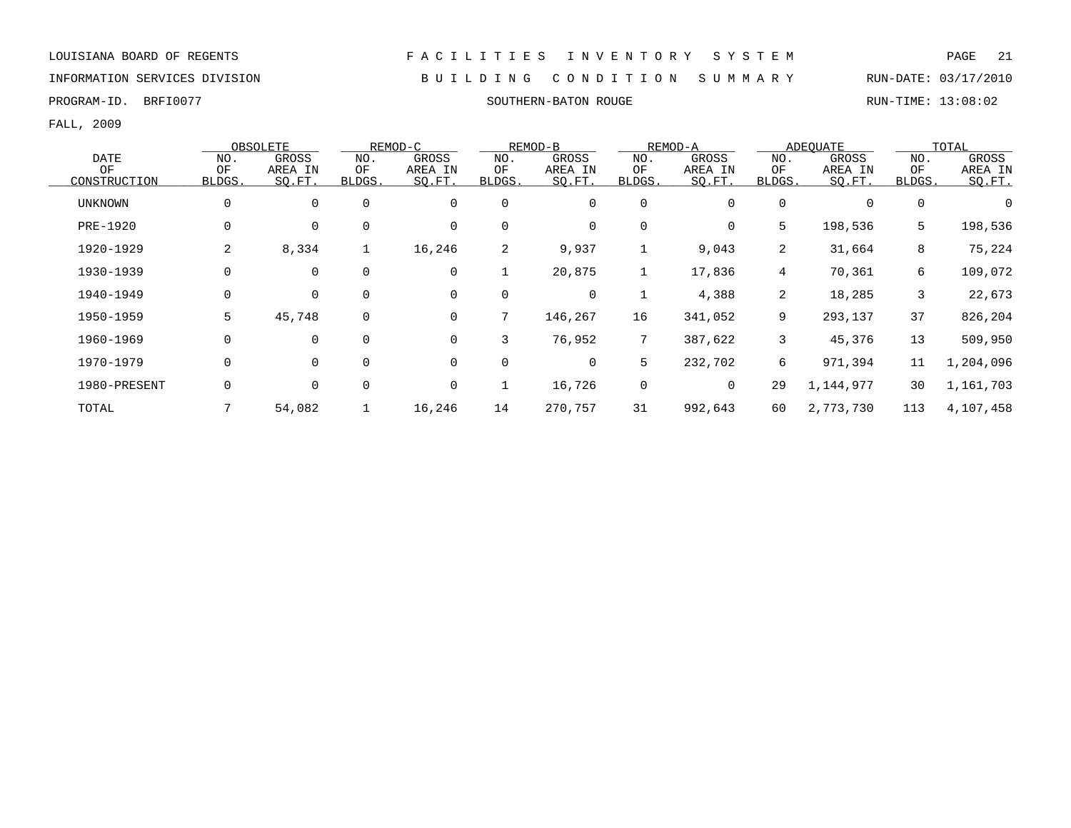LOUISIANA BOARD OF REGENTS

INFORMATION SERVICES DIVISION

PROGRAM-ID. BRFI0077

# F A C I L I T I E S   I N V E N T O R Y   S Y S T E M

## B U I L D I N G   C O N D I T I O N   S U M M A R Y

SOUTHERN-BATON ROUGE

RUN-DATE: 03/17/2010

RUN-TIME: 13:08:02

FALL, 2009

| DATE OF CONSTRUCTION | OBSOLETE | | REMOD-C | | REMOD-B | | REMOD-A | | ADEQUATE | | TOTAL | |
|---|---|---|---|---|---|---|---|---|---|---|---|---|
| | NO. OF BLDGS. | GROSS AREA IN SQ.FT. | NO. OF BLDGS. | GROSS AREA IN SQ.FT. | NO. OF BLDGS. | GROSS AREA IN SQ.FT. | NO. OF BLDGS. | GROSS AREA IN SQ.FT. | NO. OF BLDGS. | GROSS AREA IN SQ.FT. | NO. OF BLDGS. | GROSS AREA IN SQ.FT. |
| UNKNOWN | 0 | 0 | 0 | 0 | 0 | 0 | 0 | 0 | 0 | 0 | 0 | 0 |
| PRE-1920 | 0 | 0 | 0 | 0 | 0 | 0 | 0 | 0 | 5 | 198,536 | 5 | 198,536 |
| 1920-1929 | 2 | 8,334 | 1 | 16,246 | 2 | 9,937 | 1 | 9,043 | 2 | 31,664 | 8 | 75,224 |
| 1930-1939 | 0 | 0 | 0 | 0 | 1 | 20,875 | 1 | 17,836 | 4 | 70,361 | 6 | 109,072 |
| 1940-1949 | 0 | 0 | 0 | 0 | 0 | 0 | 1 | 4,388 | 2 | 18,285 | 3 | 22,673 |
| 1950-1959 | 5 | 45,748 | 0 | 0 | 7 | 146,267 | 16 | 341,052 | 9 | 293,137 | 37 | 826,204 |
| 1960-1969 | 0 | 0 | 0 | 0 | 3 | 76,952 | 7 | 387,622 | 3 | 45,376 | 13 | 509,950 |
| 1970-1979 | 0 | 0 | 0 | 0 | 0 | 0 | 5 | 232,702 | 6 | 971,394 | 11 | 1,204,096 |
| 1980-PRESENT | 0 | 0 | 0 | 0 | 1 | 16,726 | 0 | 0 | 29 | 1,144,977 | 30 | 1,161,703 |
| TOTAL | 7 | 54,082 | 1 | 16,246 | 14 | 270,757 | 31 | 992,643 | 60 | 2,773,730 | 113 | 4,107,458 |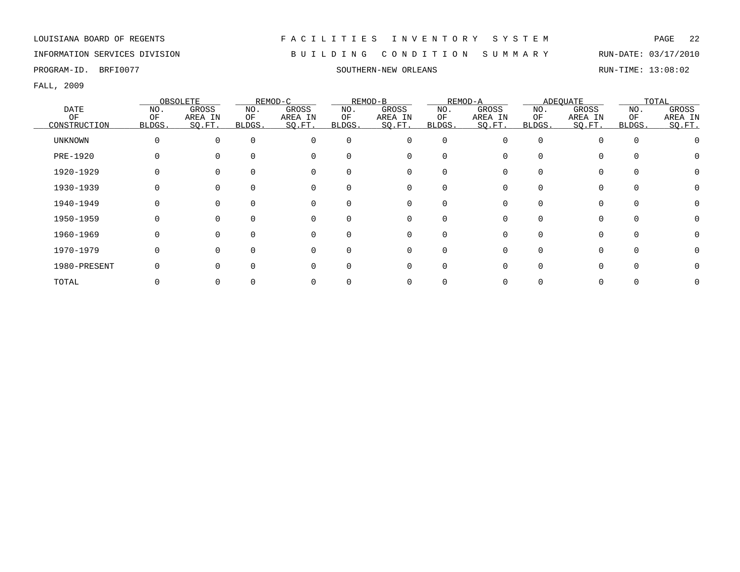LOUISIANA BOARD OF REGENTS — FACILITIES INVENTORY SYSTEM

INFORMATION SERVICES DIVISION — BUILDING CONDITION SUMMARY — RUN-DATE: 03/17/2010

PROGRAM-ID. BRFI0077 — SOUTHERN-NEW ORLEANS — RUN-TIME: 13:08:02

FALL, 2009

| DATE OF CONSTRUCTION | OBSOLETE NO. OF BLDGS. | OBSOLETE GROSS AREA IN SQ.FT. | REMOD-C NO. OF BLDGS. | REMOD-C GROSS AREA IN SQ.FT. | REMOD-B NO. OF BLDGS. | REMOD-B GROSS AREA IN SQ.FT. | REMOD-A NO. OF BLDGS. | REMOD-A GROSS AREA IN SQ.FT. | ADEQUATE NO. OF BLDGS. | ADEQUATE GROSS AREA IN SQ.FT. | TOTAL NO. OF BLDGS. | TOTAL GROSS AREA IN SQ.FT. |
|---|---|---|---|---|---|---|---|---|---|---|---|---|
| UNKNOWN | 0 | 0 | 0 | 0 | 0 | 0 | 0 | 0 | 0 | 0 | 0 | 0 |
| PRE-1920 | 0 | 0 | 0 | 0 | 0 | 0 | 0 | 0 | 0 | 0 | 0 | 0 |
| 1920-1929 | 0 | 0 | 0 | 0 | 0 | 0 | 0 | 0 | 0 | 0 | 0 | 0 |
| 1930-1939 | 0 | 0 | 0 | 0 | 0 | 0 | 0 | 0 | 0 | 0 | 0 | 0 |
| 1940-1949 | 0 | 0 | 0 | 0 | 0 | 0 | 0 | 0 | 0 | 0 | 0 | 0 |
| 1950-1959 | 0 | 0 | 0 | 0 | 0 | 0 | 0 | 0 | 0 | 0 | 0 | 0 |
| 1960-1969 | 0 | 0 | 0 | 0 | 0 | 0 | 0 | 0 | 0 | 0 | 0 | 0 |
| 1970-1979 | 0 | 0 | 0 | 0 | 0 | 0 | 0 | 0 | 0 | 0 | 0 | 0 |
| 1980-PRESENT | 0 | 0 | 0 | 0 | 0 | 0 | 0 | 0 | 0 | 0 | 0 | 0 |
| TOTAL | 0 | 0 | 0 | 0 | 0 | 0 | 0 | 0 | 0 | 0 | 0 | 0 |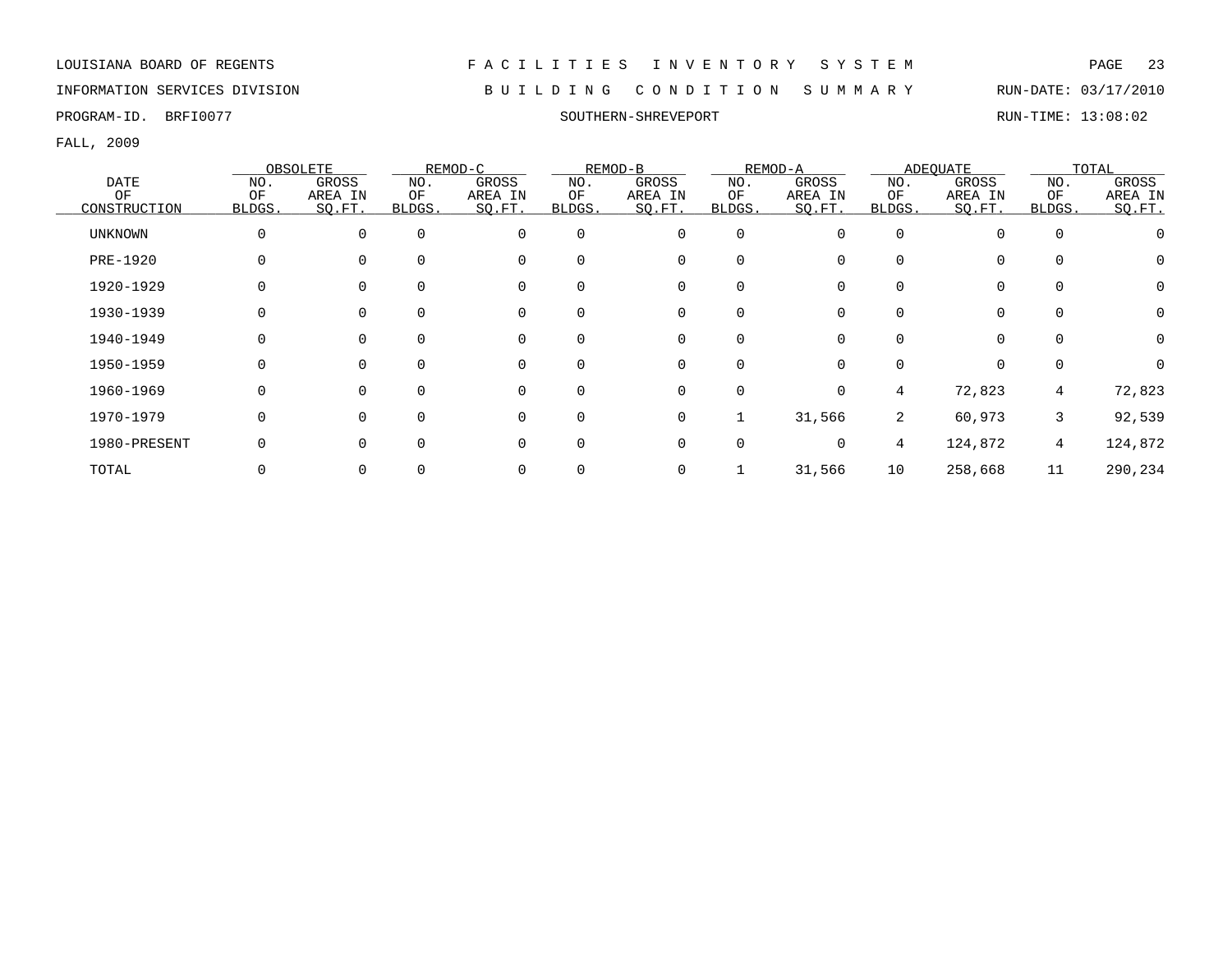LOUISIANA BOARD OF REGENTS — FACILITIES INVENTORY SYSTEM

INFORMATION SERVICES DIVISION — BUILDING CONDITION SUMMARY — RUN-DATE: 03/17/2010

PROGRAM-ID. BRFI0077 — SOUTHERN-SHREVEPORT — RUN-TIME: 13:08:02

FALL, 2009

| DATE OF CONSTRUCTION | OBSOLETE | | REMOD-C | | REMOD-B | | REMOD-A | | ADEQUATE | | TOTAL | |
|---|---|---|---|---|---|---|---|---|---|---|---|---|
| | NO. OF BLDGS. | GROSS AREA IN SQ.FT. | NO. OF BLDGS. | GROSS AREA IN SQ.FT. | NO. OF BLDGS. | GROSS AREA IN SQ.FT. | NO. OF BLDGS. | GROSS AREA IN SQ.FT. | NO. OF BLDGS. | GROSS AREA IN SQ.FT. | NO. OF BLDGS. | GROSS AREA IN SQ.FT. |
| UNKNOWN | 0 | 0 | 0 | 0 | 0 | 0 | 0 | 0 | 0 | 0 | 0 | 0 |
| PRE-1920 | 0 | 0 | 0 | 0 | 0 | 0 | 0 | 0 | 0 | 0 | 0 | 0 |
| 1920-1929 | 0 | 0 | 0 | 0 | 0 | 0 | 0 | 0 | 0 | 0 | 0 | 0 |
| 1930-1939 | 0 | 0 | 0 | 0 | 0 | 0 | 0 | 0 | 0 | 0 | 0 | 0 |
| 1940-1949 | 0 | 0 | 0 | 0 | 0 | 0 | 0 | 0 | 0 | 0 | 0 | 0 |
| 1950-1959 | 0 | 0 | 0 | 0 | 0 | 0 | 0 | 0 | 0 | 0 | 0 | 0 |
| 1960-1969 | 0 | 0 | 0 | 0 | 0 | 0 | 0 | 0 | 4 | 72,823 | 4 | 72,823 |
| 1970-1979 | 0 | 0 | 0 | 0 | 0 | 0 | 1 | 31,566 | 2 | 60,973 | 3 | 92,539 |
| 1980-PRESENT | 0 | 0 | 0 | 0 | 0 | 0 | 0 | 0 | 4 | 124,872 | 4 | 124,872 |
| TOTAL | 0 | 0 | 0 | 0 | 0 | 0 | 1 | 31,566 | 10 | 258,668 | 11 | 290,234 |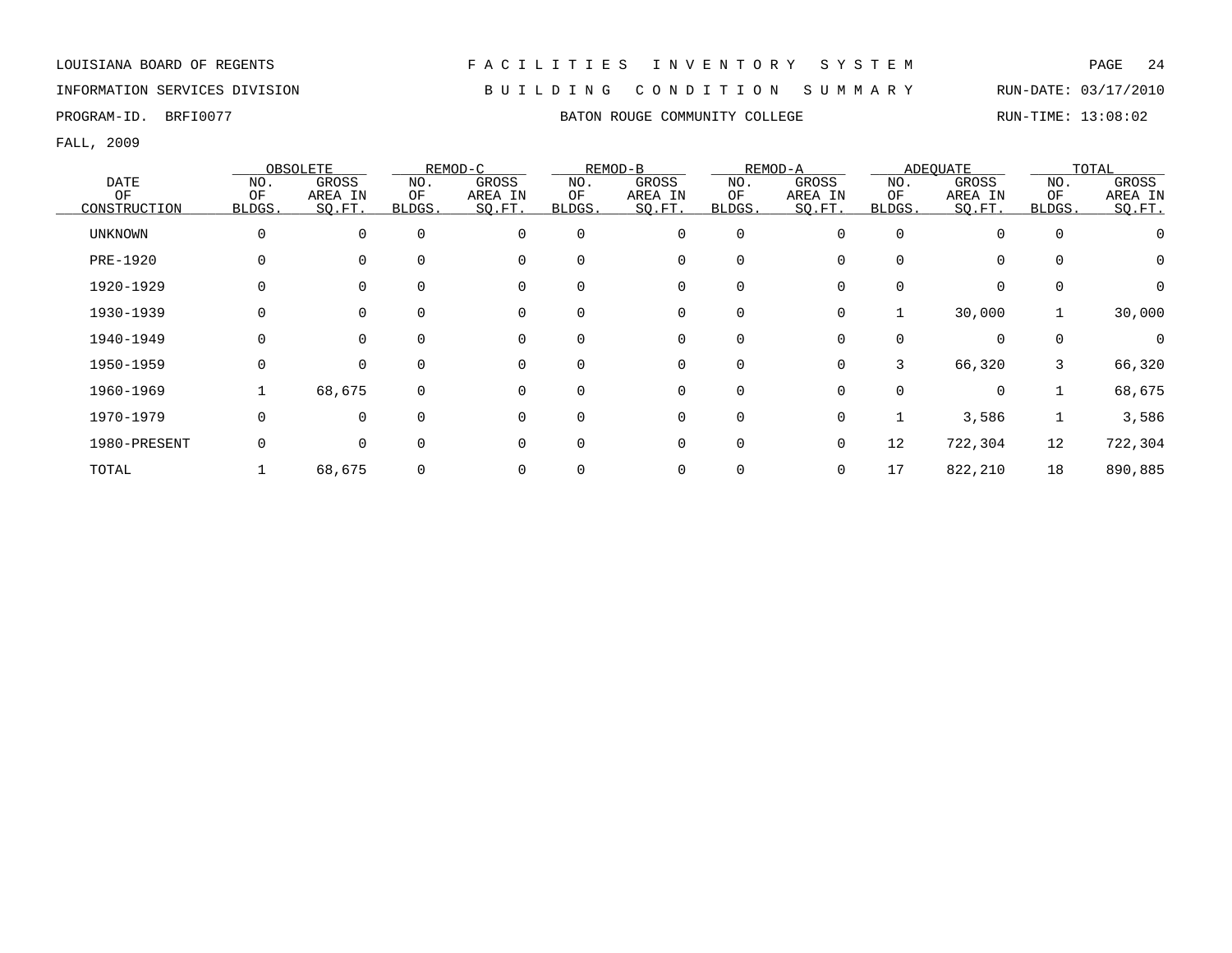LOUISIANA BOARD OF REGENTS — FACILITIES INVENTORY SYSTEM

INFORMATION SERVICES DIVISION — BUILDING CONDITION SUMMARY — RUN-DATE: 03/17/2010

PROGRAM-ID. BRFI0077 — BATON ROUGE COMMUNITY COLLEGE — RUN-TIME: 13:08:02

FALL, 2009

| DATE OF CONSTRUCTION | OBSOLETE | | REMOD-C | | REMOD-B | | REMOD-A | | ADEQUATE | | TOTAL | |
|---|---|---|---|---|---|---|---|---|---|---|---|---|
| | NO. OF BLDGS. | GROSS AREA IN SQ.FT. | NO. OF BLDGS. | GROSS AREA IN SQ.FT. | NO. OF BLDGS. | GROSS AREA IN SQ.FT. | NO. OF BLDGS. | GROSS AREA IN SQ.FT. | NO. OF BLDGS. | GROSS AREA IN SQ.FT. | NO. OF BLDGS. | GROSS AREA IN SQ.FT. |
| UNKNOWN | 0 | 0 | 0 | 0 | 0 | 0 | 0 | 0 | 0 | 0 | 0 | 0 |
| PRE-1920 | 0 | 0 | 0 | 0 | 0 | 0 | 0 | 0 | 0 | 0 | 0 | 0 |
| 1920-1929 | 0 | 0 | 0 | 0 | 0 | 0 | 0 | 0 | 0 | 0 | 0 | 0 |
| 1930-1939 | 0 | 0 | 0 | 0 | 0 | 0 | 0 | 0 | 1 | 30,000 | 1 | 30,000 |
| 1940-1949 | 0 | 0 | 0 | 0 | 0 | 0 | 0 | 0 | 0 | 0 | 0 | 0 |
| 1950-1959 | 0 | 0 | 0 | 0 | 0 | 0 | 0 | 0 | 3 | 66,320 | 3 | 66,320 |
| 1960-1969 | 1 | 68,675 | 0 | 0 | 0 | 0 | 0 | 0 | 0 | 0 | 1 | 68,675 |
| 1970-1979 | 0 | 0 | 0 | 0 | 0 | 0 | 0 | 0 | 1 | 3,586 | 1 | 3,586 |
| 1980-PRESENT | 0 | 0 | 0 | 0 | 0 | 0 | 0 | 0 | 12 | 722,304 | 12 | 722,304 |
| TOTAL | 1 | 68,675 | 0 | 0 | 0 | 0 | 0 | 0 | 17 | 822,210 | 18 | 890,885 |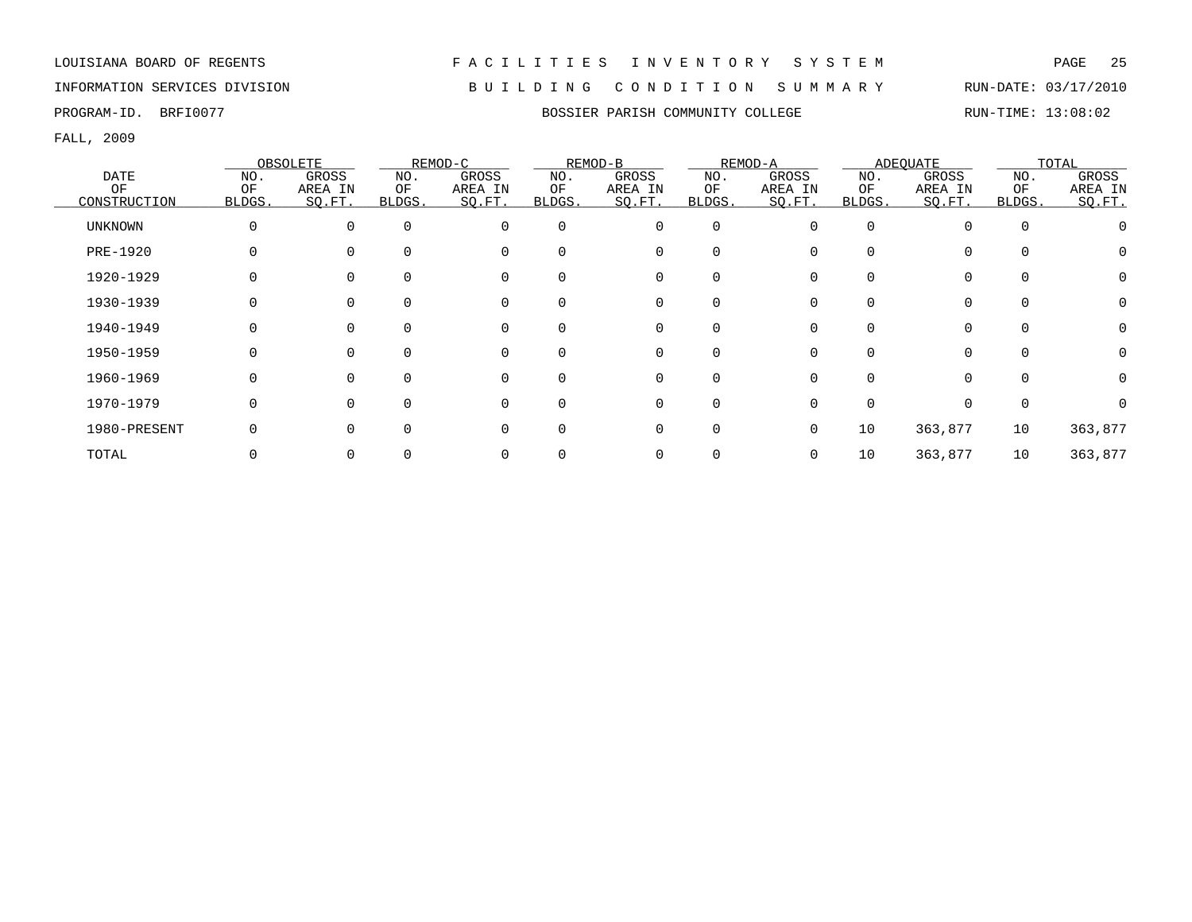LOUISIANA BOARD OF REGENTS — F A C I L I T I E S   I N V E N T O R Y   S Y S T E M

INFORMATION SERVICES DIVISION — B U I L D I N G   C O N D I T I O N   S U M M A R Y — RUN-DATE: 03/17/2010

PROGRAM-ID. BRFI0077 — BOSSIER PARISH COMMUNITY COLLEGE — RUN-TIME: 13:08:02

FALL, 2009

| DATE OF CONSTRUCTION | OBSOLETE | | REMOD-C | | REMOD-B | | REMOD-A | | ADEQUATE | | TOTAL | |
|---|---|---|---|---|---|---|---|---|---|---|---|---|
| | NO. OF BLDGS. | GROSS AREA IN SQ.FT. | NO. OF BLDGS. | GROSS AREA IN SQ.FT. | NO. OF BLDGS. | GROSS AREA IN SQ.FT. | NO. OF BLDGS. | GROSS AREA IN SQ.FT. | NO. OF BLDGS. | GROSS AREA IN SQ.FT. | NO. OF BLDGS. | GROSS AREA IN SQ.FT. |
| UNKNOWN | 0 | 0 | 0 | 0 | 0 | 0 | 0 | 0 | 0 | 0 | 0 | 0 |
| PRE-1920 | 0 | 0 | 0 | 0 | 0 | 0 | 0 | 0 | 0 | 0 | 0 | 0 |
| 1920-1929 | 0 | 0 | 0 | 0 | 0 | 0 | 0 | 0 | 0 | 0 | 0 | 0 |
| 1930-1939 | 0 | 0 | 0 | 0 | 0 | 0 | 0 | 0 | 0 | 0 | 0 | 0 |
| 1940-1949 | 0 | 0 | 0 | 0 | 0 | 0 | 0 | 0 | 0 | 0 | 0 | 0 |
| 1950-1959 | 0 | 0 | 0 | 0 | 0 | 0 | 0 | 0 | 0 | 0 | 0 | 0 |
| 1960-1969 | 0 | 0 | 0 | 0 | 0 | 0 | 0 | 0 | 0 | 0 | 0 | 0 |
| 1970-1979 | 0 | 0 | 0 | 0 | 0 | 0 | 0 | 0 | 0 | 0 | 0 | 0 |
| 1980-PRESENT | 0 | 0 | 0 | 0 | 0 | 0 | 0 | 0 | 10 | 363,877 | 10 | 363,877 |
| TOTAL | 0 | 0 | 0 | 0 | 0 | 0 | 0 | 0 | 10 | 363,877 | 10 | 363,877 |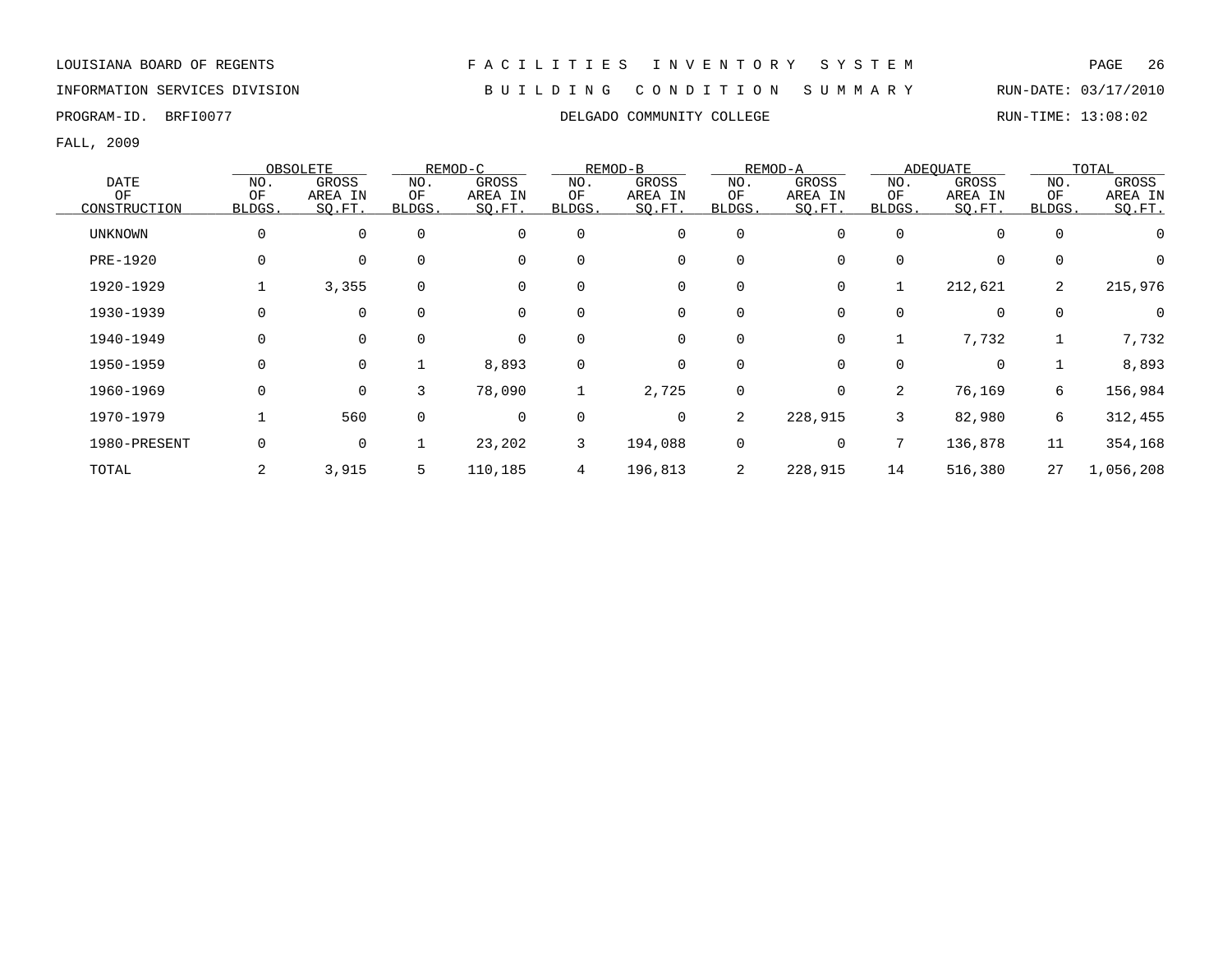LOUISIANA BOARD OF REGENTS — FACILITIES INVENTORY SYSTEM

INFORMATION SERVICES DIVISION — BUILDING CONDITION SUMMARY — RUN-DATE: 03/17/2010

PROGRAM-ID. BRFI0077 — DELGADO COMMUNITY COLLEGE — RUN-TIME: 13:08:02

FALL, 2009

| DATE OF CONSTRUCTION | OBSOLETE | | REMOD-C | | REMOD-B | | REMOD-A | | ADEQUATE | | TOTAL | |
|---|---|---|---|---|---|---|---|---|---|---|---|---|
| | NO. OF BLDGS. | GROSS AREA IN SQ.FT. | NO. OF BLDGS. | GROSS AREA IN SQ.FT. | NO. OF BLDGS. | GROSS AREA IN SQ.FT. | NO. OF BLDGS. | GROSS AREA IN SQ.FT. | NO. OF BLDGS. | GROSS AREA IN SQ.FT. | NO. OF BLDGS. | GROSS AREA IN SQ.FT. |
| UNKNOWN | 0 | 0 | 0 | 0 | 0 | 0 | 0 | 0 | 0 | 0 | 0 | 0 |
| PRE-1920 | 0 | 0 | 0 | 0 | 0 | 0 | 0 | 0 | 0 | 0 | 0 | 0 |
| 1920-1929 | 1 | 3,355 | 0 | 0 | 0 | 0 | 0 | 0 | 1 | 212,621 | 2 | 215,976 |
| 1930-1939 | 0 | 0 | 0 | 0 | 0 | 0 | 0 | 0 | 0 | 0 | 0 | 0 |
| 1940-1949 | 0 | 0 | 0 | 0 | 0 | 0 | 0 | 0 | 1 | 7,732 | 1 | 7,732 |
| 1950-1959 | 0 | 0 | 1 | 8,893 | 0 | 0 | 0 | 0 | 0 | 0 | 1 | 8,893 |
| 1960-1969 | 0 | 0 | 3 | 78,090 | 1 | 2,725 | 0 | 0 | 2 | 76,169 | 6 | 156,984 |
| 1970-1979 | 1 | 560 | 0 | 0 | 0 | 0 | 2 | 228,915 | 3 | 82,980 | 6 | 312,455 |
| 1980-PRESENT | 0 | 0 | 1 | 23,202 | 3 | 194,088 | 0 | 0 | 7 | 136,878 | 11 | 354,168 |
| TOTAL | 2 | 3,915 | 5 | 110,185 | 4 | 196,813 | 2 | 228,915 | 14 | 516,380 | 27 | 1,056,208 |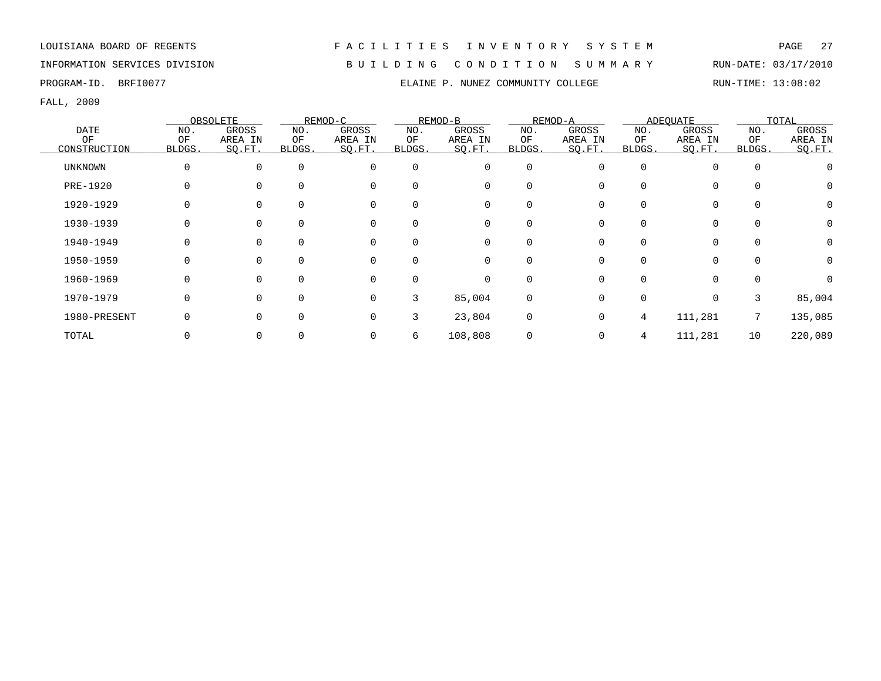LOUISIANA BOARD OF REGENTS — F A C I L I T I E S   I N V E N T O R Y   S Y S T E M

INFORMATION SERVICES DIVISION — B U I L D I N G   C O N D I T I O N   S U M M A R Y — RUN-DATE: 03/17/2010

PROGRAM-ID. BRFI0077 — ELAINE P. NUNEZ COMMUNITY COLLEGE — RUN-TIME: 13:08:02

FALL, 2009

| DATE OF CONSTRUCTION | OBSOLETE | | REMOD-C | | REMOD-B | | REMOD-A | | ADEQUATE | | TOTAL | |
|---|---|---|---|---|---|---|---|---|---|---|---|---|
| | NO. OF BLDGS. | GROSS AREA IN SQ.FT. | NO. OF BLDGS. | GROSS AREA IN SQ.FT. | NO. OF BLDGS. | GROSS AREA IN SQ.FT. | NO. OF BLDGS. | GROSS AREA IN SQ.FT. | NO. OF BLDGS. | GROSS AREA IN SQ.FT. | NO. OF BLDGS. | GROSS AREA IN SQ.FT. |
| UNKNOWN | 0 | 0 | 0 | 0 | 0 | 0 | 0 | 0 | 0 | 0 | 0 | 0 |
| PRE-1920 | 0 | 0 | 0 | 0 | 0 | 0 | 0 | 0 | 0 | 0 | 0 | 0 |
| 1920-1929 | 0 | 0 | 0 | 0 | 0 | 0 | 0 | 0 | 0 | 0 | 0 | 0 |
| 1930-1939 | 0 | 0 | 0 | 0 | 0 | 0 | 0 | 0 | 0 | 0 | 0 | 0 |
| 1940-1949 | 0 | 0 | 0 | 0 | 0 | 0 | 0 | 0 | 0 | 0 | 0 | 0 |
| 1950-1959 | 0 | 0 | 0 | 0 | 0 | 0 | 0 | 0 | 0 | 0 | 0 | 0 |
| 1960-1969 | 0 | 0 | 0 | 0 | 0 | 0 | 0 | 0 | 0 | 0 | 0 | 0 |
| 1970-1979 | 0 | 0 | 0 | 0 | 3 | 85,004 | 0 | 0 | 0 | 0 | 3 | 85,004 |
| 1980-PRESENT | 0 | 0 | 0 | 0 | 3 | 23,804 | 0 | 0 | 4 | 111,281 | 7 | 135,085 |
| TOTAL | 0 | 0 | 0 | 0 | 6 | 108,808 | 0 | 0 | 4 | 111,281 | 10 | 220,089 |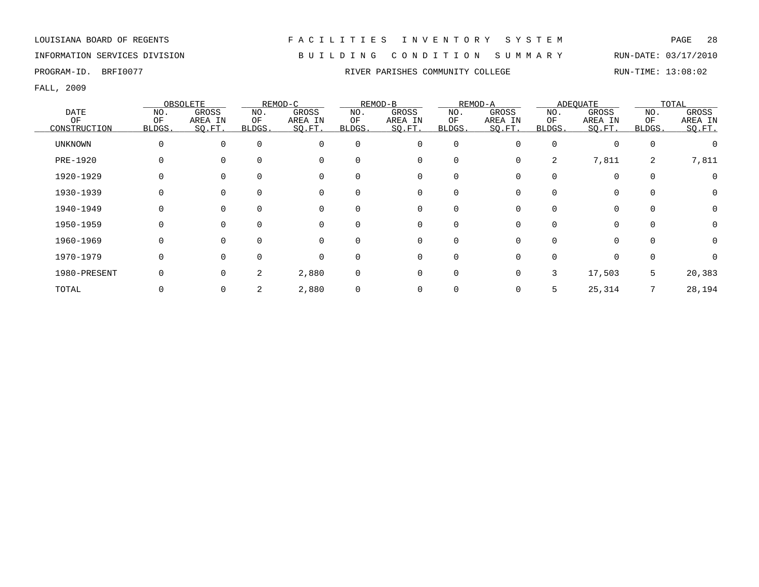LOUISIANA BOARD OF REGENTS — FACILITIES INVENTORY SYSTEM

INFORMATION SERVICES DIVISION — BUILDING CONDITION SUMMARY — RUN-DATE: 03/17/2010

PROGRAM-ID. BRFI0077 — RIVER PARISHES COMMUNITY COLLEGE — RUN-TIME: 13:08:02

FALL, 2009

| DATE OF CONSTRUCTION | OBSOLETE | | REMOD-C | | REMOD-B | | REMOD-A | | ADEQUATE | | TOTAL | |
|---|---|---|---|---|---|---|---|---|---|---|---|---|
| | NO. OF BLDGS. | GROSS AREA IN SQ.FT. | NO. OF BLDGS. | GROSS AREA IN SQ.FT. | NO. OF BLDGS. | GROSS AREA IN SQ.FT. | NO. OF BLDGS. | GROSS AREA IN SQ.FT. | NO. OF BLDGS. | GROSS AREA IN SQ.FT. | NO. OF BLDGS. | GROSS AREA IN SQ.FT. |
| UNKNOWN | 0 | 0 | 0 | 0 | 0 | 0 | 0 | 0 | 0 | 0 | 0 | 0 |
| PRE-1920 | 0 | 0 | 0 | 0 | 0 | 0 | 0 | 0 | 2 | 7,811 | 2 | 7,811 |
| 1920-1929 | 0 | 0 | 0 | 0 | 0 | 0 | 0 | 0 | 0 | 0 | 0 | 0 |
| 1930-1939 | 0 | 0 | 0 | 0 | 0 | 0 | 0 | 0 | 0 | 0 | 0 | 0 |
| 1940-1949 | 0 | 0 | 0 | 0 | 0 | 0 | 0 | 0 | 0 | 0 | 0 | 0 |
| 1950-1959 | 0 | 0 | 0 | 0 | 0 | 0 | 0 | 0 | 0 | 0 | 0 | 0 |
| 1960-1969 | 0 | 0 | 0 | 0 | 0 | 0 | 0 | 0 | 0 | 0 | 0 | 0 |
| 1970-1979 | 0 | 0 | 0 | 0 | 0 | 0 | 0 | 0 | 0 | 0 | 0 | 0 |
| 1980-PRESENT | 0 | 0 | 2 | 2,880 | 0 | 0 | 0 | 0 | 3 | 17,503 | 5 | 20,383 |
| TOTAL | 0 | 0 | 2 | 2,880 | 0 | 0 | 0 | 0 | 5 | 25,314 | 7 | 28,194 |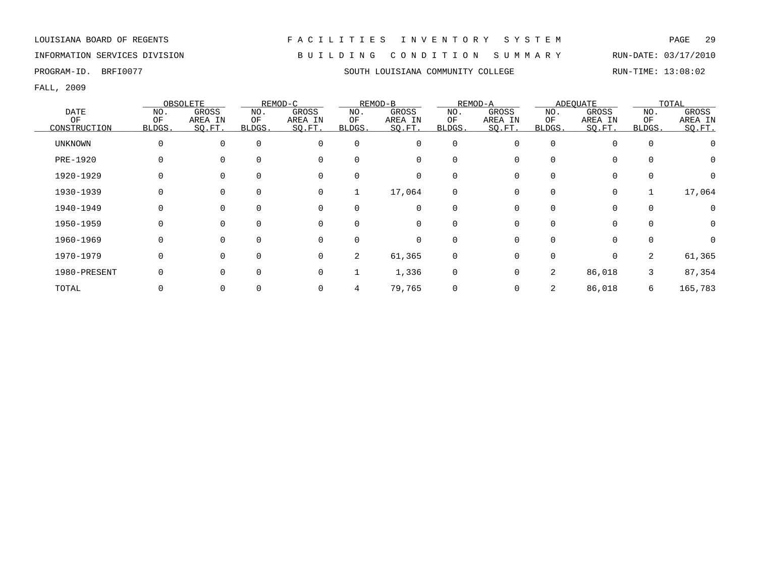LOUISIANA BOARD OF REGENTS — FACILITIES INVENTORY SYSTEM

INFORMATION SERVICES DIVISION — BUILDING CONDITION SUMMARY — RUN-DATE: 03/17/2010

PROGRAM-ID. BRFI0077 — SOUTH LOUISIANA COMMUNITY COLLEGE — RUN-TIME: 13:08:02

FALL, 2009

| DATE OF CONSTRUCTION | OBSOLETE | | REMOD-C | | REMOD-B | | REMOD-A | | ADEQUATE | | TOTAL | |
|---|---|---|---|---|---|---|---|---|---|---|---|---|
| | NO. OF BLDGS. | GROSS AREA IN SQ.FT. | NO. OF BLDGS. | GROSS AREA IN SQ.FT. | NO. OF BLDGS. | GROSS AREA IN SQ.FT. | NO. OF BLDGS. | GROSS AREA IN SQ.FT. | NO. OF BLDGS. | GROSS AREA IN SQ.FT. | NO. OF BLDGS. | GROSS AREA IN SQ.FT. |
| UNKNOWN | 0 | 0 | 0 | 0 | 0 | 0 | 0 | 0 | 0 | 0 | 0 | 0 |
| PRE-1920 | 0 | 0 | 0 | 0 | 0 | 0 | 0 | 0 | 0 | 0 | 0 | 0 |
| 1920-1929 | 0 | 0 | 0 | 0 | 0 | 0 | 0 | 0 | 0 | 0 | 0 | 0 |
| 1930-1939 | 0 | 0 | 0 | 0 | 1 | 17,064 | 0 | 0 | 0 | 0 | 1 | 17,064 |
| 1940-1949 | 0 | 0 | 0 | 0 | 0 | 0 | 0 | 0 | 0 | 0 | 0 | 0 |
| 1950-1959 | 0 | 0 | 0 | 0 | 0 | 0 | 0 | 0 | 0 | 0 | 0 | 0 |
| 1960-1969 | 0 | 0 | 0 | 0 | 0 | 0 | 0 | 0 | 0 | 0 | 0 | 0 |
| 1970-1979 | 0 | 0 | 0 | 0 | 2 | 61,365 | 0 | 0 | 0 | 0 | 2 | 61,365 |
| 1980-PRESENT | 0 | 0 | 0 | 0 | 1 | 1,336 | 0 | 0 | 2 | 86,018 | 3 | 87,354 |
| TOTAL | 0 | 0 | 0 | 0 | 4 | 79,765 | 0 | 0 | 2 | 86,018 | 6 | 165,783 |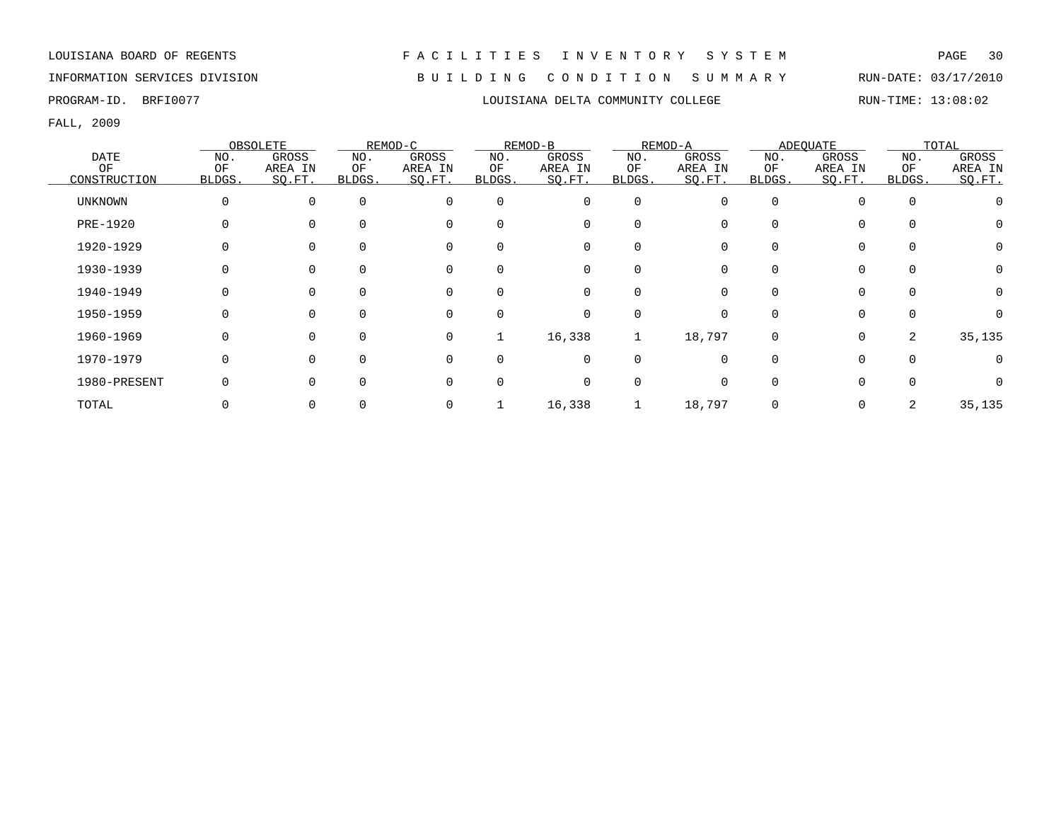LOUISIANA BOARD OF REGENTS

INFORMATION SERVICES DIVISION

PROGRAM-ID. BRFI0077

# F A C I L I T I E S I N V E N T O R Y S Y S T E M

## B U I L D I N G C O N D I T I O N S U M M A R Y

## LOUISIANA DELTA COMMUNITY COLLEGE

RUN-DATE: 03/17/2010

RUN-TIME: 13:08:02

FALL, 2009

| DATE OF CONSTRUCTION | OBSOLETE | | REMOD-C | | REMOD-B | | REMOD-A | | ADEQUATE | | TOTAL | |
|---|---|---|---|---|---|---|---|---|---|---|---|---|
| | NO. OF BLDGS. | GROSS AREA IN SQ.FT. | NO. OF BLDGS. | GROSS AREA IN SQ.FT. | NO. OF BLDGS. | GROSS AREA IN SQ.FT. | NO. OF BLDGS. | GROSS AREA IN SQ.FT. | NO. OF BLDGS. | GROSS AREA IN SQ.FT. | NO. OF BLDGS. | GROSS AREA IN SQ.FT. |
| UNKNOWN | 0 | 0 | 0 | 0 | 0 | 0 | 0 | 0 | 0 | 0 | 0 | 0 |
| PRE-1920 | 0 | 0 | 0 | 0 | 0 | 0 | 0 | 0 | 0 | 0 | 0 | 0 |
| 1920-1929 | 0 | 0 | 0 | 0 | 0 | 0 | 0 | 0 | 0 | 0 | 0 | 0 |
| 1930-1939 | 0 | 0 | 0 | 0 | 0 | 0 | 0 | 0 | 0 | 0 | 0 | 0 |
| 1940-1949 | 0 | 0 | 0 | 0 | 0 | 0 | 0 | 0 | 0 | 0 | 0 | 0 |
| 1950-1959 | 0 | 0 | 0 | 0 | 0 | 0 | 0 | 0 | 0 | 0 | 0 | 0 |
| 1960-1969 | 0 | 0 | 0 | 0 | 1 | 16,338 | 1 | 18,797 | 0 | 0 | 2 | 35,135 |
| 1970-1979 | 0 | 0 | 0 | 0 | 0 | 0 | 0 | 0 | 0 | 0 | 0 | 0 |
| 1980-PRESENT | 0 | 0 | 0 | 0 | 0 | 0 | 0 | 0 | 0 | 0 | 0 | 0 |
| TOTAL | 0 | 0 | 0 | 0 | 1 | 16,338 | 1 | 18,797 | 0 | 0 | 2 | 35,135 |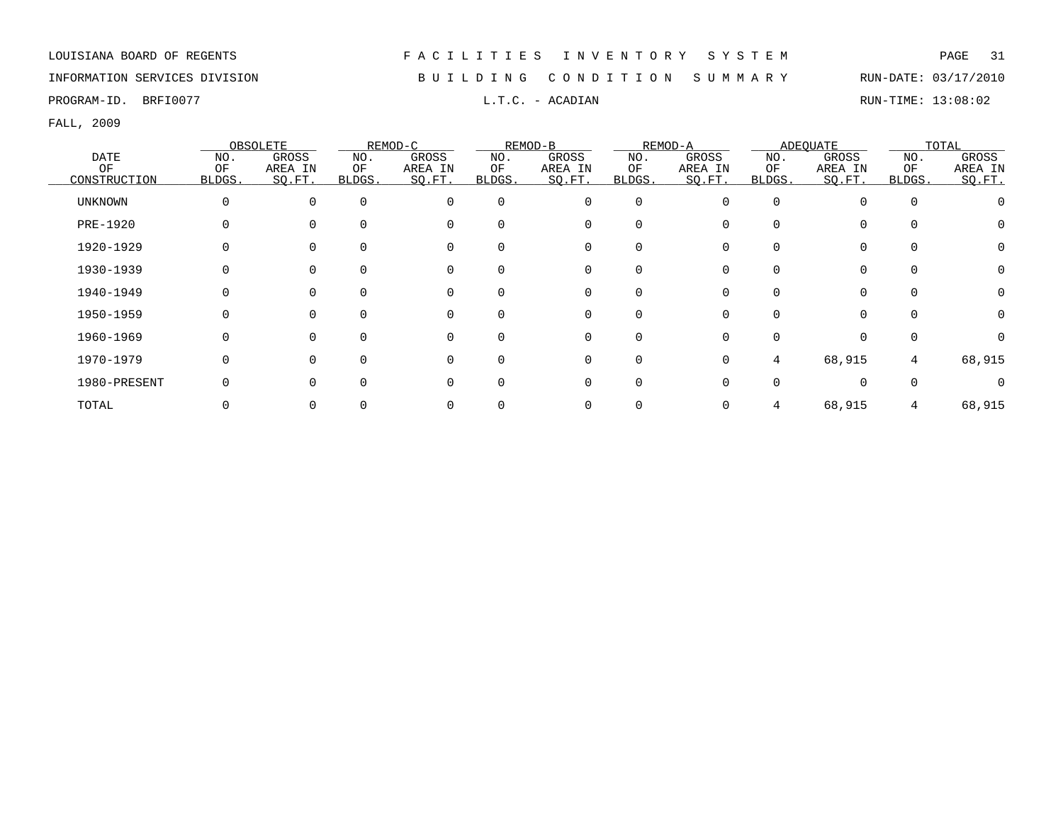LOUISIANA BOARD OF REGENTS — F A C I L I T I E S I N V E N T O R Y S Y S T E M

INFORMATION SERVICES DIVISION — B U I L D I N G C O N D I T I O N S U M M A R Y — RUN-DATE: 03/17/2010

PROGRAM-ID. BRFI0077 — L.T.C. - ACADIAN — RUN-TIME: 13:08:02

FALL, 2009

| DATE OF CONSTRUCTION | OBSOLETE | | REMOD-C | | REMOD-B | | REMOD-A | | ADEQUATE | | TOTAL | |
|---|---|---|---|---|---|---|---|---|---|---|---|---|
| | NO. OF BLDGS. | GROSS AREA IN SQ.FT. | NO. OF BLDGS. | GROSS AREA IN SQ.FT. | NO. OF BLDGS. | GROSS AREA IN SQ.FT. | NO. OF BLDGS. | GROSS AREA IN SQ.FT. | NO. OF BLDGS. | GROSS AREA IN SQ.FT. | NO. OF BLDGS. | GROSS AREA IN SQ.FT. |
| UNKNOWN | 0 | 0 | 0 | 0 | 0 | 0 | 0 | 0 | 0 | 0 | 0 | 0 |
| PRE-1920 | 0 | 0 | 0 | 0 | 0 | 0 | 0 | 0 | 0 | 0 | 0 | 0 |
| 1920-1929 | 0 | 0 | 0 | 0 | 0 | 0 | 0 | 0 | 0 | 0 | 0 | 0 |
| 1930-1939 | 0 | 0 | 0 | 0 | 0 | 0 | 0 | 0 | 0 | 0 | 0 | 0 |
| 1940-1949 | 0 | 0 | 0 | 0 | 0 | 0 | 0 | 0 | 0 | 0 | 0 | 0 |
| 1950-1959 | 0 | 0 | 0 | 0 | 0 | 0 | 0 | 0 | 0 | 0 | 0 | 0 |
| 1960-1969 | 0 | 0 | 0 | 0 | 0 | 0 | 0 | 0 | 0 | 0 | 0 | 0 |
| 1970-1979 | 0 | 0 | 0 | 0 | 0 | 0 | 0 | 0 | 4 | 68,915 | 4 | 68,915 |
| 1980-PRESENT | 0 | 0 | 0 | 0 | 0 | 0 | 0 | 0 | 0 | 0 | 0 | 0 |
| TOTAL | 0 | 0 | 0 | 0 | 0 | 0 | 0 | 0 | 4 | 68,915 | 4 | 68,915 |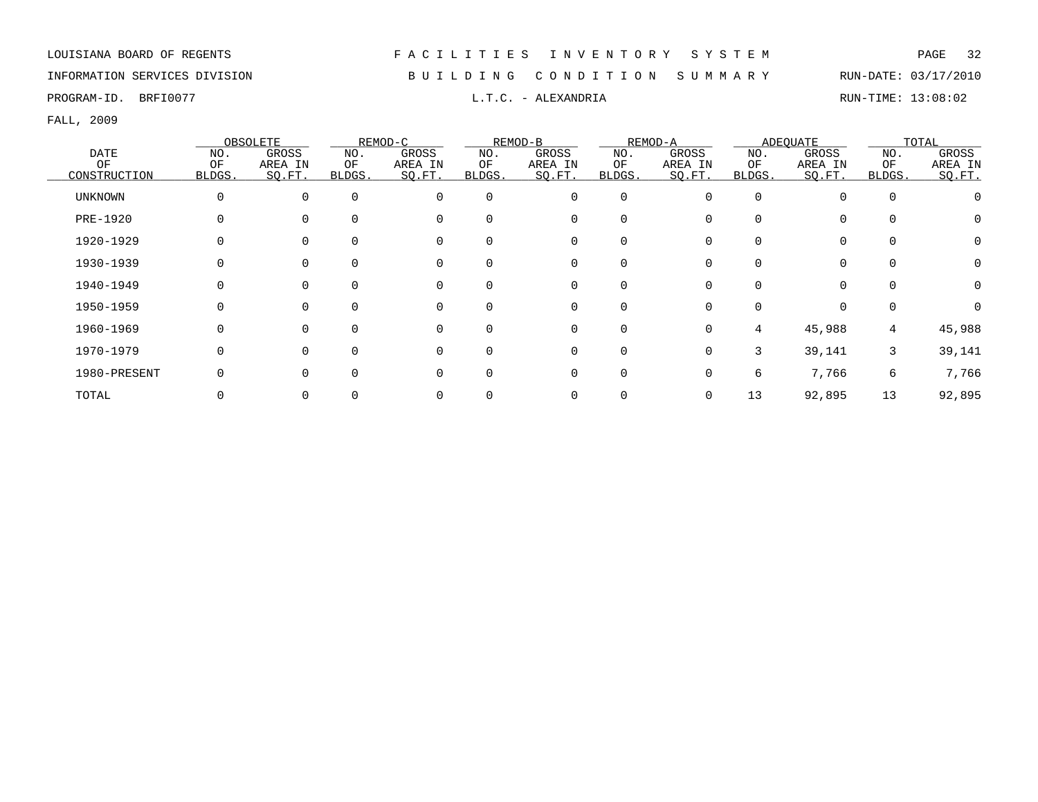LOUISIANA BOARD OF REGENTS

INFORMATION SERVICES DIVISION

PROGRAM-ID. BRFI0077

# FACILITIES INVENTORY SYSTEM

## BUILDING CONDITION SUMMARY

### L.T.C. - ALEXANDRIA

RUN-DATE: 03/17/2010

RUN-TIME: 13:08:02

FALL, 2009

| DATE OF CONSTRUCTION | OBSOLETE | | REMOD-C | | REMOD-B | | REMOD-A | | ADEQUATE | | TOTAL | |
|---|---|---|---|---|---|---|---|---|---|---|---|---|
| | NO. OF BLDGS. | GROSS AREA IN SQ.FT. | NO. OF BLDGS. | GROSS AREA IN SQ.FT. | NO. OF BLDGS. | GROSS AREA IN SQ.FT. | NO. OF BLDGS. | GROSS AREA IN SQ.FT. | NO. OF BLDGS. | GROSS AREA IN SQ.FT. | NO. OF BLDGS. | GROSS AREA IN SQ.FT. |
| UNKNOWN | 0 | 0 | 0 | 0 | 0 | 0 | 0 | 0 | 0 | 0 | 0 | 0 |
| PRE-1920 | 0 | 0 | 0 | 0 | 0 | 0 | 0 | 0 | 0 | 0 | 0 | 0 |
| 1920-1929 | 0 | 0 | 0 | 0 | 0 | 0 | 0 | 0 | 0 | 0 | 0 | 0 |
| 1930-1939 | 0 | 0 | 0 | 0 | 0 | 0 | 0 | 0 | 0 | 0 | 0 | 0 |
| 1940-1949 | 0 | 0 | 0 | 0 | 0 | 0 | 0 | 0 | 0 | 0 | 0 | 0 |
| 1950-1959 | 0 | 0 | 0 | 0 | 0 | 0 | 0 | 0 | 0 | 0 | 0 | 0 |
| 1960-1969 | 0 | 0 | 0 | 0 | 0 | 0 | 0 | 0 | 4 | 45,988 | 4 | 45,988 |
| 1970-1979 | 0 | 0 | 0 | 0 | 0 | 0 | 0 | 0 | 3 | 39,141 | 3 | 39,141 |
| 1980-PRESENT | 0 | 0 | 0 | 0 | 0 | 0 | 0 | 0 | 6 | 7,766 | 6 | 7,766 |
| TOTAL | 0 | 0 | 0 | 0 | 0 | 0 | 0 | 0 | 13 | 92,895 | 13 | 92,895 |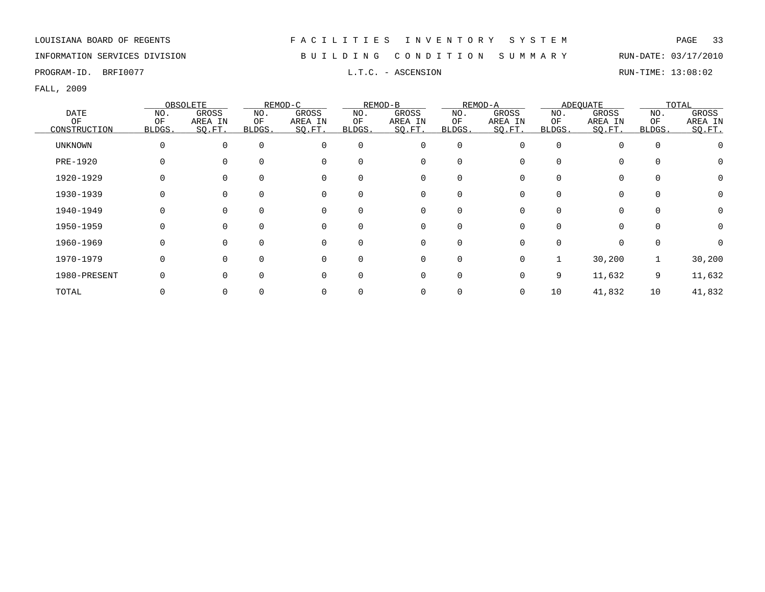LOUISIANA BOARD OF REGENTS

INFORMATION SERVICES DIVISION

PROGRAM-ID. BRFI0077

# FACILITIES INVENTORY SYSTEM

## BUILDING CONDITION SUMMARY

### L.T.C. - ASCENSION

RUN-DATE: 03/17/2010

RUN-TIME: 13:08:02

FALL, 2009

| DATE OF CONSTRUCTION | OBSOLETE | | REMOD-C | | REMOD-B | | REMOD-A | | ADEQUATE | | TOTAL | |
|---|---|---|---|---|---|---|---|---|---|---|---|---|
| | NO. OF BLDGS. | GROSS AREA IN SQ.FT. | NO. OF BLDGS. | GROSS AREA IN SQ.FT. | NO. OF BLDGS. | GROSS AREA IN SQ.FT. | NO. OF BLDGS. | GROSS AREA IN SQ.FT. | NO. OF BLDGS. | GROSS AREA IN SQ.FT. | NO. OF BLDGS. | GROSS AREA IN SQ.FT. |
| UNKNOWN | 0 | 0 | 0 | 0 | 0 | 0 | 0 | 0 | 0 | 0 | 0 | 0 |
| PRE-1920 | 0 | 0 | 0 | 0 | 0 | 0 | 0 | 0 | 0 | 0 | 0 | 0 |
| 1920-1929 | 0 | 0 | 0 | 0 | 0 | 0 | 0 | 0 | 0 | 0 | 0 | 0 |
| 1930-1939 | 0 | 0 | 0 | 0 | 0 | 0 | 0 | 0 | 0 | 0 | 0 | 0 |
| 1940-1949 | 0 | 0 | 0 | 0 | 0 | 0 | 0 | 0 | 0 | 0 | 0 | 0 |
| 1950-1959 | 0 | 0 | 0 | 0 | 0 | 0 | 0 | 0 | 0 | 0 | 0 | 0 |
| 1960-1969 | 0 | 0 | 0 | 0 | 0 | 0 | 0 | 0 | 0 | 0 | 0 | 0 |
| 1970-1979 | 0 | 0 | 0 | 0 | 0 | 0 | 0 | 0 | 1 | 30,200 | 1 | 30,200 |
| 1980-PRESENT | 0 | 0 | 0 | 0 | 0 | 0 | 0 | 0 | 9 | 11,632 | 9 | 11,632 |
| TOTAL | 0 | 0 | 0 | 0 | 0 | 0 | 0 | 0 | 10 | 41,832 | 10 | 41,832 |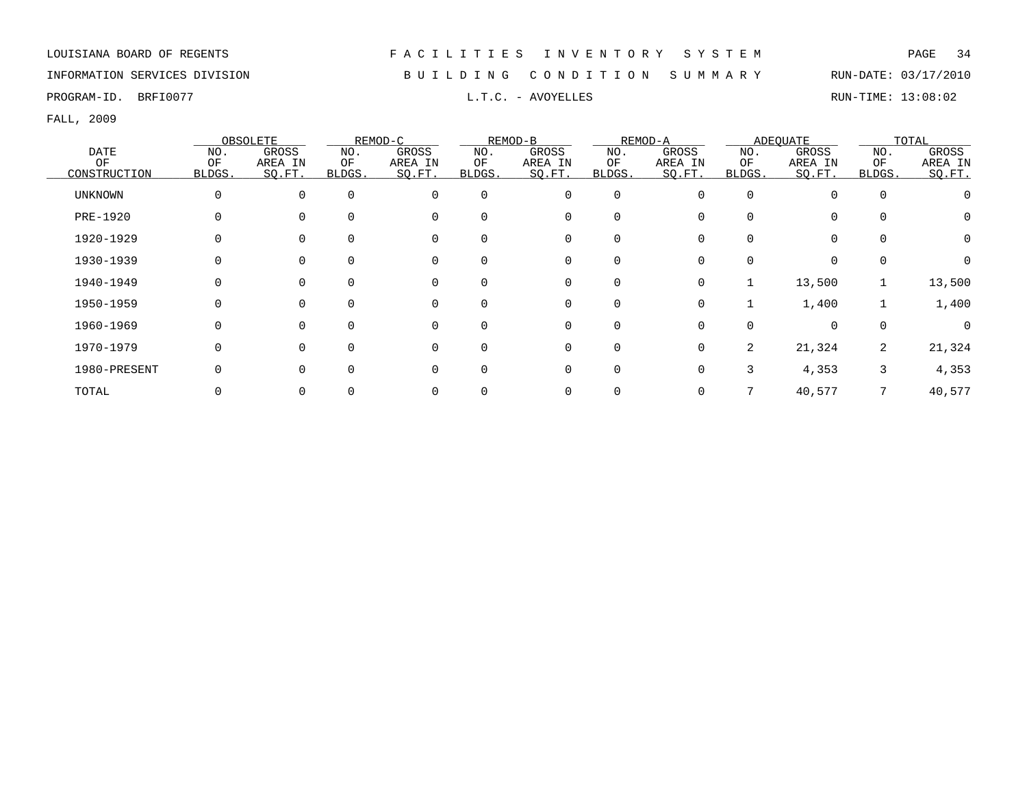LOUISIANA BOARD OF REGENTS — FACILITIES INVENTORY SYSTEM

INFORMATION SERVICES DIVISION — BUILDING CONDITION SUMMARY — RUN-DATE: 03/17/2010

PROGRAM-ID. BRFI0077 — L.T.C. - AVOYELLES — RUN-TIME: 13:08:02

FALL, 2009

| DATE OF CONSTRUCTION | OBSOLETE | | REMOD-C | | REMOD-B | | REMOD-A | | ADEQUATE | | TOTAL | |
|---|---|---|---|---|---|---|---|---|---|---|---|---|
| | NO. OF BLDGS. | GROSS AREA IN SQ.FT. | NO. OF BLDGS. | GROSS AREA IN SQ.FT. | NO. OF BLDGS. | GROSS AREA IN SQ.FT. | NO. OF BLDGS. | GROSS AREA IN SQ.FT. | NO. OF BLDGS. | GROSS AREA IN SQ.FT. | NO. OF BLDGS. | GROSS AREA IN SQ.FT. |
| UNKNOWN | 0 | 0 | 0 | 0 | 0 | 0 | 0 | 0 | 0 | 0 | 0 | 0 |
| PRE-1920 | 0 | 0 | 0 | 0 | 0 | 0 | 0 | 0 | 0 | 0 | 0 | 0 |
| 1920-1929 | 0 | 0 | 0 | 0 | 0 | 0 | 0 | 0 | 0 | 0 | 0 | 0 |
| 1930-1939 | 0 | 0 | 0 | 0 | 0 | 0 | 0 | 0 | 0 | 0 | 0 | 0 |
| 1940-1949 | 0 | 0 | 0 | 0 | 0 | 0 | 0 | 0 | 1 | 13,500 | 1 | 13,500 |
| 1950-1959 | 0 | 0 | 0 | 0 | 0 | 0 | 0 | 0 | 1 | 1,400 | 1 | 1,400 |
| 1960-1969 | 0 | 0 | 0 | 0 | 0 | 0 | 0 | 0 | 0 | 0 | 0 | 0 |
| 1970-1979 | 0 | 0 | 0 | 0 | 0 | 0 | 0 | 0 | 2 | 21,324 | 2 | 21,324 |
| 1980-PRESENT | 0 | 0 | 0 | 0 | 0 | 0 | 0 | 0 | 3 | 4,353 | 3 | 4,353 |
| TOTAL | 0 | 0 | 0 | 0 | 0 | 0 | 0 | 0 | 7 | 40,577 | 7 | 40,577 |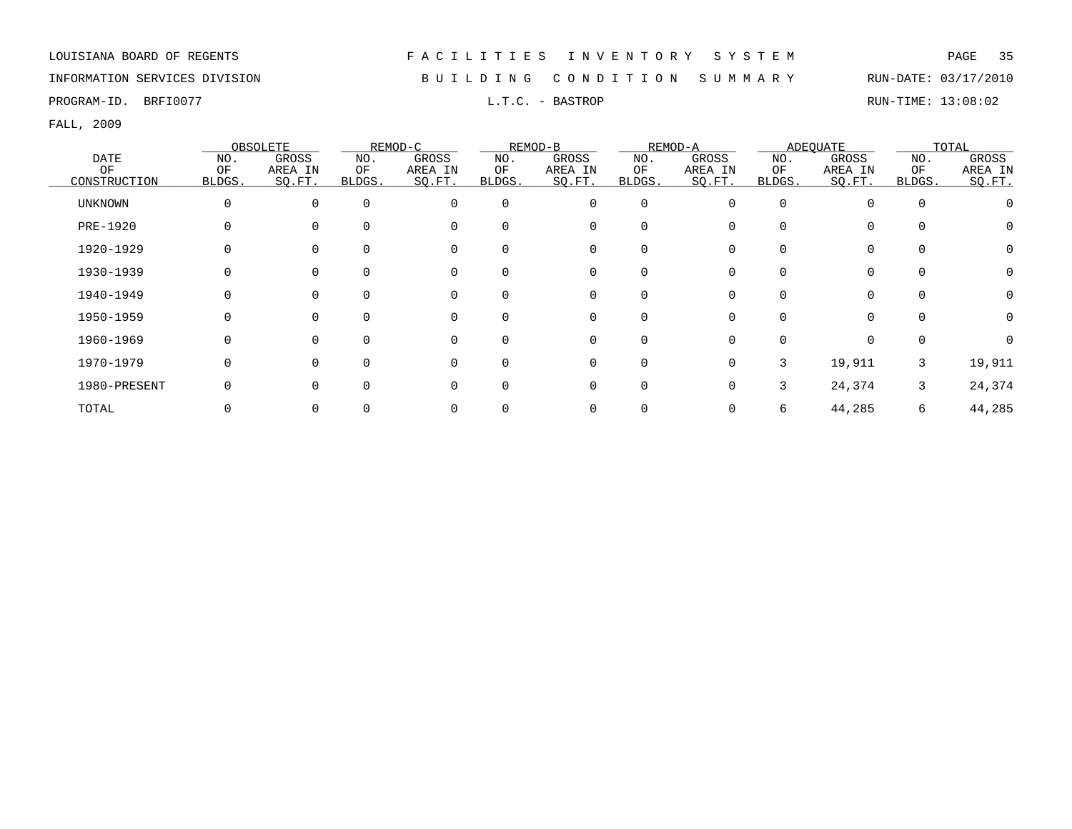LOUISIANA BOARD OF REGENTS — FACILITIES INVENTORY SYSTEM

INFORMATION SERVICES DIVISION — BUILDING CONDITION SUMMARY — RUN-DATE: 03/17/2010

PROGRAM-ID. BRFI0077 — L.T.C. - BASTROP — RUN-TIME: 13:08:02

FALL, 2009

| DATE OF CONSTRUCTION | OBSOLETE | | REMOD-C | | REMOD-B | | REMOD-A | | ADEQUATE | | TOTAL | |
|---|---|---|---|---|---|---|---|---|---|---|---|---|
| | NO. OF BLDGS. | GROSS AREA IN SQ.FT. | NO. OF BLDGS. | GROSS AREA IN SQ.FT. | NO. OF BLDGS. | GROSS AREA IN SQ.FT. | NO. OF BLDGS. | GROSS AREA IN SQ.FT. | NO. OF BLDGS. | GROSS AREA IN SQ.FT. | NO. OF BLDGS. | GROSS AREA IN SQ.FT. |
| UNKNOWN | 0 | 0 | 0 | 0 | 0 | 0 | 0 | 0 | 0 | 0 | 0 | 0 |
| PRE-1920 | 0 | 0 | 0 | 0 | 0 | 0 | 0 | 0 | 0 | 0 | 0 | 0 |
| 1920-1929 | 0 | 0 | 0 | 0 | 0 | 0 | 0 | 0 | 0 | 0 | 0 | 0 |
| 1930-1939 | 0 | 0 | 0 | 0 | 0 | 0 | 0 | 0 | 0 | 0 | 0 | 0 |
| 1940-1949 | 0 | 0 | 0 | 0 | 0 | 0 | 0 | 0 | 0 | 0 | 0 | 0 |
| 1950-1959 | 0 | 0 | 0 | 0 | 0 | 0 | 0 | 0 | 0 | 0 | 0 | 0 |
| 1960-1969 | 0 | 0 | 0 | 0 | 0 | 0 | 0 | 0 | 0 | 0 | 0 | 0 |
| 1970-1979 | 0 | 0 | 0 | 0 | 0 | 0 | 0 | 0 | 3 | 19,911 | 3 | 19,911 |
| 1980-PRESENT | 0 | 0 | 0 | 0 | 0 | 0 | 0 | 0 | 3 | 24,374 | 3 | 24,374 |
| TOTAL | 0 | 0 | 0 | 0 | 0 | 0 | 0 | 0 | 6 | 44,285 | 6 | 44,285 |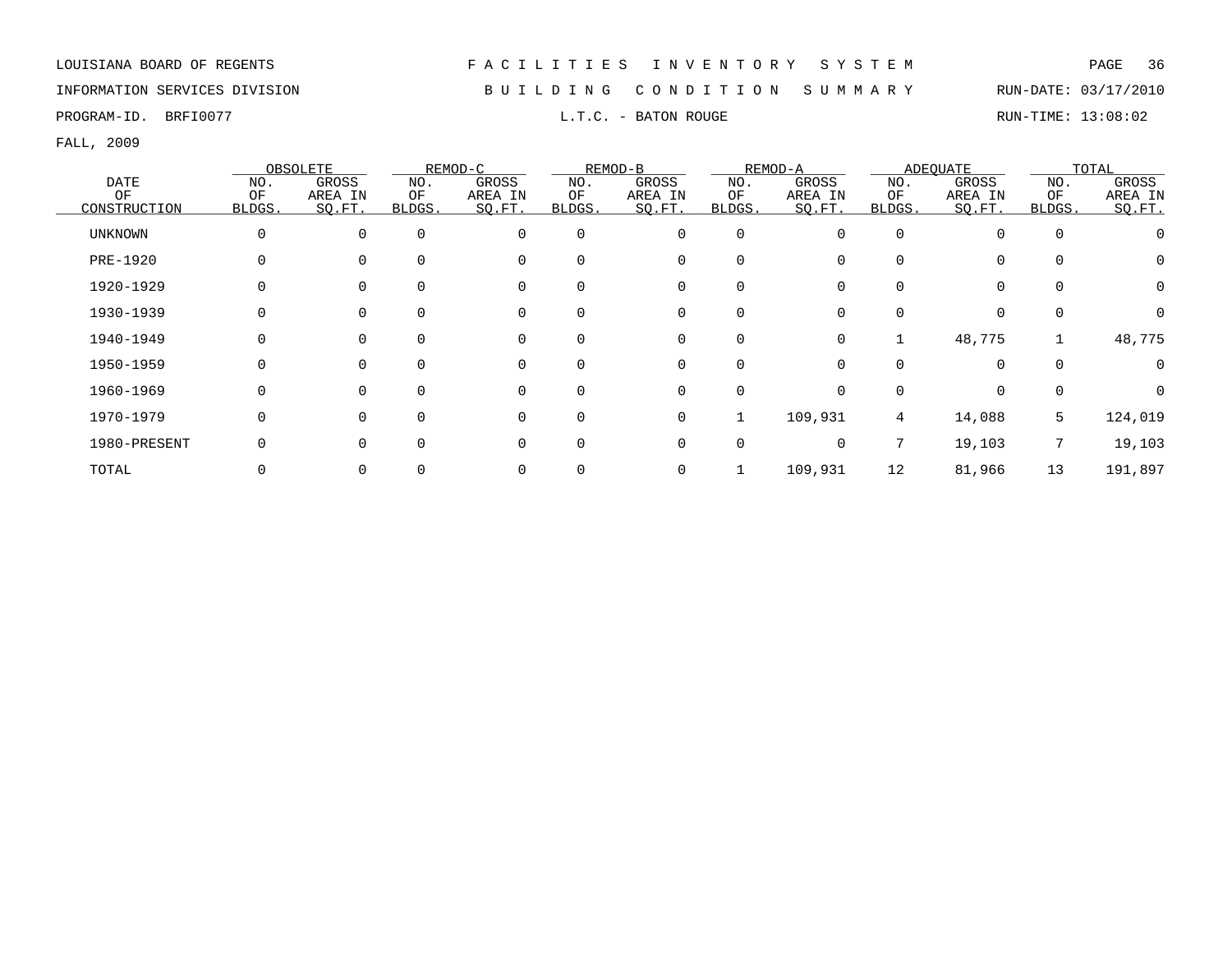LOUISIANA BOARD OF REGENTS — F A C I L I T I E S   I N V E N T O R Y   S Y S T E M

INFORMATION SERVICES DIVISION — B U I L D I N G   C O N D I T I O N   S U M M A R Y — RUN-DATE: 03/17/2010

PROGRAM-ID. BRFI0077 — L.T.C. - BATON ROUGE — RUN-TIME: 13:08:02

FALL, 2009

| DATE OF CONSTRUCTION | OBSOLETE | | REMOD-C | | REMOD-B | | REMOD-A | | ADEQUATE | | TOTAL | |
|---|---|---|---|---|---|---|---|---|---|---|---|---|
| | NO. OF BLDGS. | GROSS AREA IN SQ.FT. | NO. OF BLDGS. | GROSS AREA IN SQ.FT. | NO. OF BLDGS. | GROSS AREA IN SQ.FT. | NO. OF BLDGS. | GROSS AREA IN SQ.FT. | NO. OF BLDGS. | GROSS AREA IN SQ.FT. | NO. OF BLDGS. | GROSS AREA IN SQ.FT. |
| UNKNOWN | 0 | 0 | 0 | 0 | 0 | 0 | 0 | 0 | 0 | 0 | 0 | 0 |
| PRE-1920 | 0 | 0 | 0 | 0 | 0 | 0 | 0 | 0 | 0 | 0 | 0 | 0 |
| 1920-1929 | 0 | 0 | 0 | 0 | 0 | 0 | 0 | 0 | 0 | 0 | 0 | 0 |
| 1930-1939 | 0 | 0 | 0 | 0 | 0 | 0 | 0 | 0 | 0 | 0 | 0 | 0 |
| 1940-1949 | 0 | 0 | 0 | 0 | 0 | 0 | 0 | 0 | 1 | 48,775 | 1 | 48,775 |
| 1950-1959 | 0 | 0 | 0 | 0 | 0 | 0 | 0 | 0 | 0 | 0 | 0 | 0 |
| 1960-1969 | 0 | 0 | 0 | 0 | 0 | 0 | 0 | 0 | 0 | 0 | 0 | 0 |
| 1970-1979 | 0 | 0 | 0 | 0 | 0 | 0 | 1 | 109,931 | 4 | 14,088 | 5 | 124,019 |
| 1980-PRESENT | 0 | 0 | 0 | 0 | 0 | 0 | 0 | 0 | 7 | 19,103 | 7 | 19,103 |
| TOTAL | 0 | 0 | 0 | 0 | 0 | 0 | 1 | 109,931 | 12 | 81,966 | 13 | 191,897 |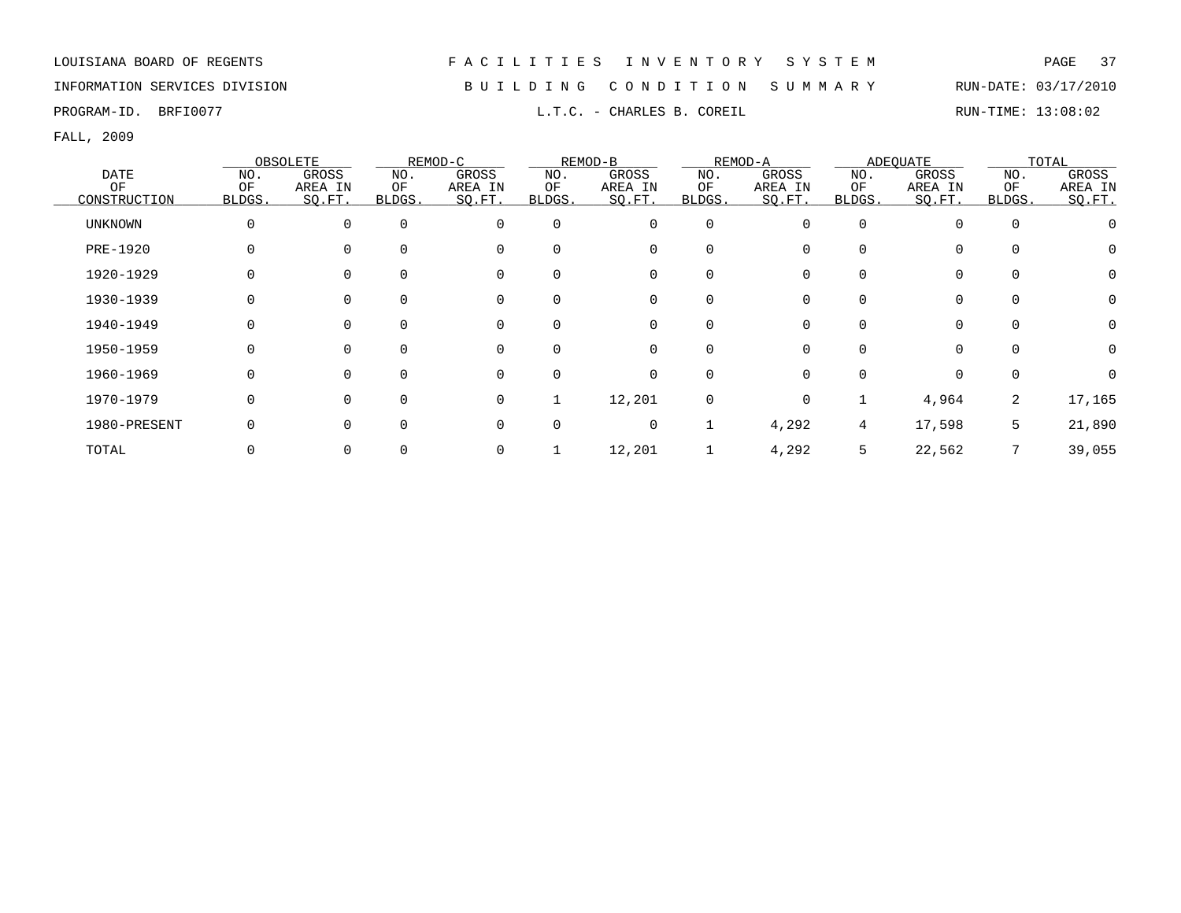LOUISIANA BOARD OF REGENTS

INFORMATION SERVICES DIVISION

PROGRAM-ID. BRFI0077

# FACILITIES INVENTORY SYSTEM

## BUILDING CONDITION SUMMARY

### L.T.C. - CHARLES B. COREIL

RUN-DATE: 03/17/2010

RUN-TIME: 13:08:02

FALL, 2009

| DATE OF CONSTRUCTION | OBSOLETE | | REMOD-C | | REMOD-B | | REMOD-A | | ADEQUATE | | TOTAL | |
|---|---|---|---|---|---|---|---|---|---|---|---|---|
| | NO. OF BLDGS. | GROSS AREA IN SQ.FT. | NO. OF BLDGS. | GROSS AREA IN SQ.FT. | NO. OF BLDGS. | GROSS AREA IN SQ.FT. | NO. OF BLDGS. | GROSS AREA IN SQ.FT. | NO. OF BLDGS. | GROSS AREA IN SQ.FT. | NO. OF BLDGS. | GROSS AREA IN SQ.FT. |
| UNKNOWN | 0 | 0 | 0 | 0 | 0 | 0 | 0 | 0 | 0 | 0 | 0 | 0 |
| PRE-1920 | 0 | 0 | 0 | 0 | 0 | 0 | 0 | 0 | 0 | 0 | 0 | 0 |
| 1920-1929 | 0 | 0 | 0 | 0 | 0 | 0 | 0 | 0 | 0 | 0 | 0 | 0 |
| 1930-1939 | 0 | 0 | 0 | 0 | 0 | 0 | 0 | 0 | 0 | 0 | 0 | 0 |
| 1940-1949 | 0 | 0 | 0 | 0 | 0 | 0 | 0 | 0 | 0 | 0 | 0 | 0 |
| 1950-1959 | 0 | 0 | 0 | 0 | 0 | 0 | 0 | 0 | 0 | 0 | 0 | 0 |
| 1960-1969 | 0 | 0 | 0 | 0 | 0 | 0 | 0 | 0 | 0 | 0 | 0 | 0 |
| 1970-1979 | 0 | 0 | 0 | 0 | 1 | 12,201 | 0 | 0 | 1 | 4,964 | 2 | 17,165 |
| 1980-PRESENT | 0 | 0 | 0 | 0 | 0 | 0 | 1 | 4,292 | 4 | 17,598 | 5 | 21,890 |
| TOTAL | 0 | 0 | 0 | 0 | 1 | 12,201 | 1 | 4,292 | 5 | 22,562 | 7 | 39,055 |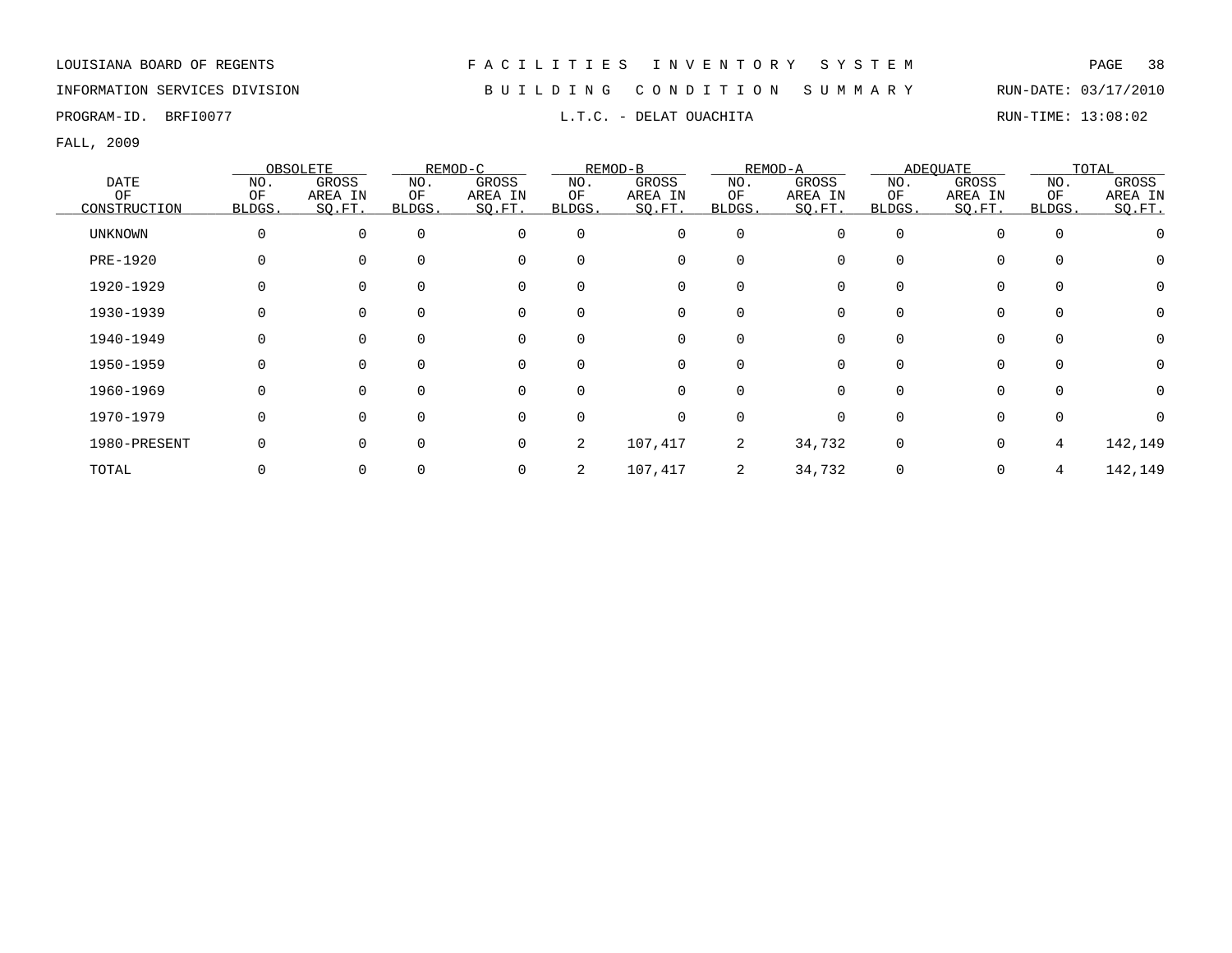LOUISIANA BOARD OF REGENTS — FACILITIES INVENTORY SYSTEM

INFORMATION SERVICES DIVISION — BUILDING CONDITION SUMMARY — RUN-DATE: 03/17/2010

PROGRAM-ID. BRFI0077 — L.T.C. - DELAT OUACHITA — RUN-TIME: 13:08:02

FALL, 2009

| DATE OF CONSTRUCTION | OBSOLETE | | REMOD-C | | REMOD-B | | REMOD-A | | ADEQUATE | | TOTAL | |
|---|---|---|---|---|---|---|---|---|---|---|---|---|
| | NO. OF BLDGS. | GROSS AREA IN SQ.FT. | NO. OF BLDGS. | GROSS AREA IN SQ.FT. | NO. OF BLDGS. | GROSS AREA IN SQ.FT. | NO. OF BLDGS. | GROSS AREA IN SQ.FT. | NO. OF BLDGS. | GROSS AREA IN SQ.FT. | NO. OF BLDGS. | GROSS AREA IN SQ.FT. |
| UNKNOWN | 0 | 0 | 0 | 0 | 0 | 0 | 0 | 0 | 0 | 0 | 0 | 0 |
| PRE-1920 | 0 | 0 | 0 | 0 | 0 | 0 | 0 | 0 | 0 | 0 | 0 | 0 |
| 1920-1929 | 0 | 0 | 0 | 0 | 0 | 0 | 0 | 0 | 0 | 0 | 0 | 0 |
| 1930-1939 | 0 | 0 | 0 | 0 | 0 | 0 | 0 | 0 | 0 | 0 | 0 | 0 |
| 1940-1949 | 0 | 0 | 0 | 0 | 0 | 0 | 0 | 0 | 0 | 0 | 0 | 0 |
| 1950-1959 | 0 | 0 | 0 | 0 | 0 | 0 | 0 | 0 | 0 | 0 | 0 | 0 |
| 1960-1969 | 0 | 0 | 0 | 0 | 0 | 0 | 0 | 0 | 0 | 0 | 0 | 0 |
| 1970-1979 | 0 | 0 | 0 | 0 | 0 | 0 | 0 | 0 | 0 | 0 | 0 | 0 |
| 1980-PRESENT | 0 | 0 | 0 | 0 | 2 | 107,417 | 2 | 34,732 | 0 | 0 | 4 | 142,149 |
| TOTAL | 0 | 0 | 0 | 0 | 2 | 107,417 | 2 | 34,732 | 0 | 0 | 4 | 142,149 |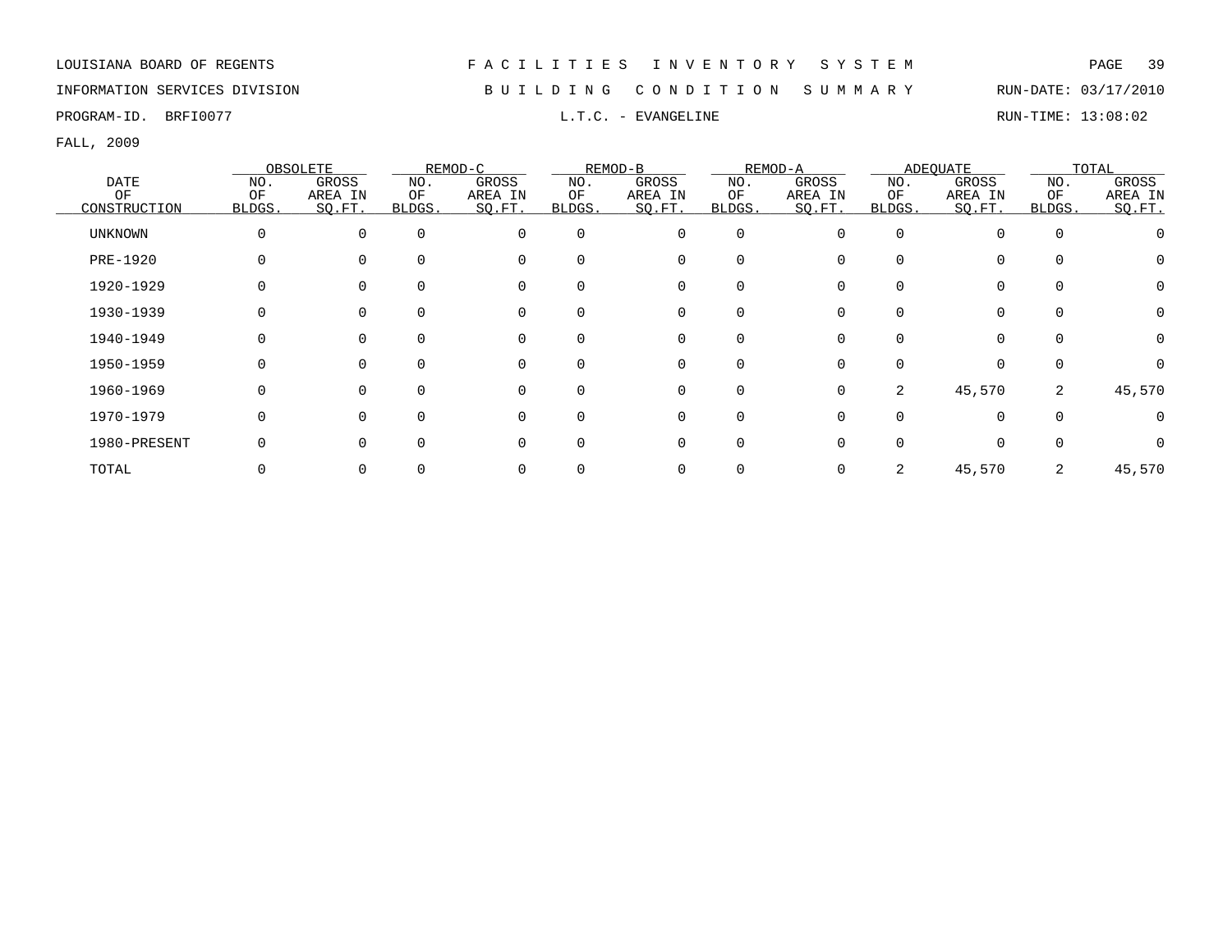LOUISIANA BOARD OF REGENTS — FACILITIES INVENTORY SYSTEM

INFORMATION SERVICES DIVISION — BUILDING CONDITION SUMMARY — RUN-DATE: 03/17/2010

PROGRAM-ID. BRFI0077 — L.T.C. - EVANGELINE — RUN-TIME: 13:08:02

FALL, 2009

| DATE OF CONSTRUCTION | OBSOLETE | | REMOD-C | | REMOD-B | | REMOD-A | | ADEQUATE | | TOTAL | |
|---|---|---|---|---|---|---|---|---|---|---|---|---|
| | NO. OF BLDGS. | GROSS AREA IN SQ.FT. | NO. OF BLDGS. | GROSS AREA IN SQ.FT. | NO. OF BLDGS. | GROSS AREA IN SQ.FT. | NO. OF BLDGS. | GROSS AREA IN SQ.FT. | NO. OF BLDGS. | GROSS AREA IN SQ.FT. | NO. OF BLDGS. | GROSS AREA IN SQ.FT. |
| UNKNOWN | 0 | 0 | 0 | 0 | 0 | 0 | 0 | 0 | 0 | 0 | 0 | 0 |
| PRE-1920 | 0 | 0 | 0 | 0 | 0 | 0 | 0 | 0 | 0 | 0 | 0 | 0 |
| 1920-1929 | 0 | 0 | 0 | 0 | 0 | 0 | 0 | 0 | 0 | 0 | 0 | 0 |
| 1930-1939 | 0 | 0 | 0 | 0 | 0 | 0 | 0 | 0 | 0 | 0 | 0 | 0 |
| 1940-1949 | 0 | 0 | 0 | 0 | 0 | 0 | 0 | 0 | 0 | 0 | 0 | 0 |
| 1950-1959 | 0 | 0 | 0 | 0 | 0 | 0 | 0 | 0 | 0 | 0 | 0 | 0 |
| 1960-1969 | 0 | 0 | 0 | 0 | 0 | 0 | 0 | 0 | 2 | 45,570 | 2 | 45,570 |
| 1970-1979 | 0 | 0 | 0 | 0 | 0 | 0 | 0 | 0 | 0 | 0 | 0 | 0 |
| 1980-PRESENT | 0 | 0 | 0 | 0 | 0 | 0 | 0 | 0 | 0 | 0 | 0 | 0 |
| TOTAL | 0 | 0 | 0 | 0 | 0 | 0 | 0 | 0 | 2 | 45,570 | 2 | 45,570 |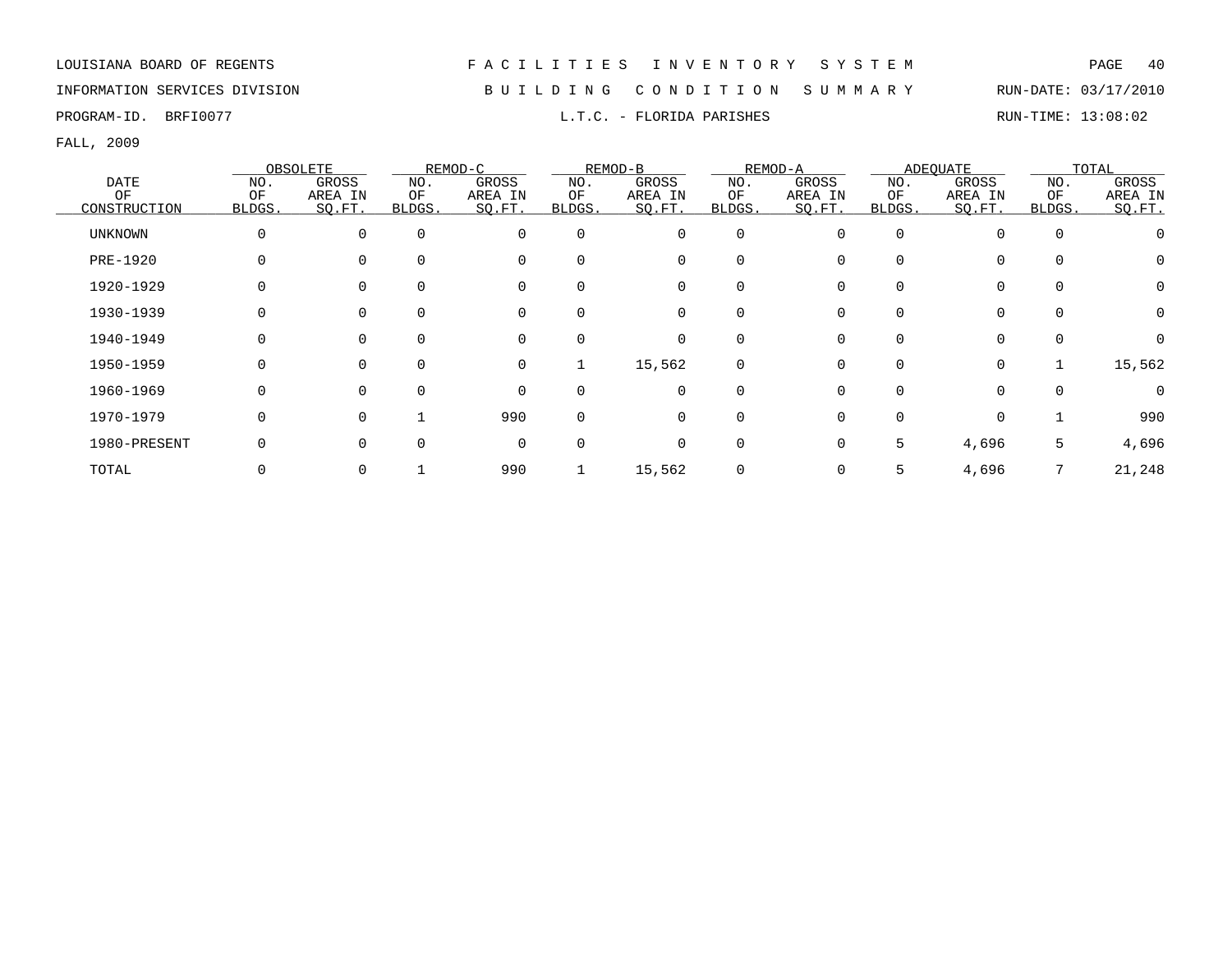LOUISIANA BOARD OF REGENTS — FACILITIES INVENTORY SYSTEM

INFORMATION SERVICES DIVISION — BUILDING CONDITION SUMMARY — RUN-DATE: 03/17/2010

PROGRAM-ID. BRFI0077 — L.T.C. - FLORIDA PARISHES — RUN-TIME: 13:08:02

FALL, 2009

| DATE OF CONSTRUCTION | OBSOLETE | | REMOD-C | | REMOD-B | | REMOD-A | | ADEQUATE | | TOTAL | |
|---|---|---|---|---|---|---|---|---|---|---|---|---|
| | NO. OF BLDGS. | GROSS AREA IN SQ.FT. | NO. OF BLDGS. | GROSS AREA IN SQ.FT. | NO. OF BLDGS. | GROSS AREA IN SQ.FT. | NO. OF BLDGS. | GROSS AREA IN SQ.FT. | NO. OF BLDGS. | GROSS AREA IN SQ.FT. | NO. OF BLDGS. | GROSS AREA IN SQ.FT. |
| UNKNOWN | 0 | 0 | 0 | 0 | 0 | 0 | 0 | 0 | 0 | 0 | 0 | 0 |
| PRE-1920 | 0 | 0 | 0 | 0 | 0 | 0 | 0 | 0 | 0 | 0 | 0 | 0 |
| 1920-1929 | 0 | 0 | 0 | 0 | 0 | 0 | 0 | 0 | 0 | 0 | 0 | 0 |
| 1930-1939 | 0 | 0 | 0 | 0 | 0 | 0 | 0 | 0 | 0 | 0 | 0 | 0 |
| 1940-1949 | 0 | 0 | 0 | 0 | 0 | 0 | 0 | 0 | 0 | 0 | 0 | 0 |
| 1950-1959 | 0 | 0 | 0 | 0 | 1 | 15,562 | 0 | 0 | 0 | 0 | 1 | 15,562 |
| 1960-1969 | 0 | 0 | 0 | 0 | 0 | 0 | 0 | 0 | 0 | 0 | 0 | 0 |
| 1970-1979 | 0 | 0 | 1 | 990 | 0 | 0 | 0 | 0 | 0 | 0 | 1 | 990 |
| 1980-PRESENT | 0 | 0 | 0 | 0 | 0 | 0 | 0 | 0 | 5 | 4,696 | 5 | 4,696 |
| TOTAL | 0 | 0 | 1 | 990 | 1 | 15,562 | 0 | 0 | 5 | 4,696 | 7 | 21,248 |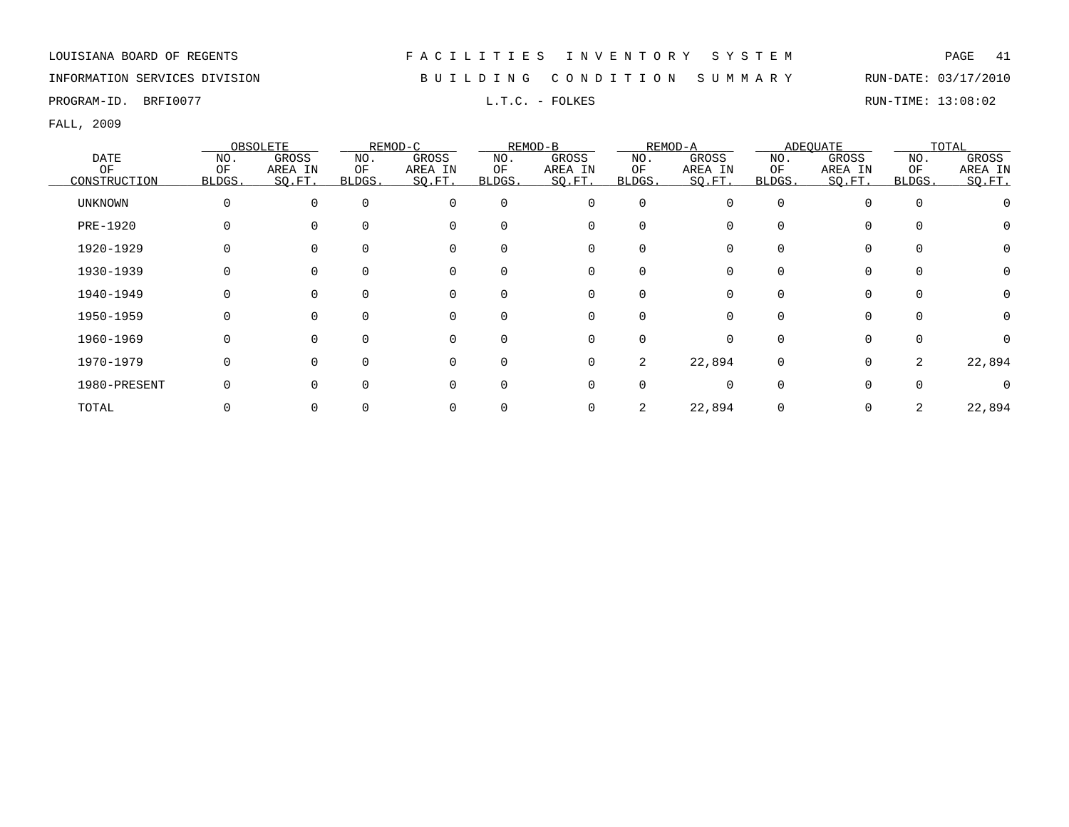LOUISIANA BOARD OF REGENTS

INFORMATION SERVICES DIVISION

PROGRAM-ID. BRFI0077

# FACILITIES INVENTORY SYSTEM

## BUILDING CONDITION SUMMARY

### L.T.C. - FOLKES

RUN-DATE: 03/17/2010

RUN-TIME: 13:08:02

FALL, 2009

| DATE OF CONSTRUCTION | OBSOLETE | | REMOD-C | | REMOD-B | | REMOD-A | | ADEQUATE | | TOTAL | |
|---|---|---|---|---|---|---|---|---|---|---|---|---|
| | NO. OF BLDGS. | GROSS AREA IN SQ.FT. | NO. OF BLDGS. | GROSS AREA IN SQ.FT. | NO. OF BLDGS. | GROSS AREA IN SQ.FT. | NO. OF BLDGS. | GROSS AREA IN SQ.FT. | NO. OF BLDGS. | GROSS AREA IN SQ.FT. | NO. OF BLDGS. | GROSS AREA IN SQ.FT. |
| UNKNOWN | 0 | 0 | 0 | 0 | 0 | 0 | 0 | 0 | 0 | 0 | 0 | 0 |
| PRE-1920 | 0 | 0 | 0 | 0 | 0 | 0 | 0 | 0 | 0 | 0 | 0 | 0 |
| 1920-1929 | 0 | 0 | 0 | 0 | 0 | 0 | 0 | 0 | 0 | 0 | 0 | 0 |
| 1930-1939 | 0 | 0 | 0 | 0 | 0 | 0 | 0 | 0 | 0 | 0 | 0 | 0 |
| 1940-1949 | 0 | 0 | 0 | 0 | 0 | 0 | 0 | 0 | 0 | 0 | 0 | 0 |
| 1950-1959 | 0 | 0 | 0 | 0 | 0 | 0 | 0 | 0 | 0 | 0 | 0 | 0 |
| 1960-1969 | 0 | 0 | 0 | 0 | 0 | 0 | 0 | 0 | 0 | 0 | 0 | 0 |
| 1970-1979 | 0 | 0 | 0 | 0 | 0 | 0 | 2 | 22,894 | 0 | 0 | 2 | 22,894 |
| 1980-PRESENT | 0 | 0 | 0 | 0 | 0 | 0 | 0 | 0 | 0 | 0 | 0 | 0 |
| TOTAL | 0 | 0 | 0 | 0 | 0 | 0 | 2 | 22,894 | 0 | 0 | 2 | 22,894 |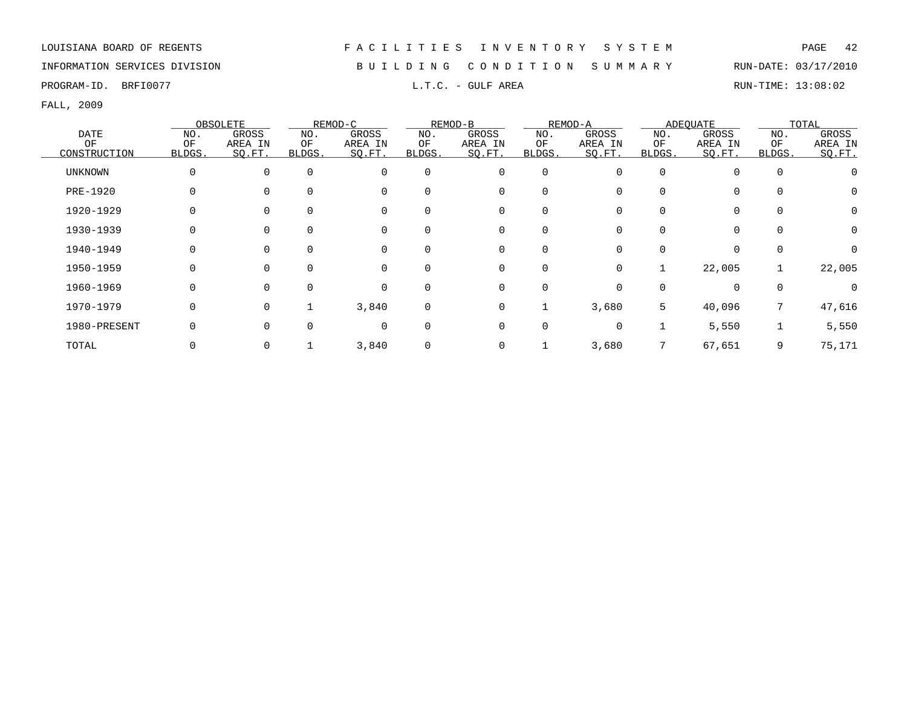LOUISIANA BOARD OF REGENTS

INFORMATION SERVICES DIVISION

PROGRAM-ID. BRFI0077

# FACILITIES INVENTORY SYSTEM

## BUILDING CONDITION SUMMARY

### L.T.C. - GULF AREA

RUN-DATE: 03/17/2010

RUN-TIME: 13:08:02

FALL, 2009

| DATE OF CONSTRUCTION | OBSOLETE | | REMOD-C | | REMOD-B | | REMOD-A | | ADEQUATE | | TOTAL | |
|---|---|---|---|---|---|---|---|---|---|---|---|---|
| | NO. OF BLDGS. | GROSS AREA IN SQ.FT. | NO. OF BLDGS. | GROSS AREA IN SQ.FT. | NO. OF BLDGS. | GROSS AREA IN SQ.FT. | NO. OF BLDGS. | GROSS AREA IN SQ.FT. | NO. OF BLDGS. | GROSS AREA IN SQ.FT. | NO. OF BLDGS. | GROSS AREA IN SQ.FT. |
| UNKNOWN | 0 | 0 | 0 | 0 | 0 | 0 | 0 | 0 | 0 | 0 | 0 | 0 |
| PRE-1920 | 0 | 0 | 0 | 0 | 0 | 0 | 0 | 0 | 0 | 0 | 0 | 0 |
| 1920-1929 | 0 | 0 | 0 | 0 | 0 | 0 | 0 | 0 | 0 | 0 | 0 | 0 |
| 1930-1939 | 0 | 0 | 0 | 0 | 0 | 0 | 0 | 0 | 0 | 0 | 0 | 0 |
| 1940-1949 | 0 | 0 | 0 | 0 | 0 | 0 | 0 | 0 | 0 | 0 | 0 | 0 |
| 1950-1959 | 0 | 0 | 0 | 0 | 0 | 0 | 0 | 0 | 1 | 22,005 | 1 | 22,005 |
| 1960-1969 | 0 | 0 | 0 | 0 | 0 | 0 | 0 | 0 | 0 | 0 | 0 | 0 |
| 1970-1979 | 0 | 0 | 1 | 3,840 | 0 | 0 | 1 | 3,680 | 5 | 40,096 | 7 | 47,616 |
| 1980-PRESENT | 0 | 0 | 0 | 0 | 0 | 0 | 0 | 0 | 1 | 5,550 | 1 | 5,550 |
| TOTAL | 0 | 0 | 1 | 3,840 | 0 | 0 | 1 | 3,680 | 7 | 67,651 | 9 | 75,171 |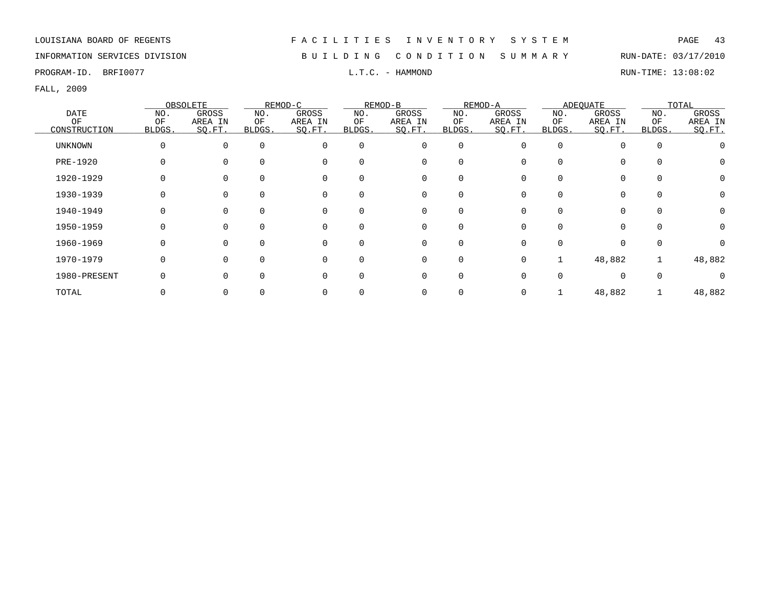LOUISIANA BOARD OF REGENTS — FACILITIES INVENTORY SYSTEM

INFORMATION SERVICES DIVISION — BUILDING CONDITION SUMMARY — RUN-DATE: 03/17/2010

PROGRAM-ID. BRFI0077 — L.T.C. - HAMMOND — RUN-TIME: 13:08:02

FALL, 2009

| DATE OF CONSTRUCTION | OBSOLETE | | REMOD-C | | REMOD-B | | REMOD-A | | ADEQUATE | | TOTAL | |
|---|---|---|---|---|---|---|---|---|---|---|---|---|
| | NO. OF BLDGS. | GROSS AREA IN SQ.FT. | NO. OF BLDGS. | GROSS AREA IN SQ.FT. | NO. OF BLDGS. | GROSS AREA IN SQ.FT. | NO. OF BLDGS. | GROSS AREA IN SQ.FT. | NO. OF BLDGS. | GROSS AREA IN SQ.FT. | NO. OF BLDGS. | GROSS AREA IN SQ.FT. |
| UNKNOWN | 0 | 0 | 0 | 0 | 0 | 0 | 0 | 0 | 0 | 0 | 0 | 0 |
| PRE-1920 | 0 | 0 | 0 | 0 | 0 | 0 | 0 | 0 | 0 | 0 | 0 | 0 |
| 1920-1929 | 0 | 0 | 0 | 0 | 0 | 0 | 0 | 0 | 0 | 0 | 0 | 0 |
| 1930-1939 | 0 | 0 | 0 | 0 | 0 | 0 | 0 | 0 | 0 | 0 | 0 | 0 |
| 1940-1949 | 0 | 0 | 0 | 0 | 0 | 0 | 0 | 0 | 0 | 0 | 0 | 0 |
| 1950-1959 | 0 | 0 | 0 | 0 | 0 | 0 | 0 | 0 | 0 | 0 | 0 | 0 |
| 1960-1969 | 0 | 0 | 0 | 0 | 0 | 0 | 0 | 0 | 0 | 0 | 0 | 0 |
| 1970-1979 | 0 | 0 | 0 | 0 | 0 | 0 | 0 | 0 | 1 | 48,882 | 1 | 48,882 |
| 1980-PRESENT | 0 | 0 | 0 | 0 | 0 | 0 | 0 | 0 | 0 | 0 | 0 | 0 |
| TOTAL | 0 | 0 | 0 | 0 | 0 | 0 | 0 | 0 | 1 | 48,882 | 1 | 48,882 |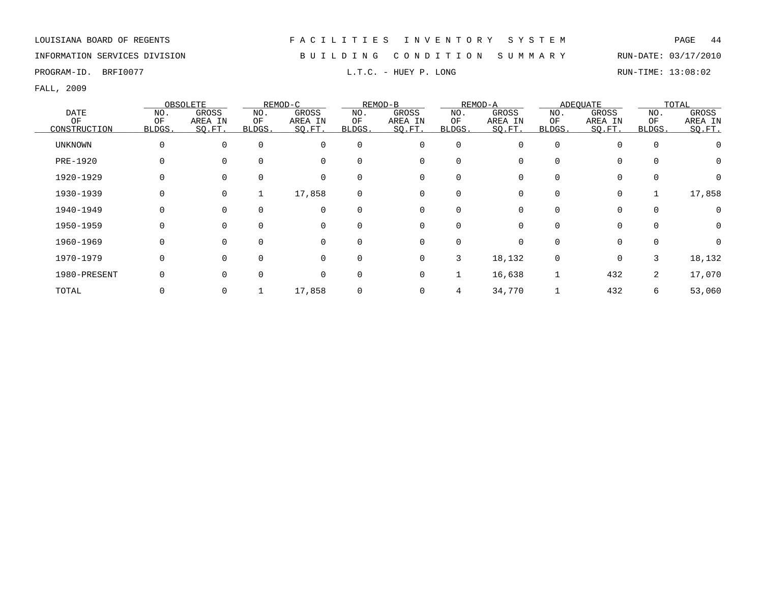LOUISIANA BOARD OF REGENTS

INFORMATION SERVICES DIVISION

PROGRAM-ID. BRFI0077

# FACILITIES INVENTORY SYSTEM

## BUILDING CONDITION SUMMARY

### L.T.C. - HUEY P. LONG

RUN-DATE: 03/17/2010

RUN-TIME: 13:08:02

FALL, 2009

| DATE OF CONSTRUCTION | OBSOLETE | | REMOD-C | | REMOD-B | | REMOD-A | | ADEQUATE | | TOTAL | |
|---|---|---|---|---|---|---|---|---|---|---|---|---|
| | NO. OF BLDGS. | GROSS AREA IN SQ.FT. | NO. OF BLDGS. | GROSS AREA IN SQ.FT. | NO. OF BLDGS. | GROSS AREA IN SQ.FT. | NO. OF BLDGS. | GROSS AREA IN SQ.FT. | NO. OF BLDGS. | GROSS AREA IN SQ.FT. | NO. OF BLDGS. | GROSS AREA IN SQ.FT. |
| UNKNOWN | 0 | 0 | 0 | 0 | 0 | 0 | 0 | 0 | 0 | 0 | 0 | 0 |
| PRE-1920 | 0 | 0 | 0 | 0 | 0 | 0 | 0 | 0 | 0 | 0 | 0 | 0 |
| 1920-1929 | 0 | 0 | 0 | 0 | 0 | 0 | 0 | 0 | 0 | 0 | 0 | 0 |
| 1930-1939 | 0 | 0 | 1 | 17,858 | 0 | 0 | 0 | 0 | 0 | 0 | 1 | 17,858 |
| 1940-1949 | 0 | 0 | 0 | 0 | 0 | 0 | 0 | 0 | 0 | 0 | 0 | 0 |
| 1950-1959 | 0 | 0 | 0 | 0 | 0 | 0 | 0 | 0 | 0 | 0 | 0 | 0 |
| 1960-1969 | 0 | 0 | 0 | 0 | 0 | 0 | 0 | 0 | 0 | 0 | 0 | 0 |
| 1970-1979 | 0 | 0 | 0 | 0 | 0 | 0 | 3 | 18,132 | 0 | 0 | 3 | 18,132 |
| 1980-PRESENT | 0 | 0 | 0 | 0 | 0 | 0 | 1 | 16,638 | 1 | 432 | 2 | 17,070 |
| TOTAL | 0 | 0 | 1 | 17,858 | 0 | 0 | 4 | 34,770 | 1 | 432 | 6 | 53,060 |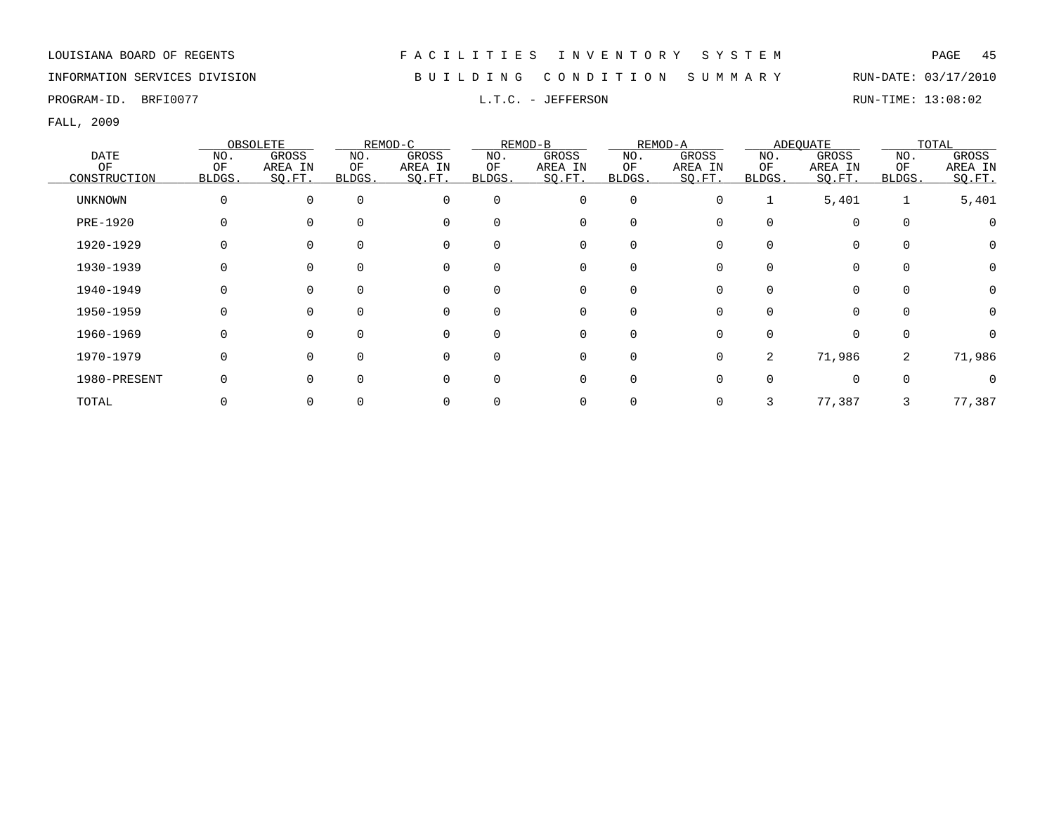LOUISIANA BOARD OF REGENTS

INFORMATION SERVICES DIVISION

PROGRAM-ID. BRFI0077

# FACILITIES INVENTORY SYSTEM

## BUILDING CONDITION SUMMARY

### L.T.C. - JEFFERSON

RUN-DATE: 03/17/2010

RUN-TIME: 13:08:02

FALL, 2009

| DATE OF CONSTRUCTION | OBSOLETE | | REMOD-C | | REMOD-B | | REMOD-A | | ADEQUATE | | TOTAL | |
|---|---|---|---|---|---|---|---|---|---|---|---|---|
| | NO. OF BLDGS. | GROSS AREA IN SQ.FT. | NO. OF BLDGS. | GROSS AREA IN SQ.FT. | NO. OF BLDGS. | GROSS AREA IN SQ.FT. | NO. OF BLDGS. | GROSS AREA IN SQ.FT. | NO. OF BLDGS. | GROSS AREA IN SQ.FT. | NO. OF BLDGS. | GROSS AREA IN SQ.FT. |
| UNKNOWN | 0 | 0 | 0 | 0 | 0 | 0 | 0 | 0 | 1 | 5,401 | 1 | 5,401 |
| PRE-1920 | 0 | 0 | 0 | 0 | 0 | 0 | 0 | 0 | 0 | 0 | 0 | 0 |
| 1920-1929 | 0 | 0 | 0 | 0 | 0 | 0 | 0 | 0 | 0 | 0 | 0 | 0 |
| 1930-1939 | 0 | 0 | 0 | 0 | 0 | 0 | 0 | 0 | 0 | 0 | 0 | 0 |
| 1940-1949 | 0 | 0 | 0 | 0 | 0 | 0 | 0 | 0 | 0 | 0 | 0 | 0 |
| 1950-1959 | 0 | 0 | 0 | 0 | 0 | 0 | 0 | 0 | 0 | 0 | 0 | 0 |
| 1960-1969 | 0 | 0 | 0 | 0 | 0 | 0 | 0 | 0 | 0 | 0 | 0 | 0 |
| 1970-1979 | 0 | 0 | 0 | 0 | 0 | 0 | 0 | 0 | 2 | 71,986 | 2 | 71,986 |
| 1980-PRESENT | 0 | 0 | 0 | 0 | 0 | 0 | 0 | 0 | 0 | 0 | 0 | 0 |
| TOTAL | 0 | 0 | 0 | 0 | 0 | 0 | 0 | 0 | 3 | 77,387 | 3 | 77,387 |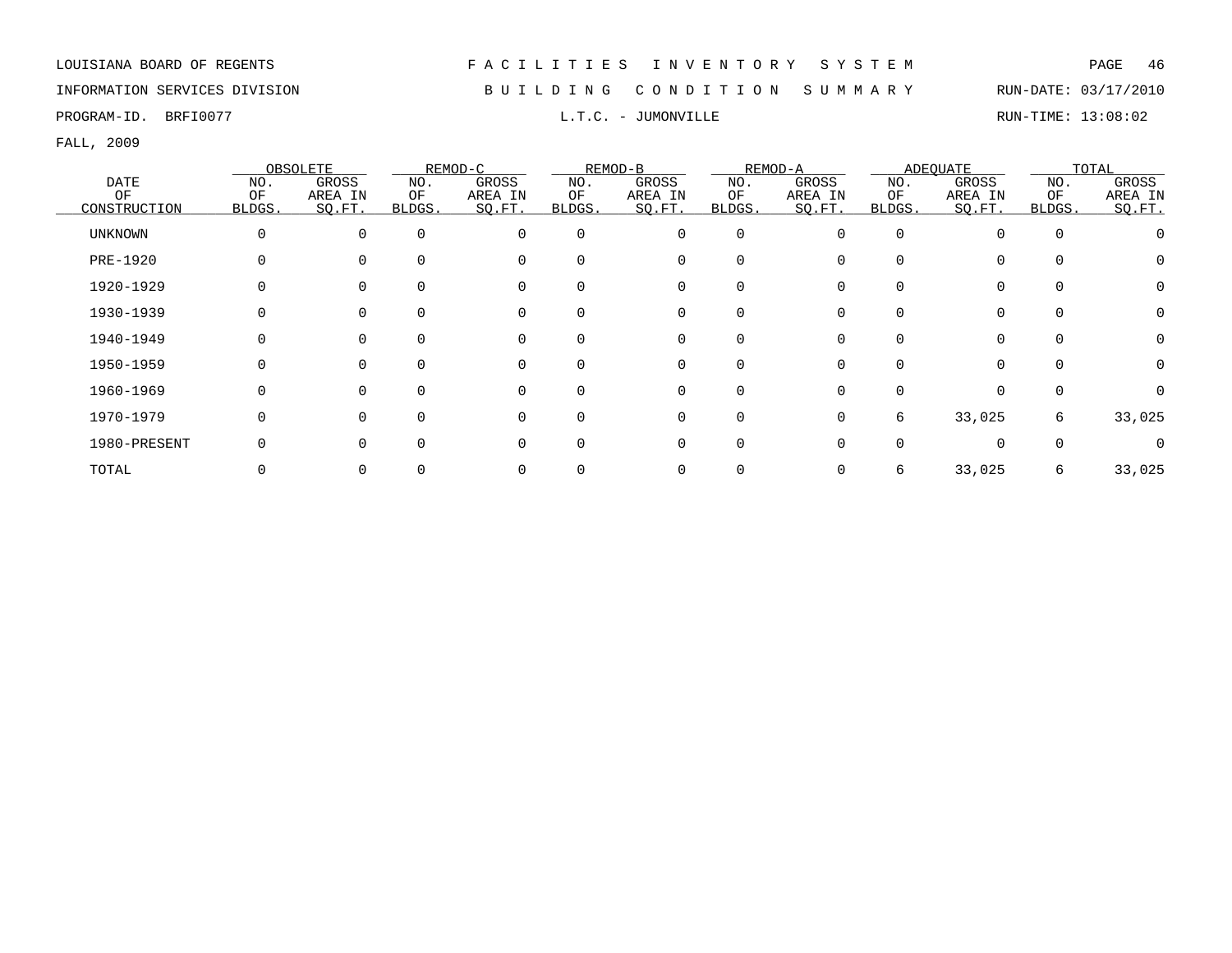LOUISIANA BOARD OF REGENTS

INFORMATION SERVICES DIVISION

PROGRAM-ID. BRFI0077

FALL, 2009

# F A C I L I T I E S I N V E N T O R Y S Y S T E M

## B U I L D I N G C O N D I T I O N S U M M A R Y

### L.T.C. - JUMONVILLE

RUN-DATE: 03/17/2010

RUN-TIME: 13:08:02

| DATE OF CONSTRUCTION | OBSOLETE | | REMOD-C | | REMOD-B | | REMOD-A | | ADEQUATE | | TOTAL | |
|---|---|---|---|---|---|---|---|---|---|---|---|---|
| | NO. OF BLDGS. | GROSS AREA IN SQ.FT. | NO. OF BLDGS. | GROSS AREA IN SQ.FT. | NO. OF BLDGS. | GROSS AREA IN SQ.FT. | NO. OF BLDGS. | GROSS AREA IN SQ.FT. | NO. OF BLDGS. | GROSS AREA IN SQ.FT. | NO. OF BLDGS. | GROSS AREA IN SQ.FT. |
| UNKNOWN | 0 | 0 | 0 | 0 | 0 | 0 | 0 | 0 | 0 | 0 | 0 | 0 |
| PRE-1920 | 0 | 0 | 0 | 0 | 0 | 0 | 0 | 0 | 0 | 0 | 0 | 0 |
| 1920-1929 | 0 | 0 | 0 | 0 | 0 | 0 | 0 | 0 | 0 | 0 | 0 | 0 |
| 1930-1939 | 0 | 0 | 0 | 0 | 0 | 0 | 0 | 0 | 0 | 0 | 0 | 0 |
| 1940-1949 | 0 | 0 | 0 | 0 | 0 | 0 | 0 | 0 | 0 | 0 | 0 | 0 |
| 1950-1959 | 0 | 0 | 0 | 0 | 0 | 0 | 0 | 0 | 0 | 0 | 0 | 0 |
| 1960-1969 | 0 | 0 | 0 | 0 | 0 | 0 | 0 | 0 | 0 | 0 | 0 | 0 |
| 1970-1979 | 0 | 0 | 0 | 0 | 0 | 0 | 0 | 0 | 6 | 33,025 | 6 | 33,025 |
| 1980-PRESENT | 0 | 0 | 0 | 0 | 0 | 0 | 0 | 0 | 0 | 0 | 0 | 0 |
| TOTAL | 0 | 0 | 0 | 0 | 0 | 0 | 0 | 0 | 6 | 33,025 | 6 | 33,025 |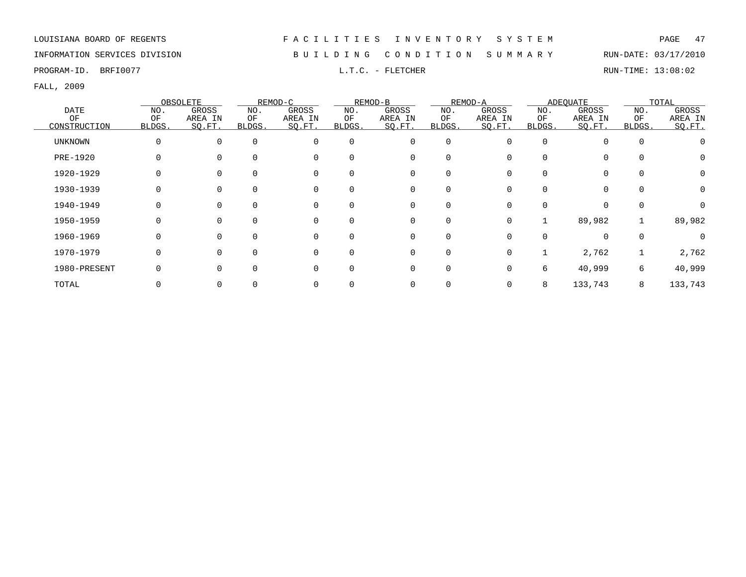LOUISIANA BOARD OF REGENTS

INFORMATION SERVICES DIVISION

PROGRAM-ID. BRFI0077

# FACILITIES INVENTORY SYSTEM

## BUILDING CONDITION SUMMARY

### L.T.C. - FLETCHER

RUN-DATE: 03/17/2010

RUN-TIME: 13:08:02

FALL, 2009

| DATE OF CONSTRUCTION | OBSOLETE | | REMOD-C | | REMOD-B | | REMOD-A | | ADEQUATE | | TOTAL | |
|---|---|---|---|---|---|---|---|---|---|---|---|---|
| | NO. OF BLDGS. | GROSS AREA IN SQ.FT. | NO. OF BLDGS. | GROSS AREA IN SQ.FT. | NO. OF BLDGS. | GROSS AREA IN SQ.FT. | NO. OF BLDGS. | GROSS AREA IN SQ.FT. | NO. OF BLDGS. | GROSS AREA IN SQ.FT. | NO. OF BLDGS. | GROSS AREA IN SQ.FT. |
| UNKNOWN | 0 | 0 | 0 | 0 | 0 | 0 | 0 | 0 | 0 | 0 | 0 | 0 |
| PRE-1920 | 0 | 0 | 0 | 0 | 0 | 0 | 0 | 0 | 0 | 0 | 0 | 0 |
| 1920-1929 | 0 | 0 | 0 | 0 | 0 | 0 | 0 | 0 | 0 | 0 | 0 | 0 |
| 1930-1939 | 0 | 0 | 0 | 0 | 0 | 0 | 0 | 0 | 0 | 0 | 0 | 0 |
| 1940-1949 | 0 | 0 | 0 | 0 | 0 | 0 | 0 | 0 | 0 | 0 | 0 | 0 |
| 1950-1959 | 0 | 0 | 0 | 0 | 0 | 0 | 0 | 0 | 1 | 89,982 | 1 | 89,982 |
| 1960-1969 | 0 | 0 | 0 | 0 | 0 | 0 | 0 | 0 | 0 | 0 | 0 | 0 |
| 1970-1979 | 0 | 0 | 0 | 0 | 0 | 0 | 0 | 0 | 1 | 2,762 | 1 | 2,762 |
| 1980-PRESENT | 0 | 0 | 0 | 0 | 0 | 0 | 0 | 0 | 6 | 40,999 | 6 | 40,999 |
| TOTAL | 0 | 0 | 0 | 0 | 0 | 0 | 0 | 0 | 8 | 133,743 | 8 | 133,743 |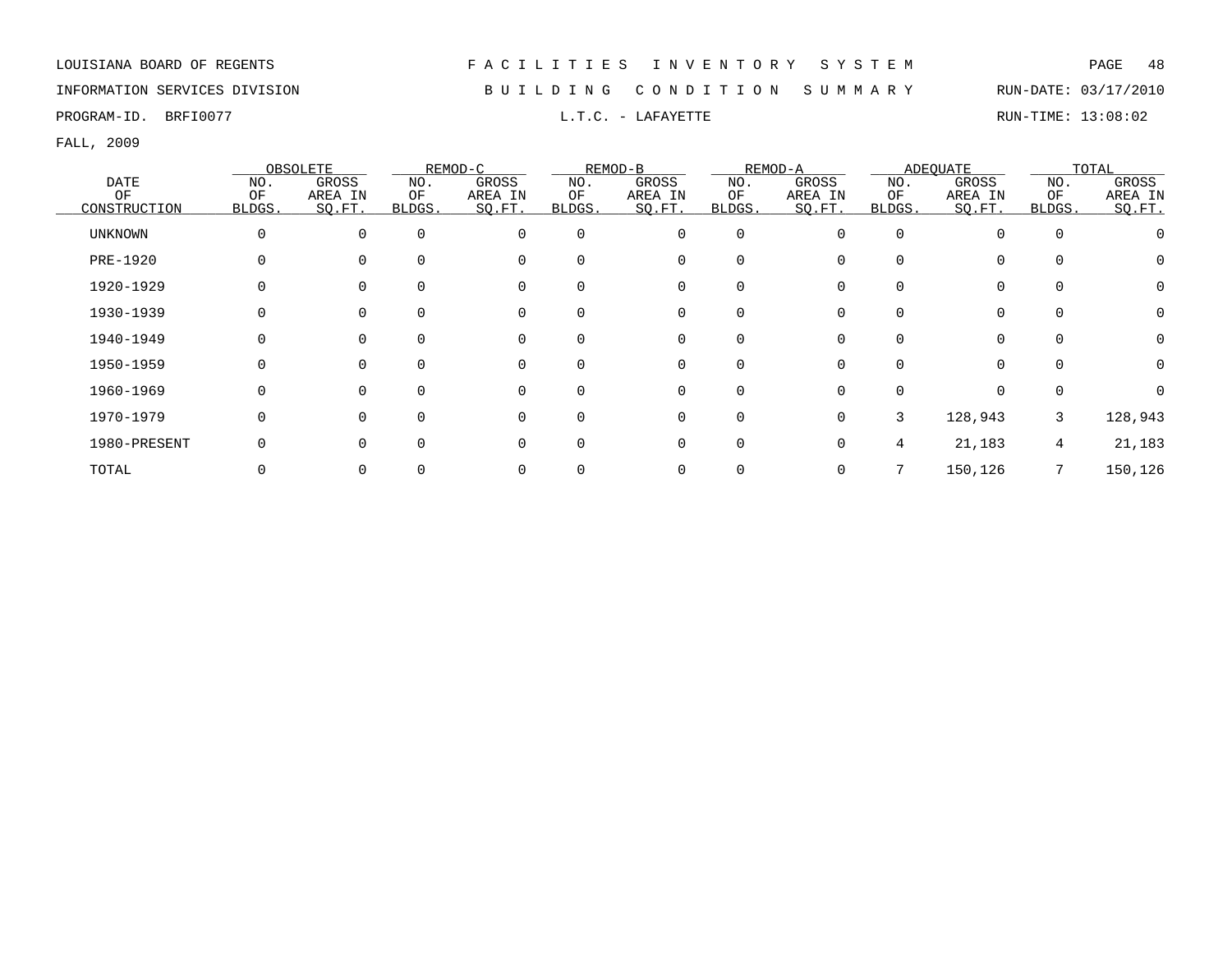LOUISIANA BOARD OF REGENTS

INFORMATION SERVICES DIVISION

PROGRAM-ID. BRFI0077

# FACILITIES INVENTORY SYSTEM

## BUILDING CONDITION SUMMARY

### L.T.C. - LAFAYETTE

RUN-DATE: 03/17/2010

RUN-TIME: 13:08:02

FALL, 2009

| DATE OF CONSTRUCTION | OBSOLETE | | REMOD-C | | REMOD-B | | REMOD-A | | ADEQUATE | | TOTAL | |
|---|---|---|---|---|---|---|---|---|---|---|---|---|
| | NO. OF BLDGS. | GROSS AREA IN SQ.FT. | NO. OF BLDGS. | GROSS AREA IN SQ.FT. | NO. OF BLDGS. | GROSS AREA IN SQ.FT. | NO. OF BLDGS. | GROSS AREA IN SQ.FT. | NO. OF BLDGS. | GROSS AREA IN SQ.FT. | NO. OF BLDGS. | GROSS AREA IN SQ.FT. |
| UNKNOWN | 0 | 0 | 0 | 0 | 0 | 0 | 0 | 0 | 0 | 0 | 0 | 0 |
| PRE-1920 | 0 | 0 | 0 | 0 | 0 | 0 | 0 | 0 | 0 | 0 | 0 | 0 |
| 1920-1929 | 0 | 0 | 0 | 0 | 0 | 0 | 0 | 0 | 0 | 0 | 0 | 0 |
| 1930-1939 | 0 | 0 | 0 | 0 | 0 | 0 | 0 | 0 | 0 | 0 | 0 | 0 |
| 1940-1949 | 0 | 0 | 0 | 0 | 0 | 0 | 0 | 0 | 0 | 0 | 0 | 0 |
| 1950-1959 | 0 | 0 | 0 | 0 | 0 | 0 | 0 | 0 | 0 | 0 | 0 | 0 |
| 1960-1969 | 0 | 0 | 0 | 0 | 0 | 0 | 0 | 0 | 0 | 0 | 0 | 0 |
| 1970-1979 | 0 | 0 | 0 | 0 | 0 | 0 | 0 | 0 | 3 | 128,943 | 3 | 128,943 |
| 1980-PRESENT | 0 | 0 | 0 | 0 | 0 | 0 | 0 | 0 | 4 | 21,183 | 4 | 21,183 |
| TOTAL | 0 | 0 | 0 | 0 | 0 | 0 | 0 | 0 | 7 | 150,126 | 7 | 150,126 |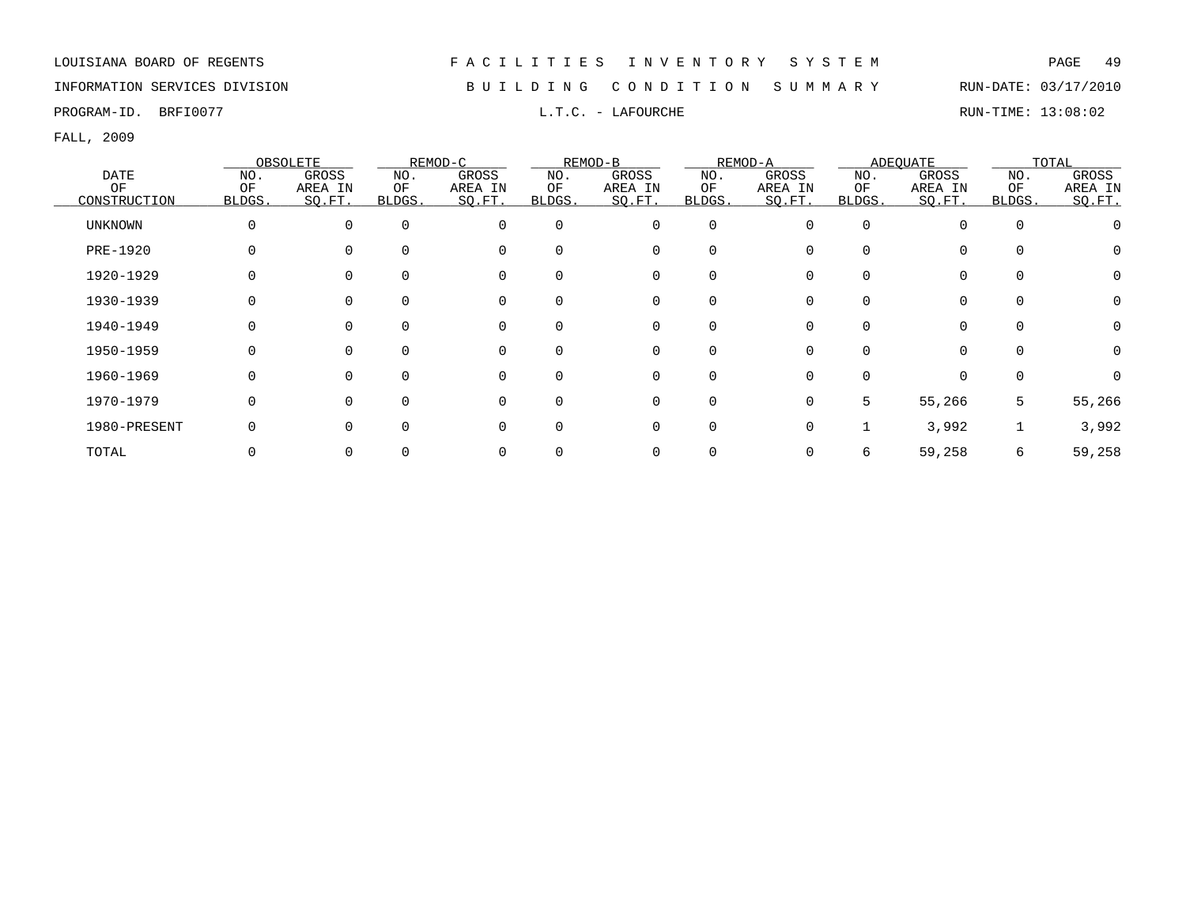LOUISIANA BOARD OF REGENTS

INFORMATION SERVICES DIVISION

PROGRAM-ID. BRFI0077

# FACILITIES INVENTORY SYSTEM

## BUILDING CONDITION SUMMARY

### L.T.C. - LAFOURCHE

RUN-DATE: 03/17/2010

RUN-TIME: 13:08:02

FALL, 2009

| DATE OF CONSTRUCTION | OBSOLETE | | REMOD-C | | REMOD-B | | REMOD-A | | ADEQUATE | | TOTAL | |
|---|---|---|---|---|---|---|---|---|---|---|---|---|
| | NO. OF BLDGS. | GROSS AREA IN SQ.FT. | NO. OF BLDGS. | GROSS AREA IN SQ.FT. | NO. OF BLDGS. | GROSS AREA IN SQ.FT. | NO. OF BLDGS. | GROSS AREA IN SQ.FT. | NO. OF BLDGS. | GROSS AREA IN SQ.FT. | NO. OF BLDGS. | GROSS AREA IN SQ.FT. |
| UNKNOWN | 0 | 0 | 0 | 0 | 0 | 0 | 0 | 0 | 0 | 0 | 0 | 0 |
| PRE-1920 | 0 | 0 | 0 | 0 | 0 | 0 | 0 | 0 | 0 | 0 | 0 | 0 |
| 1920-1929 | 0 | 0 | 0 | 0 | 0 | 0 | 0 | 0 | 0 | 0 | 0 | 0 |
| 1930-1939 | 0 | 0 | 0 | 0 | 0 | 0 | 0 | 0 | 0 | 0 | 0 | 0 |
| 1940-1949 | 0 | 0 | 0 | 0 | 0 | 0 | 0 | 0 | 0 | 0 | 0 | 0 |
| 1950-1959 | 0 | 0 | 0 | 0 | 0 | 0 | 0 | 0 | 0 | 0 | 0 | 0 |
| 1960-1969 | 0 | 0 | 0 | 0 | 0 | 0 | 0 | 0 | 0 | 0 | 0 | 0 |
| 1970-1979 | 0 | 0 | 0 | 0 | 0 | 0 | 0 | 0 | 5 | 55,266 | 5 | 55,266 |
| 1980-PRESENT | 0 | 0 | 0 | 0 | 0 | 0 | 0 | 0 | 1 | 3,992 | 1 | 3,992 |
| TOTAL | 0 | 0 | 0 | 0 | 0 | 0 | 0 | 0 | 6 | 59,258 | 6 | 59,258 |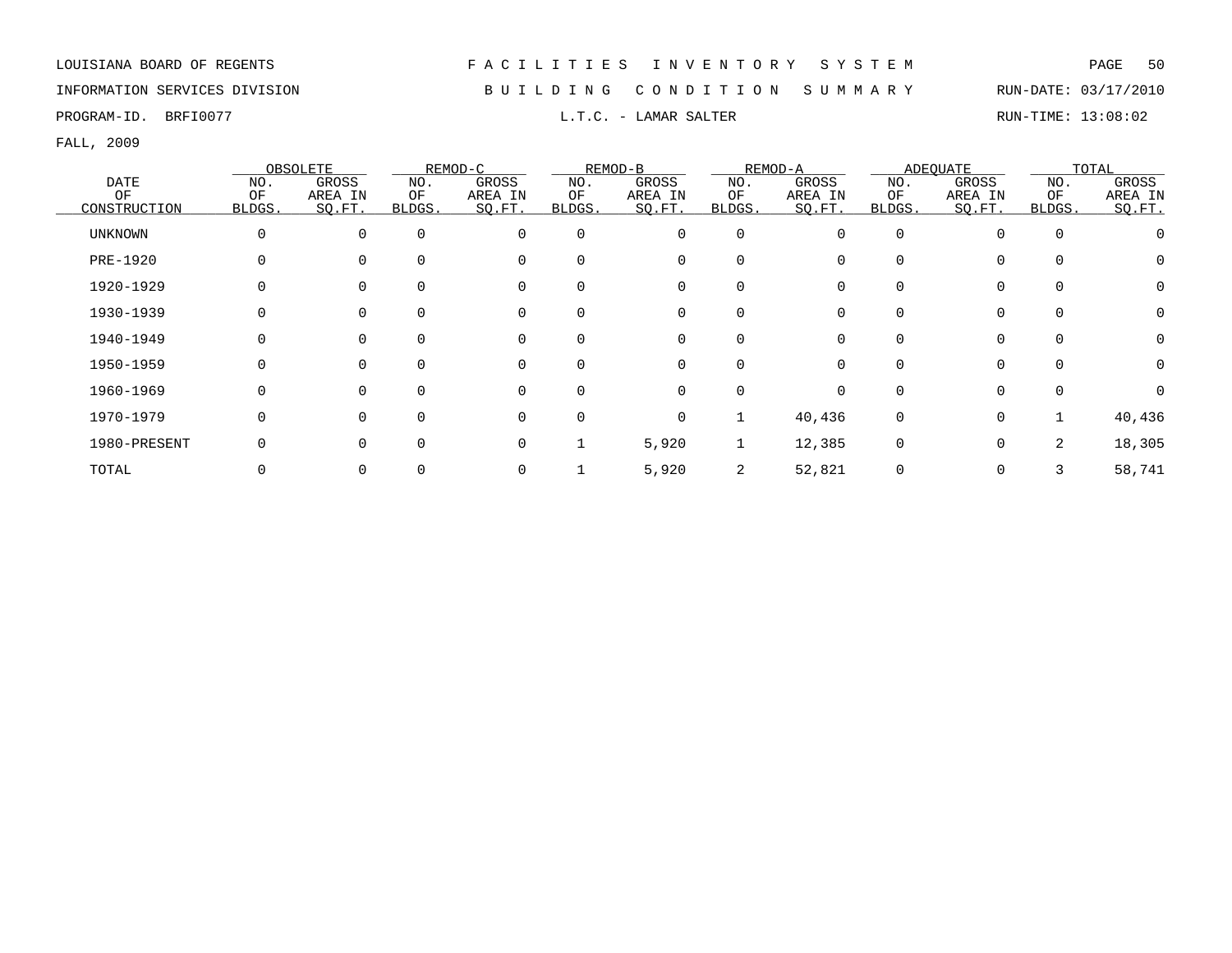LOUISIANA BOARD OF REGENTS — FACILITIES INVENTORY SYSTEM

INFORMATION SERVICES DIVISION — BUILDING CONDITION SUMMARY — RUN-DATE: 03/17/2010

PROGRAM-ID. BRFI0077 — L.T.C. - LAMAR SALTER — RUN-TIME: 13:08:02

FALL, 2009

| DATE OF CONSTRUCTION | OBSOLETE | | REMOD-C | | REMOD-B | | REMOD-A | | ADEQUATE | | TOTAL | |
|---|---|---|---|---|---|---|---|---|---|---|---|---|
| | NO. OF BLDGS. | GROSS AREA IN SQ.FT. | NO. OF BLDGS. | GROSS AREA IN SQ.FT. | NO. OF BLDGS. | GROSS AREA IN SQ.FT. | NO. OF BLDGS. | GROSS AREA IN SQ.FT. | NO. OF BLDGS. | GROSS AREA IN SQ.FT. | NO. OF BLDGS. | GROSS AREA IN SQ.FT. |
| UNKNOWN | 0 | 0 | 0 | 0 | 0 | 0 | 0 | 0 | 0 | 0 | 0 | 0 |
| PRE-1920 | 0 | 0 | 0 | 0 | 0 | 0 | 0 | 0 | 0 | 0 | 0 | 0 |
| 1920-1929 | 0 | 0 | 0 | 0 | 0 | 0 | 0 | 0 | 0 | 0 | 0 | 0 |
| 1930-1939 | 0 | 0 | 0 | 0 | 0 | 0 | 0 | 0 | 0 | 0 | 0 | 0 |
| 1940-1949 | 0 | 0 | 0 | 0 | 0 | 0 | 0 | 0 | 0 | 0 | 0 | 0 |
| 1950-1959 | 0 | 0 | 0 | 0 | 0 | 0 | 0 | 0 | 0 | 0 | 0 | 0 |
| 1960-1969 | 0 | 0 | 0 | 0 | 0 | 0 | 0 | 0 | 0 | 0 | 0 | 0 |
| 1970-1979 | 0 | 0 | 0 | 0 | 0 | 0 | 1 | 40,436 | 0 | 0 | 1 | 40,436 |
| 1980-PRESENT | 0 | 0 | 0 | 0 | 1 | 5,920 | 1 | 12,385 | 0 | 0 | 2 | 18,305 |
| TOTAL | 0 | 0 | 0 | 0 | 1 | 5,920 | 2 | 52,821 | 0 | 0 | 3 | 58,741 |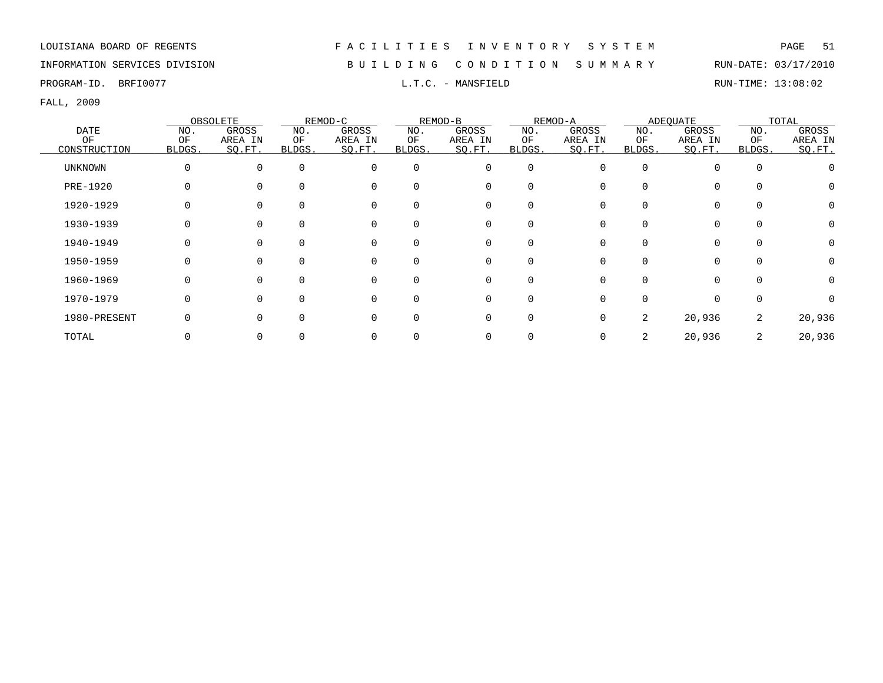LOUISIANA BOARD OF REGENTS — F A C I L I T I E S   I N V E N T O R Y   S Y S T E M

INFORMATION SERVICES DIVISION — B U I L D I N G   C O N D I T I O N   S U M M A R Y — RUN-DATE: 03/17/2010

PROGRAM-ID. BRFI0077 — L.T.C. - MANSFIELD — RUN-TIME: 13:08:02

FALL, 2009

| DATE OF CONSTRUCTION | OBSOLETE NO. OF BLDGS. | OBSOLETE GROSS AREA IN SQ.FT. | REMOD-C NO. OF BLDGS. | REMOD-C GROSS AREA IN SQ.FT. | REMOD-B NO. OF BLDGS. | REMOD-B GROSS AREA IN SQ.FT. | REMOD-A NO. OF BLDGS. | REMOD-A GROSS AREA IN SQ.FT. | ADEQUATE NO. OF BLDGS. | ADEQUATE GROSS AREA IN SQ.FT. | TOTAL NO. OF BLDGS. | TOTAL GROSS AREA IN SQ.FT. |
|---|---|---|---|---|---|---|---|---|---|---|---|---|
| UNKNOWN | 0 | 0 | 0 | 0 | 0 | 0 | 0 | 0 | 0 | 0 | 0 | 0 |
| PRE-1920 | 0 | 0 | 0 | 0 | 0 | 0 | 0 | 0 | 0 | 0 | 0 | 0 |
| 1920-1929 | 0 | 0 | 0 | 0 | 0 | 0 | 0 | 0 | 0 | 0 | 0 | 0 |
| 1930-1939 | 0 | 0 | 0 | 0 | 0 | 0 | 0 | 0 | 0 | 0 | 0 | 0 |
| 1940-1949 | 0 | 0 | 0 | 0 | 0 | 0 | 0 | 0 | 0 | 0 | 0 | 0 |
| 1950-1959 | 0 | 0 | 0 | 0 | 0 | 0 | 0 | 0 | 0 | 0 | 0 | 0 |
| 1960-1969 | 0 | 0 | 0 | 0 | 0 | 0 | 0 | 0 | 0 | 0 | 0 | 0 |
| 1970-1979 | 0 | 0 | 0 | 0 | 0 | 0 | 0 | 0 | 0 | 0 | 0 | 0 |
| 1980-PRESENT | 0 | 0 | 0 | 0 | 0 | 0 | 0 | 0 | 2 | 20,936 | 2 | 20,936 |
| TOTAL | 0 | 0 | 0 | 0 | 0 | 0 | 0 | 0 | 2 | 20,936 | 2 | 20,936 |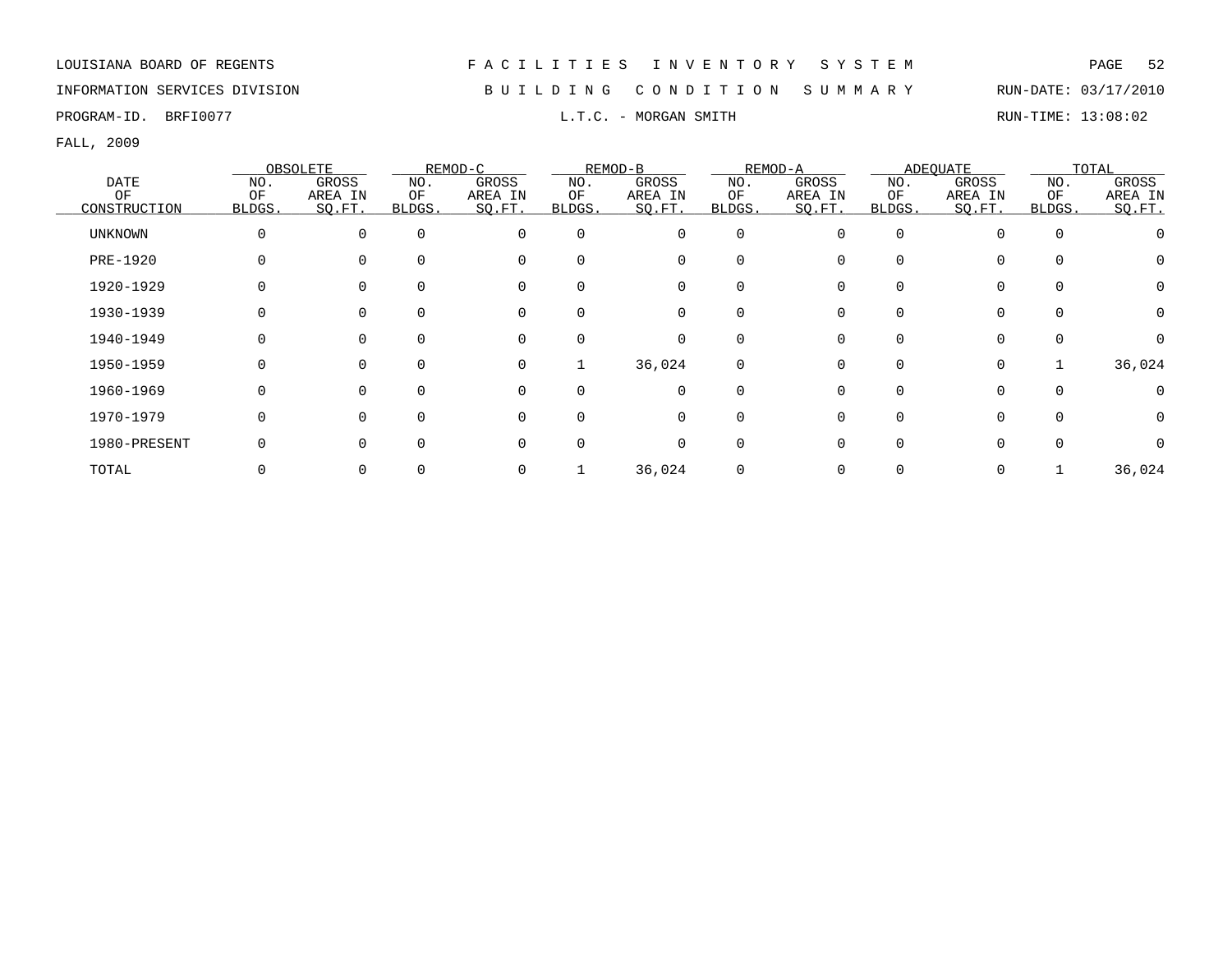LOUISIANA BOARD OF REGENTS — FACILITIES INVENTORY SYSTEM

INFORMATION SERVICES DIVISION — BUILDING CONDITION SUMMARY — RUN-DATE: 03/17/2010

PROGRAM-ID. BRFI0077 — L.T.C. - MORGAN SMITH — RUN-TIME: 13:08:02

FALL, 2009

| DATE OF CONSTRUCTION | OBSOLETE | | REMOD-C | | REMOD-B | | REMOD-A | | ADEQUATE | | TOTAL | |
|---|---|---|---|---|---|---|---|---|---|---|---|---|
| | NO. OF BLDGS. | GROSS AREA IN SQ.FT. | NO. OF BLDGS. | GROSS AREA IN SQ.FT. | NO. OF BLDGS. | GROSS AREA IN SQ.FT. | NO. OF BLDGS. | GROSS AREA IN SQ.FT. | NO. OF BLDGS. | GROSS AREA IN SQ.FT. | NO. OF BLDGS. | GROSS AREA IN SQ.FT. |
| UNKNOWN | 0 | 0 | 0 | 0 | 0 | 0 | 0 | 0 | 0 | 0 | 0 | 0 |
| PRE-1920 | 0 | 0 | 0 | 0 | 0 | 0 | 0 | 0 | 0 | 0 | 0 | 0 |
| 1920-1929 | 0 | 0 | 0 | 0 | 0 | 0 | 0 | 0 | 0 | 0 | 0 | 0 |
| 1930-1939 | 0 | 0 | 0 | 0 | 0 | 0 | 0 | 0 | 0 | 0 | 0 | 0 |
| 1940-1949 | 0 | 0 | 0 | 0 | 0 | 0 | 0 | 0 | 0 | 0 | 0 | 0 |
| 1950-1959 | 0 | 0 | 0 | 0 | 1 | 36,024 | 0 | 0 | 0 | 0 | 1 | 36,024 |
| 1960-1969 | 0 | 0 | 0 | 0 | 0 | 0 | 0 | 0 | 0 | 0 | 0 | 0 |
| 1970-1979 | 0 | 0 | 0 | 0 | 0 | 0 | 0 | 0 | 0 | 0 | 0 | 0 |
| 1980-PRESENT | 0 | 0 | 0 | 0 | 0 | 0 | 0 | 0 | 0 | 0 | 0 | 0 |
| TOTAL | 0 | 0 | 0 | 0 | 1 | 36,024 | 0 | 0 | 0 | 0 | 1 | 36,024 |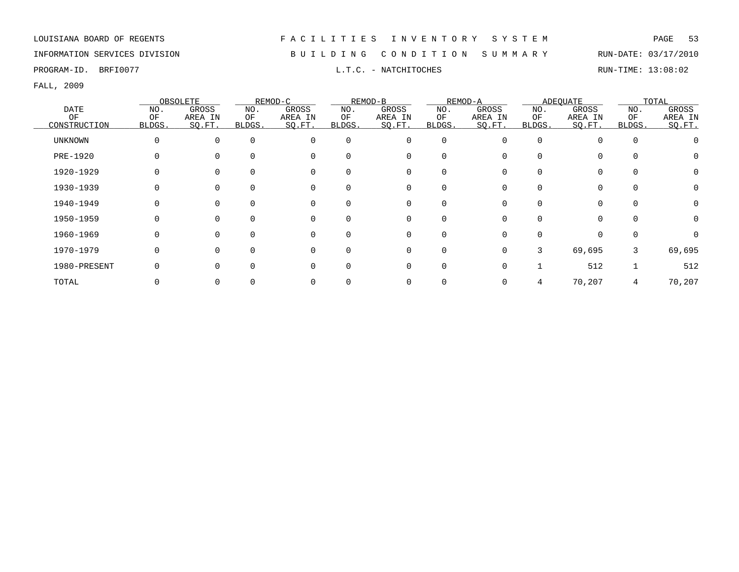LOUISIANA BOARD OF REGENTS — FACILITIES INVENTORY SYSTEM

INFORMATION SERVICES DIVISION — BUILDING CONDITION SUMMARY — RUN-DATE: 03/17/2010

PROGRAM-ID. BRFI0077 — L.T.C. - NATCHITOCHES — RUN-TIME: 13:08:02

FALL, 2009

| DATE OF CONSTRUCTION | OBSOLETE | | REMOD-C | | REMOD-B | | REMOD-A | | ADEQUATE | | TOTAL | |
|---|---|---|---|---|---|---|---|---|---|---|---|---|
| | NO. OF BLDGS. | GROSS AREA IN SQ.FT. | NO. OF BLDGS. | GROSS AREA IN SQ.FT. | NO. OF BLDGS. | GROSS AREA IN SQ.FT. | NO. OF BLDGS. | GROSS AREA IN SQ.FT. | NO. OF BLDGS. | GROSS AREA IN SQ.FT. | NO. OF BLDGS. | GROSS AREA IN SQ.FT. |
| UNKNOWN | 0 | 0 | 0 | 0 | 0 | 0 | 0 | 0 | 0 | 0 | 0 | 0 |
| PRE-1920 | 0 | 0 | 0 | 0 | 0 | 0 | 0 | 0 | 0 | 0 | 0 | 0 |
| 1920-1929 | 0 | 0 | 0 | 0 | 0 | 0 | 0 | 0 | 0 | 0 | 0 | 0 |
| 1930-1939 | 0 | 0 | 0 | 0 | 0 | 0 | 0 | 0 | 0 | 0 | 0 | 0 |
| 1940-1949 | 0 | 0 | 0 | 0 | 0 | 0 | 0 | 0 | 0 | 0 | 0 | 0 |
| 1950-1959 | 0 | 0 | 0 | 0 | 0 | 0 | 0 | 0 | 0 | 0 | 0 | 0 |
| 1960-1969 | 0 | 0 | 0 | 0 | 0 | 0 | 0 | 0 | 0 | 0 | 0 | 0 |
| 1970-1979 | 0 | 0 | 0 | 0 | 0 | 0 | 0 | 0 | 3 | 69,695 | 3 | 69,695 |
| 1980-PRESENT | 0 | 0 | 0 | 0 | 0 | 0 | 0 | 0 | 1 | 512 | 1 | 512 |
| TOTAL | 0 | 0 | 0 | 0 | 0 | 0 | 0 | 0 | 4 | 70,207 | 4 | 70,207 |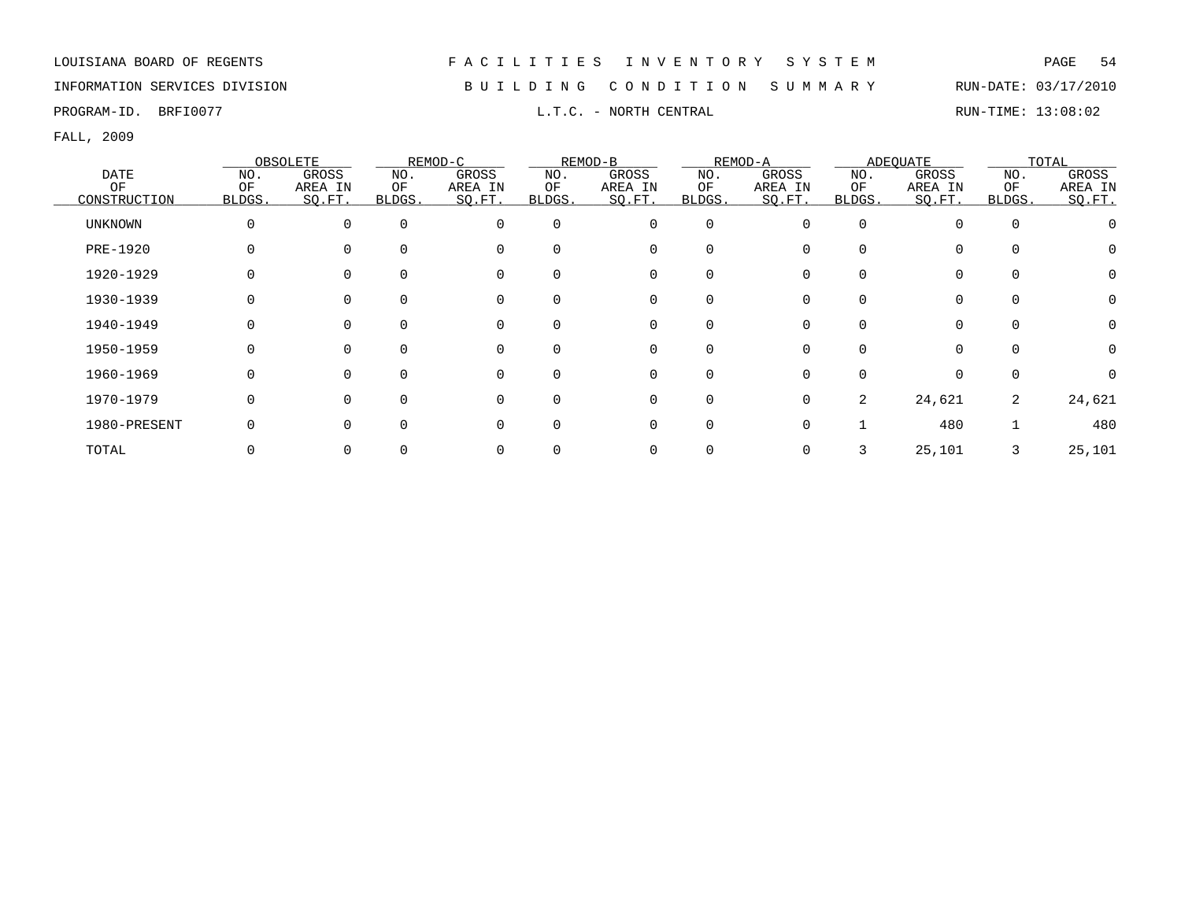LOUISIANA BOARD OF REGENTS — FACILITIES INVENTORY SYSTEM

INFORMATION SERVICES DIVISION — BUILDING CONDITION SUMMARY — RUN-DATE: 03/17/2010

PROGRAM-ID. BRFI0077 — L.T.C. - NORTH CENTRAL — RUN-TIME: 13:08:02

FALL, 2009

| DATE OF CONSTRUCTION | OBSOLETE | | REMOD-C | | REMOD-B | | REMOD-A | | ADEQUATE | | TOTAL | |
|---|---|---|---|---|---|---|---|---|---|---|---|---|
| | NO. OF BLDGS. | GROSS AREA IN SQ.FT. | NO. OF BLDGS. | GROSS AREA IN SQ.FT. | NO. OF BLDGS. | GROSS AREA IN SQ.FT. | NO. OF BLDGS. | GROSS AREA IN SQ.FT. | NO. OF BLDGS. | GROSS AREA IN SQ.FT. | NO. OF BLDGS. | GROSS AREA IN SQ.FT. |
| UNKNOWN | 0 | 0 | 0 | 0 | 0 | 0 | 0 | 0 | 0 | 0 | 0 | 0 |
| PRE-1920 | 0 | 0 | 0 | 0 | 0 | 0 | 0 | 0 | 0 | 0 | 0 | 0 |
| 1920-1929 | 0 | 0 | 0 | 0 | 0 | 0 | 0 | 0 | 0 | 0 | 0 | 0 |
| 1930-1939 | 0 | 0 | 0 | 0 | 0 | 0 | 0 | 0 | 0 | 0 | 0 | 0 |
| 1940-1949 | 0 | 0 | 0 | 0 | 0 | 0 | 0 | 0 | 0 | 0 | 0 | 0 |
| 1950-1959 | 0 | 0 | 0 | 0 | 0 | 0 | 0 | 0 | 0 | 0 | 0 | 0 |
| 1960-1969 | 0 | 0 | 0 | 0 | 0 | 0 | 0 | 0 | 0 | 0 | 0 | 0 |
| 1970-1979 | 0 | 0 | 0 | 0 | 0 | 0 | 0 | 0 | 2 | 24,621 | 2 | 24,621 |
| 1980-PRESENT | 0 | 0 | 0 | 0 | 0 | 0 | 0 | 0 | 1 | 480 | 1 | 480 |
| TOTAL | 0 | 0 | 0 | 0 | 0 | 0 | 0 | 0 | 3 | 25,101 | 3 | 25,101 |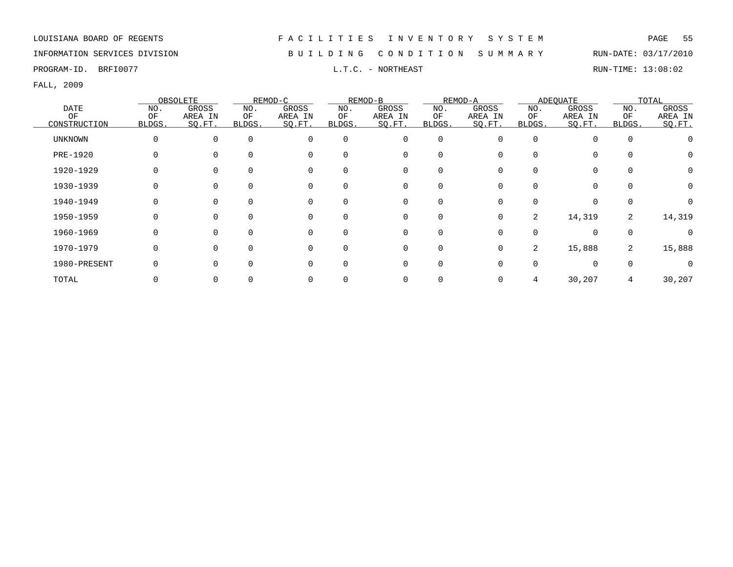LOUISIANA BOARD OF REGENTS

INFORMATION SERVICES DIVISION

PROGRAM-ID. BRFI0077

# FACILITIES INVENTORY SYSTEM

## BUILDING CONDITION SUMMARY

### L.T.C. - NORTHEAST

RUN-DATE: 03/17/2010

RUN-TIME: 13:08:02

FALL, 2009

| DATE OF CONSTRUCTION | OBSOLETE | | REMOD-C | | REMOD-B | | REMOD-A | | ADEQUATE | | TOTAL | |
|---|---|---|---|---|---|---|---|---|---|---|---|---|
| | NO. OF BLDGS. | GROSS AREA IN SQ.FT. | NO. OF BLDGS. | GROSS AREA IN SQ.FT. | NO. OF BLDGS. | GROSS AREA IN SQ.FT. | NO. OF BLDGS. | GROSS AREA IN SQ.FT. | NO. OF BLDGS. | GROSS AREA IN SQ.FT. | NO. OF BLDGS. | GROSS AREA IN SQ.FT. |
| UNKNOWN | 0 | 0 | 0 | 0 | 0 | 0 | 0 | 0 | 0 | 0 | 0 | 0 |
| PRE-1920 | 0 | 0 | 0 | 0 | 0 | 0 | 0 | 0 | 0 | 0 | 0 | 0 |
| 1920-1929 | 0 | 0 | 0 | 0 | 0 | 0 | 0 | 0 | 0 | 0 | 0 | 0 |
| 1930-1939 | 0 | 0 | 0 | 0 | 0 | 0 | 0 | 0 | 0 | 0 | 0 | 0 |
| 1940-1949 | 0 | 0 | 0 | 0 | 0 | 0 | 0 | 0 | 0 | 0 | 0 | 0 |
| 1950-1959 | 0 | 0 | 0 | 0 | 0 | 0 | 0 | 0 | 2 | 14,319 | 2 | 14,319 |
| 1960-1969 | 0 | 0 | 0 | 0 | 0 | 0 | 0 | 0 | 0 | 0 | 0 | 0 |
| 1970-1979 | 0 | 0 | 0 | 0 | 0 | 0 | 0 | 0 | 2 | 15,888 | 2 | 15,888 |
| 1980-PRESENT | 0 | 0 | 0 | 0 | 0 | 0 | 0 | 0 | 0 | 0 | 0 | 0 |
| TOTAL | 0 | 0 | 0 | 0 | 0 | 0 | 0 | 0 | 4 | 30,207 | 4 | 30,207 |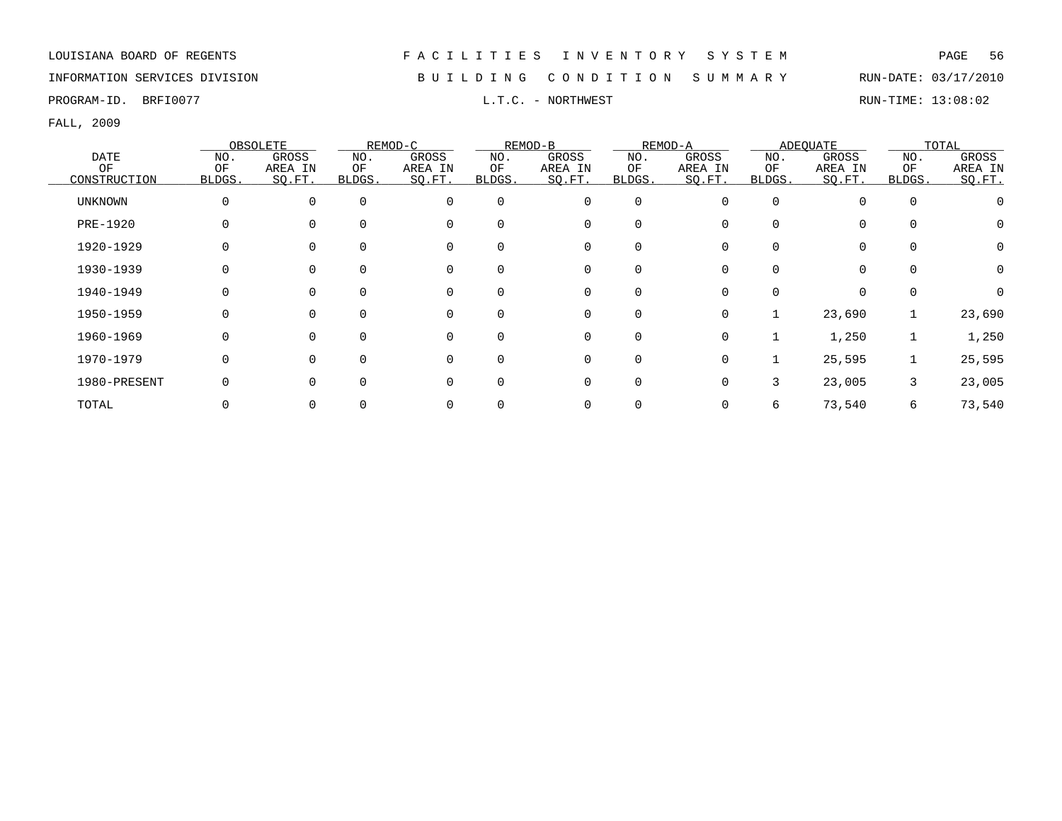LOUISIANA BOARD OF REGENTS — FACILITIES INVENTORY SYSTEM

INFORMATION SERVICES DIVISION — BUILDING CONDITION SUMMARY — RUN-DATE: 03/17/2010

PROGRAM-ID. BRFI0077 — L.T.C. - NORTHWEST — RUN-TIME: 13:08:02

FALL, 2009

| DATE OF CONSTRUCTION | OBSOLETE | | REMOD-C | | REMOD-B | | REMOD-A | | ADEQUATE | | TOTAL | |
|---|---|---|---|---|---|---|---|---|---|---|---|---|
| | NO. OF BLDGS. | GROSS AREA IN SQ.FT. | NO. OF BLDGS. | GROSS AREA IN SQ.FT. | NO. OF BLDGS. | GROSS AREA IN SQ.FT. | NO. OF BLDGS. | GROSS AREA IN SQ.FT. | NO. OF BLDGS. | GROSS AREA IN SQ.FT. | NO. OF BLDGS. | GROSS AREA IN SQ.FT. |
| UNKNOWN | 0 | 0 | 0 | 0 | 0 | 0 | 0 | 0 | 0 | 0 | 0 | 0 |
| PRE-1920 | 0 | 0 | 0 | 0 | 0 | 0 | 0 | 0 | 0 | 0 | 0 | 0 |
| 1920-1929 | 0 | 0 | 0 | 0 | 0 | 0 | 0 | 0 | 0 | 0 | 0 | 0 |
| 1930-1939 | 0 | 0 | 0 | 0 | 0 | 0 | 0 | 0 | 0 | 0 | 0 | 0 |
| 1940-1949 | 0 | 0 | 0 | 0 | 0 | 0 | 0 | 0 | 0 | 0 | 0 | 0 |
| 1950-1959 | 0 | 0 | 0 | 0 | 0 | 0 | 0 | 0 | 1 | 23,690 | 1 | 23,690 |
| 1960-1969 | 0 | 0 | 0 | 0 | 0 | 0 | 0 | 0 | 1 | 1,250 | 1 | 1,250 |
| 1970-1979 | 0 | 0 | 0 | 0 | 0 | 0 | 0 | 0 | 1 | 25,595 | 1 | 25,595 |
| 1980-PRESENT | 0 | 0 | 0 | 0 | 0 | 0 | 0 | 0 | 3 | 23,005 | 3 | 23,005 |
| TOTAL | 0 | 0 | 0 | 0 | 0 | 0 | 0 | 0 | 6 | 73,540 | 6 | 73,540 |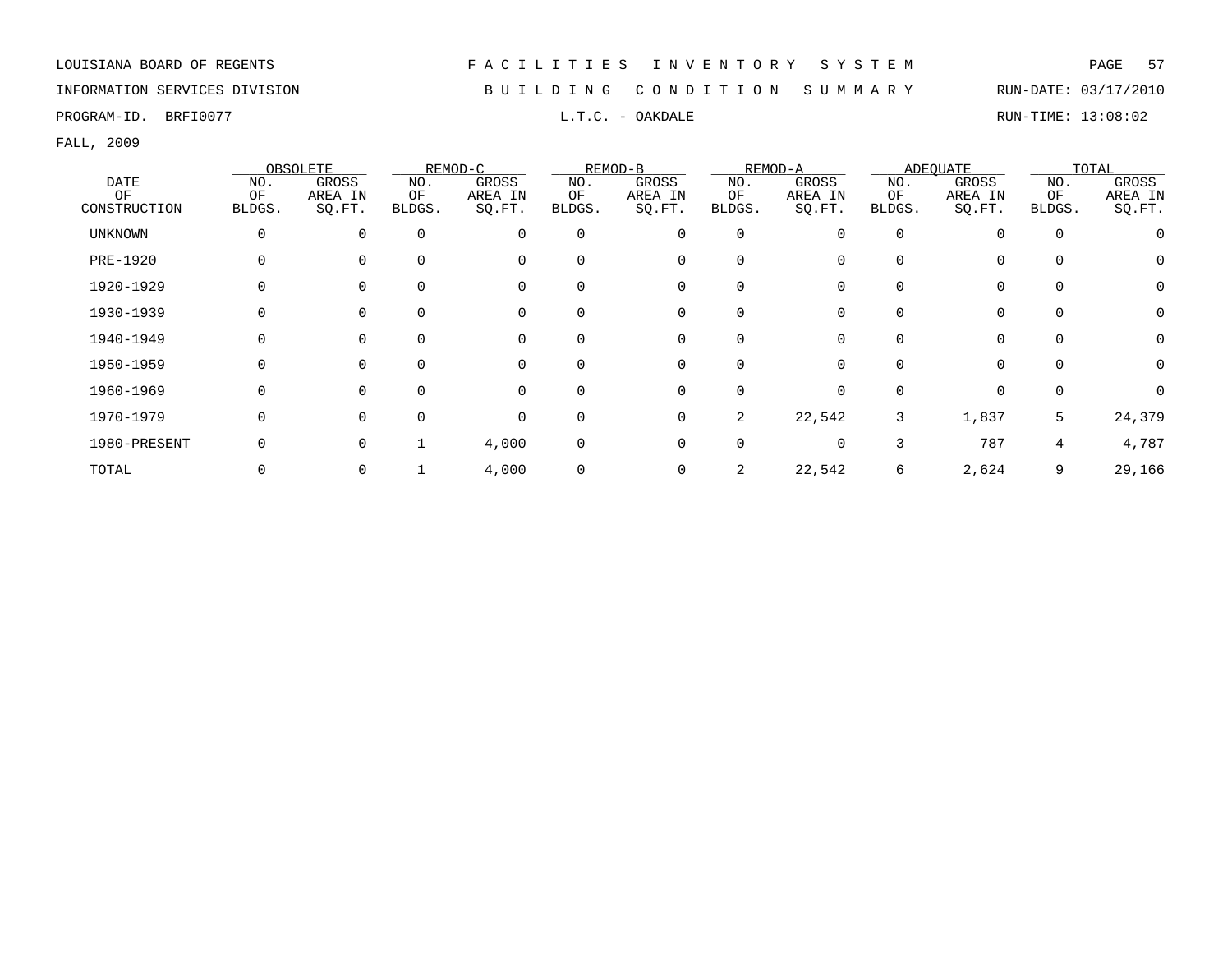LOUISIANA BOARD OF REGENTS — FACILITIES INVENTORY SYSTEM

INFORMATION SERVICES DIVISION — BUILDING CONDITION SUMMARY — RUN-DATE: 03/17/2010

PROGRAM-ID. BRFI0077 — L.T.C. - OAKDALE — RUN-TIME: 13:08:02

FALL, 2009

| DATE OF CONSTRUCTION | OBSOLETE | | REMOD-C | | REMOD-B | | REMOD-A | | ADEQUATE | | TOTAL | |
|---|---|---|---|---|---|---|---|---|---|---|---|---|
| | NO. OF BLDGS. | GROSS AREA IN SQ.FT. | NO. OF BLDGS. | GROSS AREA IN SQ.FT. | NO. OF BLDGS. | GROSS AREA IN SQ.FT. | NO. OF BLDGS. | GROSS AREA IN SQ.FT. | NO. OF BLDGS. | GROSS AREA IN SQ.FT. | NO. OF BLDGS. | GROSS AREA IN SQ.FT. |
| UNKNOWN | 0 | 0 | 0 | 0 | 0 | 0 | 0 | 0 | 0 | 0 | 0 | 0 |
| PRE-1920 | 0 | 0 | 0 | 0 | 0 | 0 | 0 | 0 | 0 | 0 | 0 | 0 |
| 1920-1929 | 0 | 0 | 0 | 0 | 0 | 0 | 0 | 0 | 0 | 0 | 0 | 0 |
| 1930-1939 | 0 | 0 | 0 | 0 | 0 | 0 | 0 | 0 | 0 | 0 | 0 | 0 |
| 1940-1949 | 0 | 0 | 0 | 0 | 0 | 0 | 0 | 0 | 0 | 0 | 0 | 0 |
| 1950-1959 | 0 | 0 | 0 | 0 | 0 | 0 | 0 | 0 | 0 | 0 | 0 | 0 |
| 1960-1969 | 0 | 0 | 0 | 0 | 0 | 0 | 0 | 0 | 0 | 0 | 0 | 0 |
| 1970-1979 | 0 | 0 | 0 | 0 | 0 | 0 | 2 | 22,542 | 3 | 1,837 | 5 | 24,379 |
| 1980-PRESENT | 0 | 0 | 1 | 4,000 | 0 | 0 | 0 | 0 | 3 | 787 | 4 | 4,787 |
| TOTAL | 0 | 0 | 1 | 4,000 | 0 | 0 | 2 | 22,542 | 6 | 2,624 | 9 | 29,166 |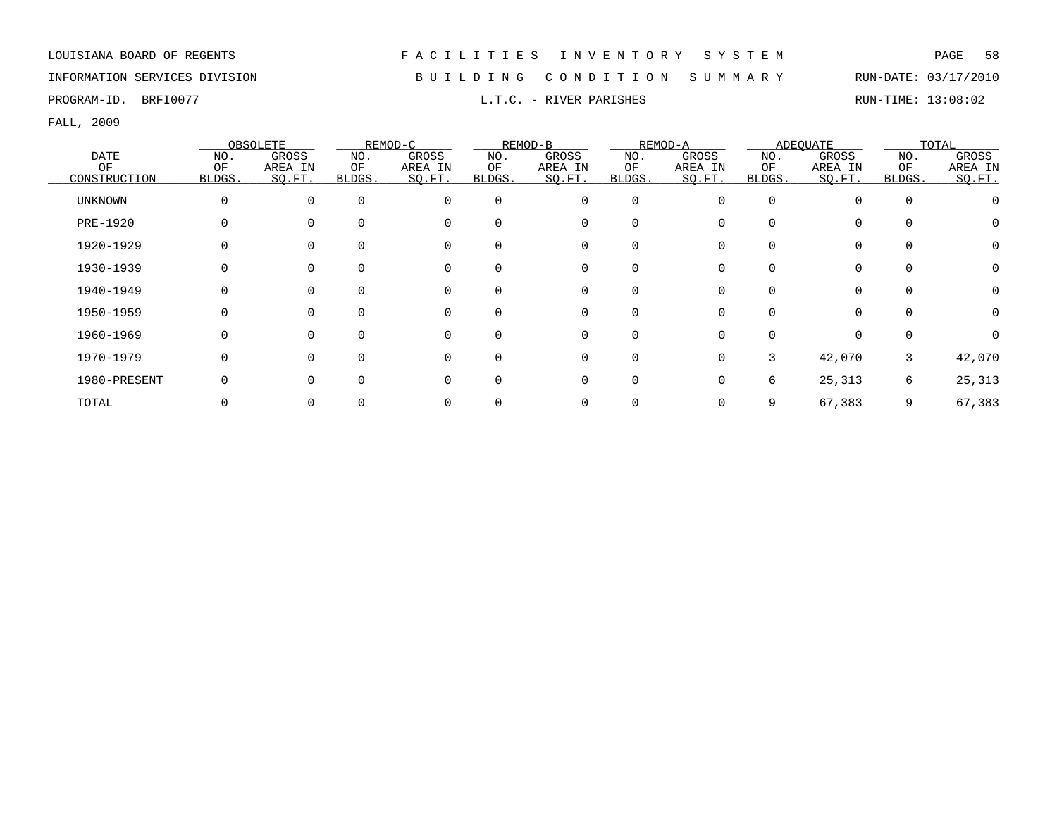LOUISIANA BOARD OF REGENTS — FACILITIES INVENTORY SYSTEM

INFORMATION SERVICES DIVISION — BUILDING CONDITION SUMMARY — RUN-DATE: 03/17/2010

PROGRAM-ID. BRFI0077 — L.T.C. - RIVER PARISHES — RUN-TIME: 13:08:02

FALL, 2009

| DATE OF CONSTRUCTION | OBSOLETE | | REMOD-C | | REMOD-B | | REMOD-A | | ADEQUATE | | TOTAL | |
|---|---|---|---|---|---|---|---|---|---|---|---|---|
| | NO. OF BLDGS. | GROSS AREA IN SQ.FT. | NO. OF BLDGS. | GROSS AREA IN SQ.FT. | NO. OF BLDGS. | GROSS AREA IN SQ.FT. | NO. OF BLDGS. | GROSS AREA IN SQ.FT. | NO. OF BLDGS. | GROSS AREA IN SQ.FT. | NO. OF BLDGS. | GROSS AREA IN SQ.FT. |
| UNKNOWN | 0 | 0 | 0 | 0 | 0 | 0 | 0 | 0 | 0 | 0 | 0 | 0 |
| PRE-1920 | 0 | 0 | 0 | 0 | 0 | 0 | 0 | 0 | 0 | 0 | 0 | 0 |
| 1920-1929 | 0 | 0 | 0 | 0 | 0 | 0 | 0 | 0 | 0 | 0 | 0 | 0 |
| 1930-1939 | 0 | 0 | 0 | 0 | 0 | 0 | 0 | 0 | 0 | 0 | 0 | 0 |
| 1940-1949 | 0 | 0 | 0 | 0 | 0 | 0 | 0 | 0 | 0 | 0 | 0 | 0 |
| 1950-1959 | 0 | 0 | 0 | 0 | 0 | 0 | 0 | 0 | 0 | 0 | 0 | 0 |
| 1960-1969 | 0 | 0 | 0 | 0 | 0 | 0 | 0 | 0 | 0 | 0 | 0 | 0 |
| 1970-1979 | 0 | 0 | 0 | 0 | 0 | 0 | 0 | 0 | 3 | 42,070 | 3 | 42,070 |
| 1980-PRESENT | 0 | 0 | 0 | 0 | 0 | 0 | 0 | 0 | 6 | 25,313 | 6 | 25,313 |
| TOTAL | 0 | 0 | 0 | 0 | 0 | 0 | 0 | 0 | 9 | 67,383 | 9 | 67,383 |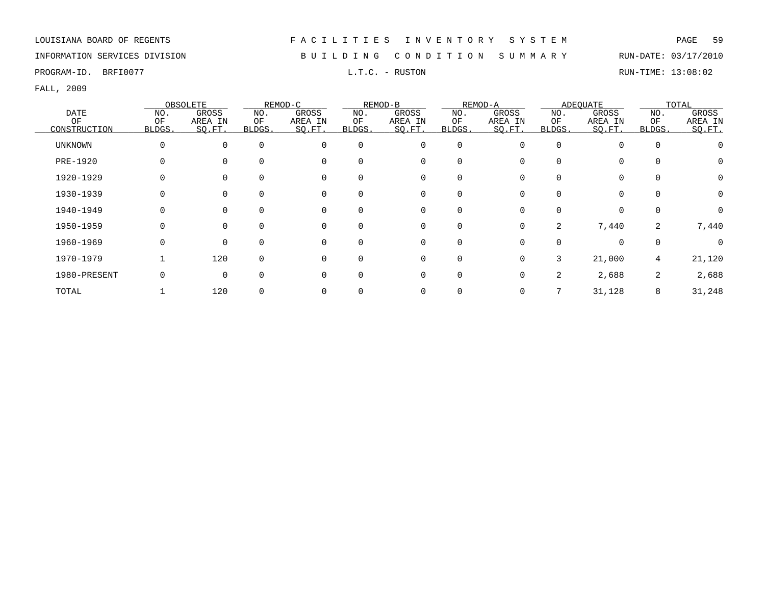LOUISIANA BOARD OF REGENTS — FACILITIES INVENTORY SYSTEM

INFORMATION SERVICES DIVISION — BUILDING CONDITION SUMMARY — RUN-DATE: 03/17/2010

PROGRAM-ID. BRFI0077 — L.T.C. - RUSTON — RUN-TIME: 13:08:02

FALL, 2009

| DATE OF CONSTRUCTION | OBSOLETE | | REMOD-C | | REMOD-B | | REMOD-A | | ADEQUATE | | TOTAL | |
|---|---|---|---|---|---|---|---|---|---|---|---|---|
| | NO. OF BLDGS. | GROSS AREA IN SQ.FT. | NO. OF BLDGS. | GROSS AREA IN SQ.FT. | NO. OF BLDGS. | GROSS AREA IN SQ.FT. | NO. OF BLDGS. | GROSS AREA IN SQ.FT. | NO. OF BLDGS. | GROSS AREA IN SQ.FT. | NO. OF BLDGS. | GROSS AREA IN SQ.FT. |
| UNKNOWN | 0 | 0 | 0 | 0 | 0 | 0 | 0 | 0 | 0 | 0 | 0 | 0 |
| PRE-1920 | 0 | 0 | 0 | 0 | 0 | 0 | 0 | 0 | 0 | 0 | 0 | 0 |
| 1920-1929 | 0 | 0 | 0 | 0 | 0 | 0 | 0 | 0 | 0 | 0 | 0 | 0 |
| 1930-1939 | 0 | 0 | 0 | 0 | 0 | 0 | 0 | 0 | 0 | 0 | 0 | 0 |
| 1940-1949 | 0 | 0 | 0 | 0 | 0 | 0 | 0 | 0 | 0 | 0 | 0 | 0 |
| 1950-1959 | 0 | 0 | 0 | 0 | 0 | 0 | 0 | 0 | 2 | 7,440 | 2 | 7,440 |
| 1960-1969 | 0 | 0 | 0 | 0 | 0 | 0 | 0 | 0 | 0 | 0 | 0 | 0 |
| 1970-1979 | 1 | 120 | 0 | 0 | 0 | 0 | 0 | 0 | 3 | 21,000 | 4 | 21,120 |
| 1980-PRESENT | 0 | 0 | 0 | 0 | 0 | 0 | 0 | 0 | 2 | 2,688 | 2 | 2,688 |
| TOTAL | 1 | 120 | 0 | 0 | 0 | 0 | 0 | 0 | 7 | 31,128 | 8 | 31,248 |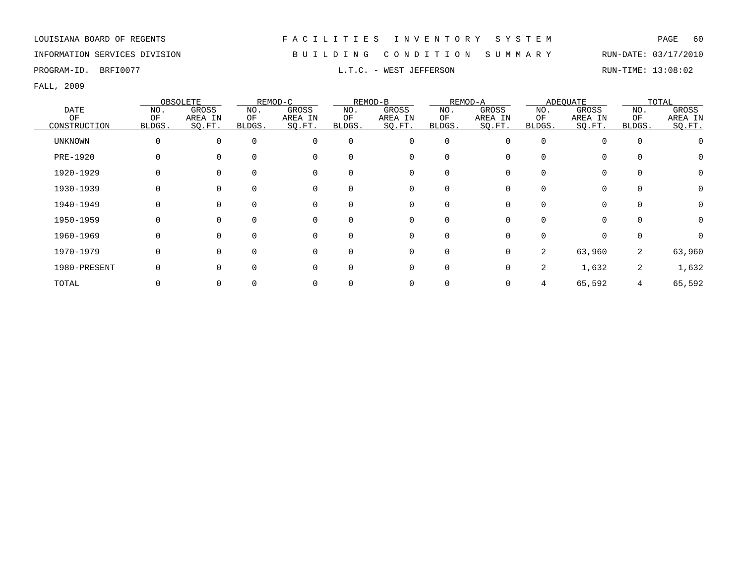LOUISIANA BOARD OF REGENTS — FACILITIES INVENTORY SYSTEM

INFORMATION SERVICES DIVISION — BUILDING CONDITION SUMMARY — RUN-DATE: 03/17/2010

PROGRAM-ID. BRFI0077 — L.T.C. - WEST JEFFERSON — RUN-TIME: 13:08:02

FALL, 2009

| DATE OF CONSTRUCTION | OBSOLETE | | REMOD-C | | REMOD-B | | REMOD-A | | ADEQUATE | | TOTAL | |
|---|---|---|---|---|---|---|---|---|---|---|---|---|
| | NO. OF BLDGS. | GROSS AREA IN SQ.FT. | NO. OF BLDGS. | GROSS AREA IN SQ.FT. | NO. OF BLDGS. | GROSS AREA IN SQ.FT. | NO. OF BLDGS. | GROSS AREA IN SQ.FT. | NO. OF BLDGS. | GROSS AREA IN SQ.FT. | NO. OF BLDGS. | GROSS AREA IN SQ.FT. |
| UNKNOWN | 0 | 0 | 0 | 0 | 0 | 0 | 0 | 0 | 0 | 0 | 0 | 0 |
| PRE-1920 | 0 | 0 | 0 | 0 | 0 | 0 | 0 | 0 | 0 | 0 | 0 | 0 |
| 1920-1929 | 0 | 0 | 0 | 0 | 0 | 0 | 0 | 0 | 0 | 0 | 0 | 0 |
| 1930-1939 | 0 | 0 | 0 | 0 | 0 | 0 | 0 | 0 | 0 | 0 | 0 | 0 |
| 1940-1949 | 0 | 0 | 0 | 0 | 0 | 0 | 0 | 0 | 0 | 0 | 0 | 0 |
| 1950-1959 | 0 | 0 | 0 | 0 | 0 | 0 | 0 | 0 | 0 | 0 | 0 | 0 |
| 1960-1969 | 0 | 0 | 0 | 0 | 0 | 0 | 0 | 0 | 0 | 0 | 0 | 0 |
| 1970-1979 | 0 | 0 | 0 | 0 | 0 | 0 | 0 | 0 | 2 | 63,960 | 2 | 63,960 |
| 1980-PRESENT | 0 | 0 | 0 | 0 | 0 | 0 | 0 | 0 | 2 | 1,632 | 2 | 1,632 |
| TOTAL | 0 | 0 | 0 | 0 | 0 | 0 | 0 | 0 | 4 | 65,592 | 4 | 65,592 |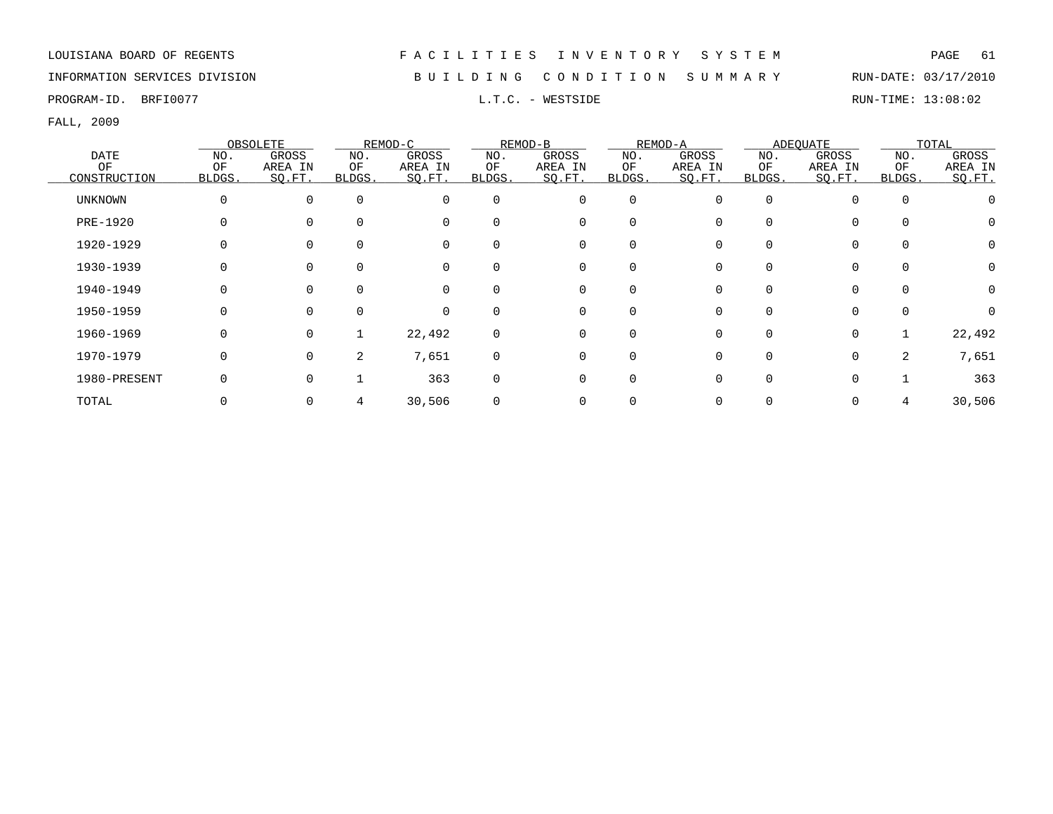LOUISIANA BOARD OF REGENTS — FACILITIES INVENTORY SYSTEM

INFORMATION SERVICES DIVISION — BUILDING CONDITION SUMMARY — RUN-DATE: 03/17/2010

PROGRAM-ID. BRFI0077 — L.T.C. - WESTSIDE — RUN-TIME: 13:08:02

FALL, 2009

| DATE OF CONSTRUCTION | OBSOLETE | | REMOD-C | | REMOD-B | | REMOD-A | | ADEQUATE | | TOTAL | |
|---|---|---|---|---|---|---|---|---|---|---|---|---|
| | NO. OF BLDGS. | GROSS AREA IN SQ.FT. | NO. OF BLDGS. | GROSS AREA IN SQ.FT. | NO. OF BLDGS. | GROSS AREA IN SQ.FT. | NO. OF BLDGS. | GROSS AREA IN SQ.FT. | NO. OF BLDGS. | GROSS AREA IN SQ.FT. | NO. OF BLDGS. | GROSS AREA IN SQ.FT. |
| UNKNOWN | 0 | 0 | 0 | 0 | 0 | 0 | 0 | 0 | 0 | 0 | 0 | 0 |
| PRE-1920 | 0 | 0 | 0 | 0 | 0 | 0 | 0 | 0 | 0 | 0 | 0 | 0 |
| 1920-1929 | 0 | 0 | 0 | 0 | 0 | 0 | 0 | 0 | 0 | 0 | 0 | 0 |
| 1930-1939 | 0 | 0 | 0 | 0 | 0 | 0 | 0 | 0 | 0 | 0 | 0 | 0 |
| 1940-1949 | 0 | 0 | 0 | 0 | 0 | 0 | 0 | 0 | 0 | 0 | 0 | 0 |
| 1950-1959 | 0 | 0 | 0 | 0 | 0 | 0 | 0 | 0 | 0 | 0 | 0 | 0 |
| 1960-1969 | 0 | 0 | 1 | 22,492 | 0 | 0 | 0 | 0 | 0 | 0 | 1 | 22,492 |
| 1970-1979 | 0 | 0 | 2 | 7,651 | 0 | 0 | 0 | 0 | 0 | 0 | 2 | 7,651 |
| 1980-PRESENT | 0 | 0 | 1 | 363 | 0 | 0 | 0 | 0 | 0 | 0 | 1 | 363 |
| TOTAL | 0 | 0 | 4 | 30,506 | 0 | 0 | 0 | 0 | 0 | 0 | 4 | 30,506 |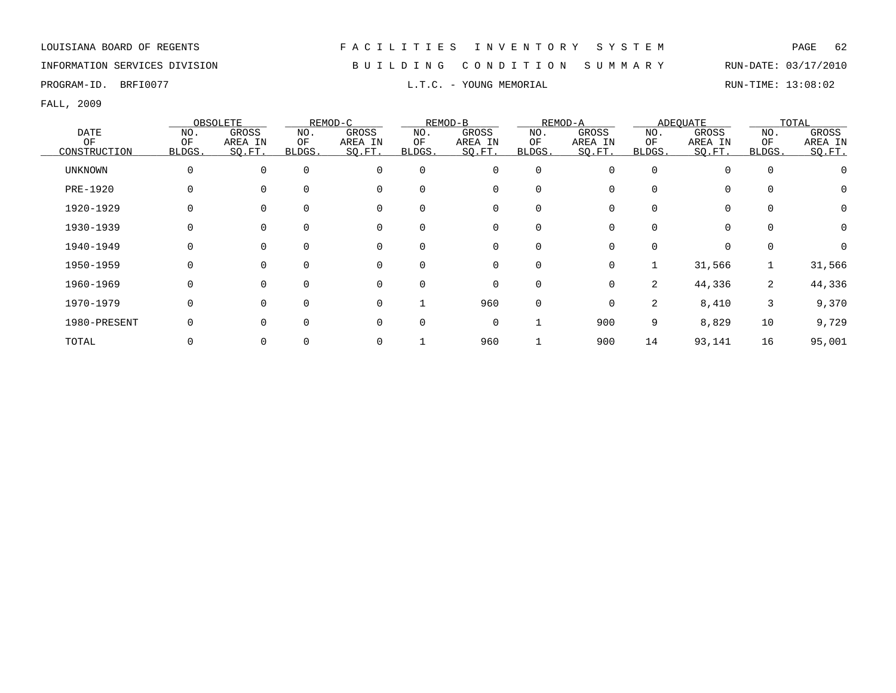LOUISIANA BOARD OF REGENTS

INFORMATION SERVICES DIVISION

PROGRAM-ID. BRFI0077

# F A C I L I T I E S I N V E N T O R Y S Y S T E M

## B U I L D I N G C O N D I T I O N S U M M A R Y

### L.T.C. - YOUNG MEMORIAL

RUN-DATE: 03/17/2010

RUN-TIME: 13:08:02

FALL, 2009

| DATE OF CONSTRUCTION | OBSOLETE NO. OF BLDGS. | OBSOLETE GROSS AREA IN SQ.FT. | REMOD-C NO. OF BLDGS. | REMOD-C GROSS AREA IN SQ.FT. | REMOD-B NO. OF BLDGS. | REMOD-B GROSS AREA IN SQ.FT. | REMOD-A NO. OF BLDGS. | REMOD-A GROSS AREA IN SQ.FT. | ADEQUATE NO. OF BLDGS. | ADEQUATE GROSS AREA IN SQ.FT. | TOTAL NO. OF BLDGS. | TOTAL GROSS AREA IN SQ.FT. |
|---|---|---|---|---|---|---|---|---|---|---|---|---|
| UNKNOWN | 0 | 0 | 0 | 0 | 0 | 0 | 0 | 0 | 0 | 0 | 0 | 0 |
| PRE-1920 | 0 | 0 | 0 | 0 | 0 | 0 | 0 | 0 | 0 | 0 | 0 | 0 |
| 1920-1929 | 0 | 0 | 0 | 0 | 0 | 0 | 0 | 0 | 0 | 0 | 0 | 0 |
| 1930-1939 | 0 | 0 | 0 | 0 | 0 | 0 | 0 | 0 | 0 | 0 | 0 | 0 |
| 1940-1949 | 0 | 0 | 0 | 0 | 0 | 0 | 0 | 0 | 0 | 0 | 0 | 0 |
| 1950-1959 | 0 | 0 | 0 | 0 | 0 | 0 | 0 | 0 | 1 | 31,566 | 1 | 31,566 |
| 1960-1969 | 0 | 0 | 0 | 0 | 0 | 0 | 0 | 0 | 2 | 44,336 | 2 | 44,336 |
| 1970-1979 | 0 | 0 | 0 | 0 | 1 | 960 | 0 | 0 | 2 | 8,410 | 3 | 9,370 |
| 1980-PRESENT | 0 | 0 | 0 | 0 | 0 | 0 | 1 | 900 | 9 | 8,829 | 10 | 9,729 |
| TOTAL | 0 | 0 | 0 | 0 | 1 | 960 | 1 | 900 | 14 | 93,141 | 16 | 95,001 |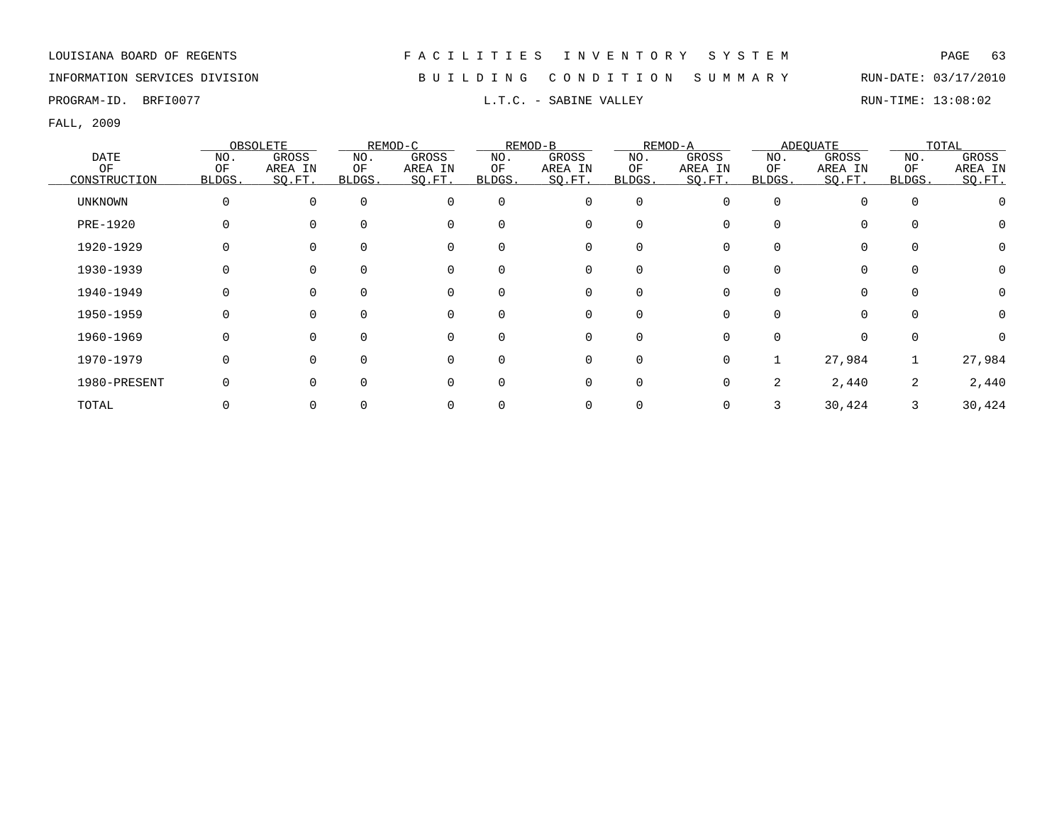LOUISIANA BOARD OF REGENTS — FACILITIES INVENTORY SYSTEM

INFORMATION SERVICES DIVISION — BUILDING CONDITION SUMMARY — RUN-DATE: 03/17/2010

PROGRAM-ID. BRFI0077 — L.T.C. - SABINE VALLEY — RUN-TIME: 13:08:02

FALL, 2009

| DATE OF CONSTRUCTION | OBSOLETE | | REMOD-C | | REMOD-B | | REMOD-A | | ADEQUATE | | TOTAL | |
|---|---|---|---|---|---|---|---|---|---|---|---|---|
| | NO. OF BLDGS. | GROSS AREA IN SQ.FT. | NO. OF BLDGS. | GROSS AREA IN SQ.FT. | NO. OF BLDGS. | GROSS AREA IN SQ.FT. | NO. OF BLDGS. | GROSS AREA IN SQ.FT. | NO. OF BLDGS. | GROSS AREA IN SQ.FT. | NO. OF BLDGS. | GROSS AREA IN SQ.FT. |
| UNKNOWN | 0 | 0 | 0 | 0 | 0 | 0 | 0 | 0 | 0 | 0 | 0 | 0 |
| PRE-1920 | 0 | 0 | 0 | 0 | 0 | 0 | 0 | 0 | 0 | 0 | 0 | 0 |
| 1920-1929 | 0 | 0 | 0 | 0 | 0 | 0 | 0 | 0 | 0 | 0 | 0 | 0 |
| 1930-1939 | 0 | 0 | 0 | 0 | 0 | 0 | 0 | 0 | 0 | 0 | 0 | 0 |
| 1940-1949 | 0 | 0 | 0 | 0 | 0 | 0 | 0 | 0 | 0 | 0 | 0 | 0 |
| 1950-1959 | 0 | 0 | 0 | 0 | 0 | 0 | 0 | 0 | 0 | 0 | 0 | 0 |
| 1960-1969 | 0 | 0 | 0 | 0 | 0 | 0 | 0 | 0 | 0 | 0 | 0 | 0 |
| 1970-1979 | 0 | 0 | 0 | 0 | 0 | 0 | 0 | 0 | 1 | 27,984 | 1 | 27,984 |
| 1980-PRESENT | 0 | 0 | 0 | 0 | 0 | 0 | 0 | 0 | 2 | 2,440 | 2 | 2,440 |
| TOTAL | 0 | 0 | 0 | 0 | 0 | 0 | 0 | 0 | 3 | 30,424 | 3 | 30,424 |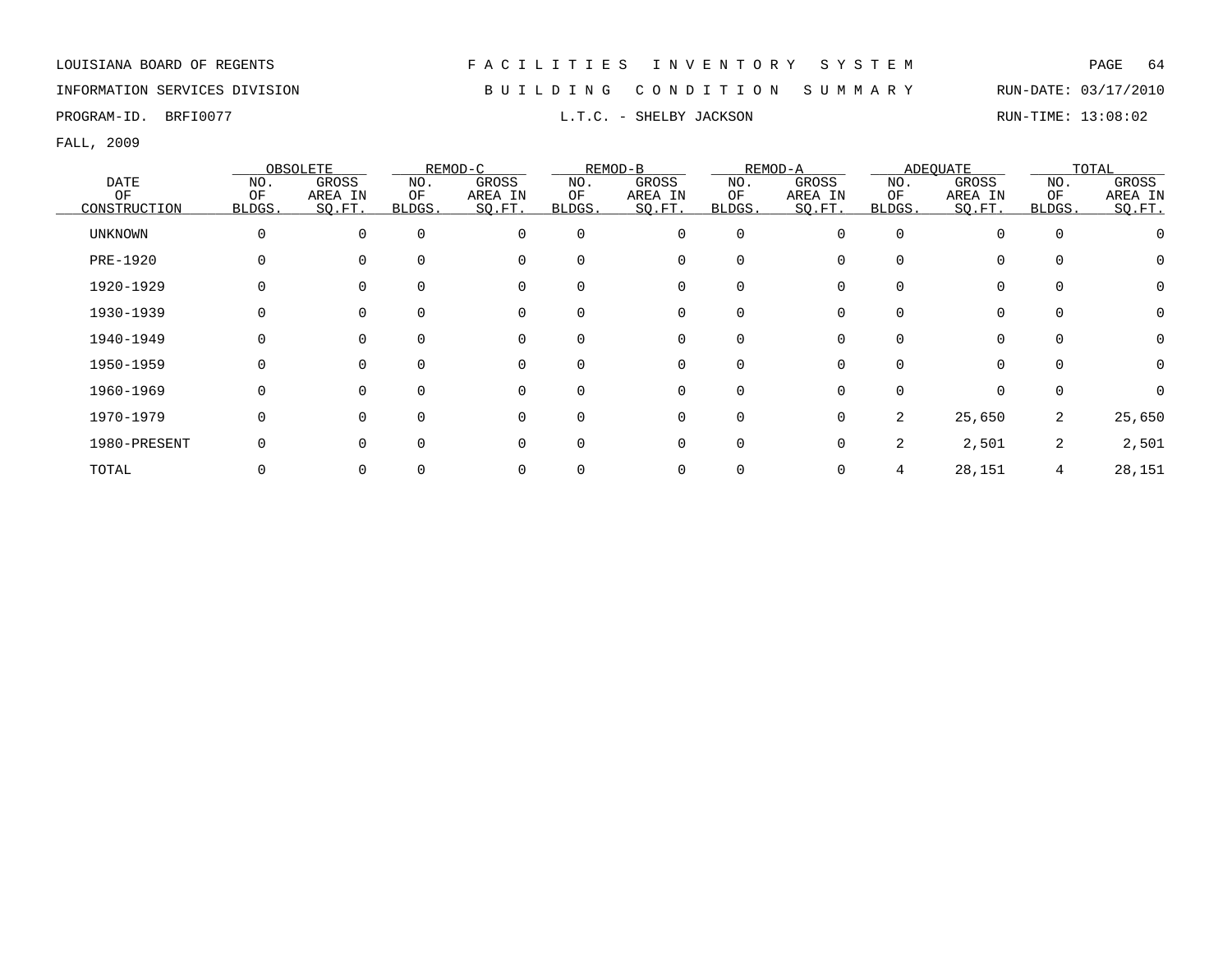LOUISIANA BOARD OF REGENTS — FACILITIES INVENTORY SYSTEM

INFORMATION SERVICES DIVISION — BUILDING CONDITION SUMMARY — RUN-DATE: 03/17/2010

PROGRAM-ID. BRFI0077 — L.T.C. - SHELBY JACKSON — RUN-TIME: 13:08:02

FALL, 2009

| DATE OF CONSTRUCTION | OBSOLETE | | REMOD-C | | REMOD-B | | REMOD-A | | ADEQUATE | | TOTAL | |
|---|---|---|---|---|---|---|---|---|---|---|---|---|
| | NO. OF BLDGS. | GROSS AREA IN SQ.FT. | NO. OF BLDGS. | GROSS AREA IN SQ.FT. | NO. OF BLDGS. | GROSS AREA IN SQ.FT. | NO. OF BLDGS. | GROSS AREA IN SQ.FT. | NO. OF BLDGS. | GROSS AREA IN SQ.FT. | NO. OF BLDGS. | GROSS AREA IN SQ.FT. |
| UNKNOWN | 0 | 0 | 0 | 0 | 0 | 0 | 0 | 0 | 0 | 0 | 0 | 0 |
| PRE-1920 | 0 | 0 | 0 | 0 | 0 | 0 | 0 | 0 | 0 | 0 | 0 | 0 |
| 1920-1929 | 0 | 0 | 0 | 0 | 0 | 0 | 0 | 0 | 0 | 0 | 0 | 0 |
| 1930-1939 | 0 | 0 | 0 | 0 | 0 | 0 | 0 | 0 | 0 | 0 | 0 | 0 |
| 1940-1949 | 0 | 0 | 0 | 0 | 0 | 0 | 0 | 0 | 0 | 0 | 0 | 0 |
| 1950-1959 | 0 | 0 | 0 | 0 | 0 | 0 | 0 | 0 | 0 | 0 | 0 | 0 |
| 1960-1969 | 0 | 0 | 0 | 0 | 0 | 0 | 0 | 0 | 0 | 0 | 0 | 0 |
| 1970-1979 | 0 | 0 | 0 | 0 | 0 | 0 | 0 | 0 | 2 | 25,650 | 2 | 25,650 |
| 1980-PRESENT | 0 | 0 | 0 | 0 | 0 | 0 | 0 | 0 | 2 | 2,501 | 2 | 2,501 |
| TOTAL | 0 | 0 | 0 | 0 | 0 | 0 | 0 | 0 | 4 | 28,151 | 4 | 28,151 |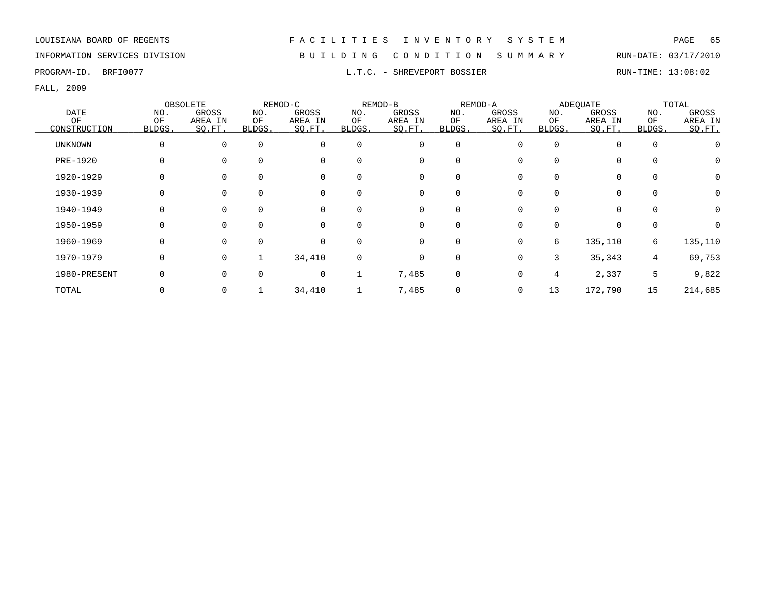LOUISIANA BOARD OF REGENTS — FACILITIES INVENTORY SYSTEM

INFORMATION SERVICES DIVISION — BUILDING CONDITION SUMMARY — RUN-DATE: 03/17/2010

PROGRAM-ID. BRFI0077 — L.T.C. - SHREVEPORT BOSSIER — RUN-TIME: 13:08:02

FALL, 2009

| DATE OF CONSTRUCTION | OBSOLETE | | REMOD-C | | REMOD-B | | REMOD-A | | ADEQUATE | | TOTAL | |
|---|---|---|---|---|---|---|---|---|---|---|---|---|
| | NO. OF BLDGS. | GROSS AREA IN SQ.FT. | NO. OF BLDGS. | GROSS AREA IN SQ.FT. | NO. OF BLDGS. | GROSS AREA IN SQ.FT. | NO. OF BLDGS. | GROSS AREA IN SQ.FT. | NO. OF BLDGS. | GROSS AREA IN SQ.FT. | NO. OF BLDGS. | GROSS AREA IN SQ.FT. |
| UNKNOWN | 0 | 0 | 0 | 0 | 0 | 0 | 0 | 0 | 0 | 0 | 0 | 0 |
| PRE-1920 | 0 | 0 | 0 | 0 | 0 | 0 | 0 | 0 | 0 | 0 | 0 | 0 |
| 1920-1929 | 0 | 0 | 0 | 0 | 0 | 0 | 0 | 0 | 0 | 0 | 0 | 0 |
| 1930-1939 | 0 | 0 | 0 | 0 | 0 | 0 | 0 | 0 | 0 | 0 | 0 | 0 |
| 1940-1949 | 0 | 0 | 0 | 0 | 0 | 0 | 0 | 0 | 0 | 0 | 0 | 0 |
| 1950-1959 | 0 | 0 | 0 | 0 | 0 | 0 | 0 | 0 | 0 | 0 | 0 | 0 |
| 1960-1969 | 0 | 0 | 0 | 0 | 0 | 0 | 0 | 0 | 6 | 135,110 | 6 | 135,110 |
| 1970-1979 | 0 | 0 | 1 | 34,410 | 0 | 0 | 0 | 0 | 3 | 35,343 | 4 | 69,753 |
| 1980-PRESENT | 0 | 0 | 0 | 0 | 1 | 7,485 | 0 | 0 | 4 | 2,337 | 5 | 9,822 |
| TOTAL | 0 | 0 | 1 | 34,410 | 1 | 7,485 | 0 | 0 | 13 | 172,790 | 15 | 214,685 |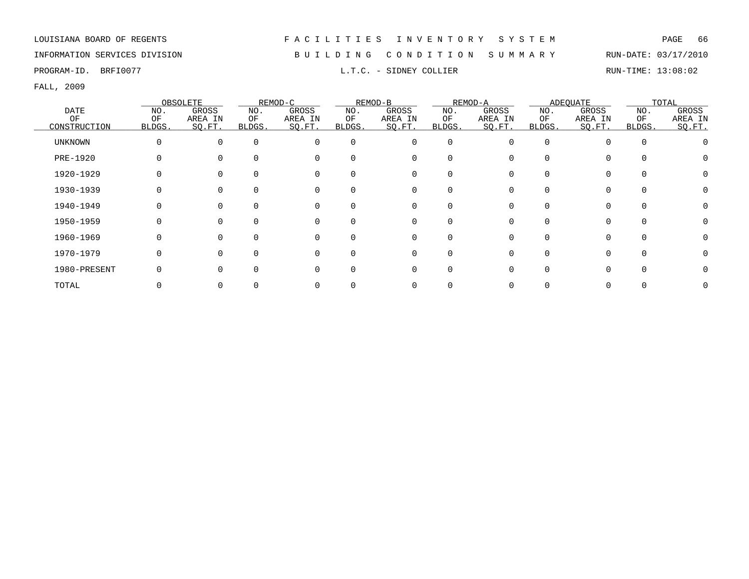LOUISIANA BOARD OF REGENTS — F A C I L I T I E S   I N V E N T O R Y   S Y S T E M

INFORMATION SERVICES DIVISION — B U I L D I N G   C O N D I T I O N   S U M M A R Y — RUN-DATE: 03/17/2010

PROGRAM-ID. BRFI0077 — L.T.C. - SIDNEY COLLIER — RUN-TIME: 13:08:02

FALL, 2009

| DATE OF CONSTRUCTION | OBSOLETE | | REMOD-C | | REMOD-B | | REMOD-A | | ADEQUATE | | TOTAL | |
|---|---|---|---|---|---|---|---|---|---|---|---|---|
| | NO. OF BLDGS. | GROSS AREA IN SQ.FT. | NO. OF BLDGS. | GROSS AREA IN SQ.FT. | NO. OF BLDGS. | GROSS AREA IN SQ.FT. | NO. OF BLDGS. | GROSS AREA IN SQ.FT. | NO. OF BLDGS. | GROSS AREA IN SQ.FT. | NO. OF BLDGS. | GROSS AREA IN SQ.FT. |
| UNKNOWN | 0 | 0 | 0 | 0 | 0 | 0 | 0 | 0 | 0 | 0 | 0 | 0 |
| PRE-1920 | 0 | 0 | 0 | 0 | 0 | 0 | 0 | 0 | 0 | 0 | 0 | 0 |
| 1920-1929 | 0 | 0 | 0 | 0 | 0 | 0 | 0 | 0 | 0 | 0 | 0 | 0 |
| 1930-1939 | 0 | 0 | 0 | 0 | 0 | 0 | 0 | 0 | 0 | 0 | 0 | 0 |
| 1940-1949 | 0 | 0 | 0 | 0 | 0 | 0 | 0 | 0 | 0 | 0 | 0 | 0 |
| 1950-1959 | 0 | 0 | 0 | 0 | 0 | 0 | 0 | 0 | 0 | 0 | 0 | 0 |
| 1960-1969 | 0 | 0 | 0 | 0 | 0 | 0 | 0 | 0 | 0 | 0 | 0 | 0 |
| 1970-1979 | 0 | 0 | 0 | 0 | 0 | 0 | 0 | 0 | 0 | 0 | 0 | 0 |
| 1980-PRESENT | 0 | 0 | 0 | 0 | 0 | 0 | 0 | 0 | 0 | 0 | 0 | 0 |
| TOTAL | 0 | 0 | 0 | 0 | 0 | 0 | 0 | 0 | 0 | 0 | 0 | 0 |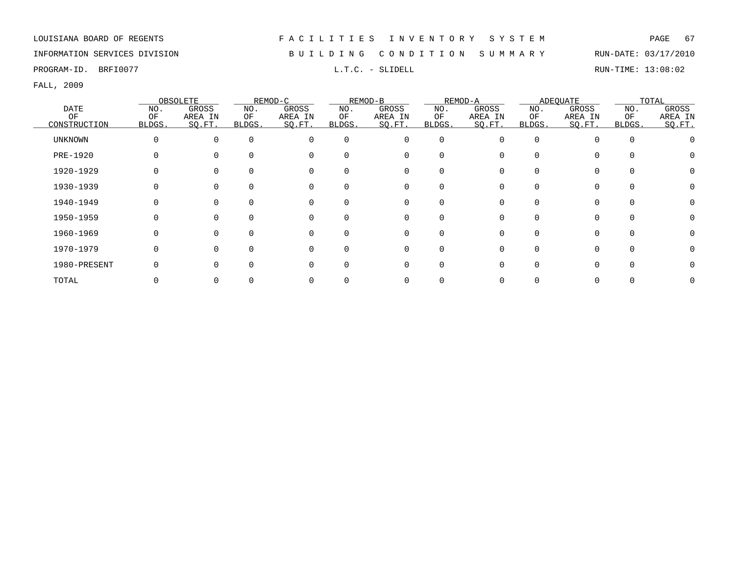LOUISIANA BOARD OF REGENTS

INFORMATION SERVICES DIVISION

PROGRAM-ID. BRFI0077

# FACILITIES INVENTORY SYSTEM

## BUILDING CONDITION SUMMARY

### L.T.C. - SLIDELL

RUN-DATE: 03/17/2010

RUN-TIME: 13:08:02

FALL, 2009

| DATE OF CONSTRUCTION | OBSOLETE | | REMOD-C | | REMOD-B | | REMOD-A | | ADEQUATE | | TOTAL | |
|---|---|---|---|---|---|---|---|---|---|---|---|---|
| | NO. OF BLDGS. | GROSS AREA IN SQ.FT. | NO. OF BLDGS. | GROSS AREA IN SQ.FT. | NO. OF BLDGS. | GROSS AREA IN SQ.FT. | NO. OF BLDGS. | GROSS AREA IN SQ.FT. | NO. OF BLDGS. | GROSS AREA IN SQ.FT. | NO. OF BLDGS. | GROSS AREA IN SQ.FT. |
| UNKNOWN | 0 | 0 | 0 | 0 | 0 | 0 | 0 | 0 | 0 | 0 | 0 | 0 |
| PRE-1920 | 0 | 0 | 0 | 0 | 0 | 0 | 0 | 0 | 0 | 0 | 0 | 0 |
| 1920-1929 | 0 | 0 | 0 | 0 | 0 | 0 | 0 | 0 | 0 | 0 | 0 | 0 |
| 1930-1939 | 0 | 0 | 0 | 0 | 0 | 0 | 0 | 0 | 0 | 0 | 0 | 0 |
| 1940-1949 | 0 | 0 | 0 | 0 | 0 | 0 | 0 | 0 | 0 | 0 | 0 | 0 |
| 1950-1959 | 0 | 0 | 0 | 0 | 0 | 0 | 0 | 0 | 0 | 0 | 0 | 0 |
| 1960-1969 | 0 | 0 | 0 | 0 | 0 | 0 | 0 | 0 | 0 | 0 | 0 | 0 |
| 1970-1979 | 0 | 0 | 0 | 0 | 0 | 0 | 0 | 0 | 0 | 0 | 0 | 0 |
| 1980-PRESENT | 0 | 0 | 0 | 0 | 0 | 0 | 0 | 0 | 0 | 0 | 0 | 0 |
| TOTAL | 0 | 0 | 0 | 0 | 0 | 0 | 0 | 0 | 0 | 0 | 0 | 0 |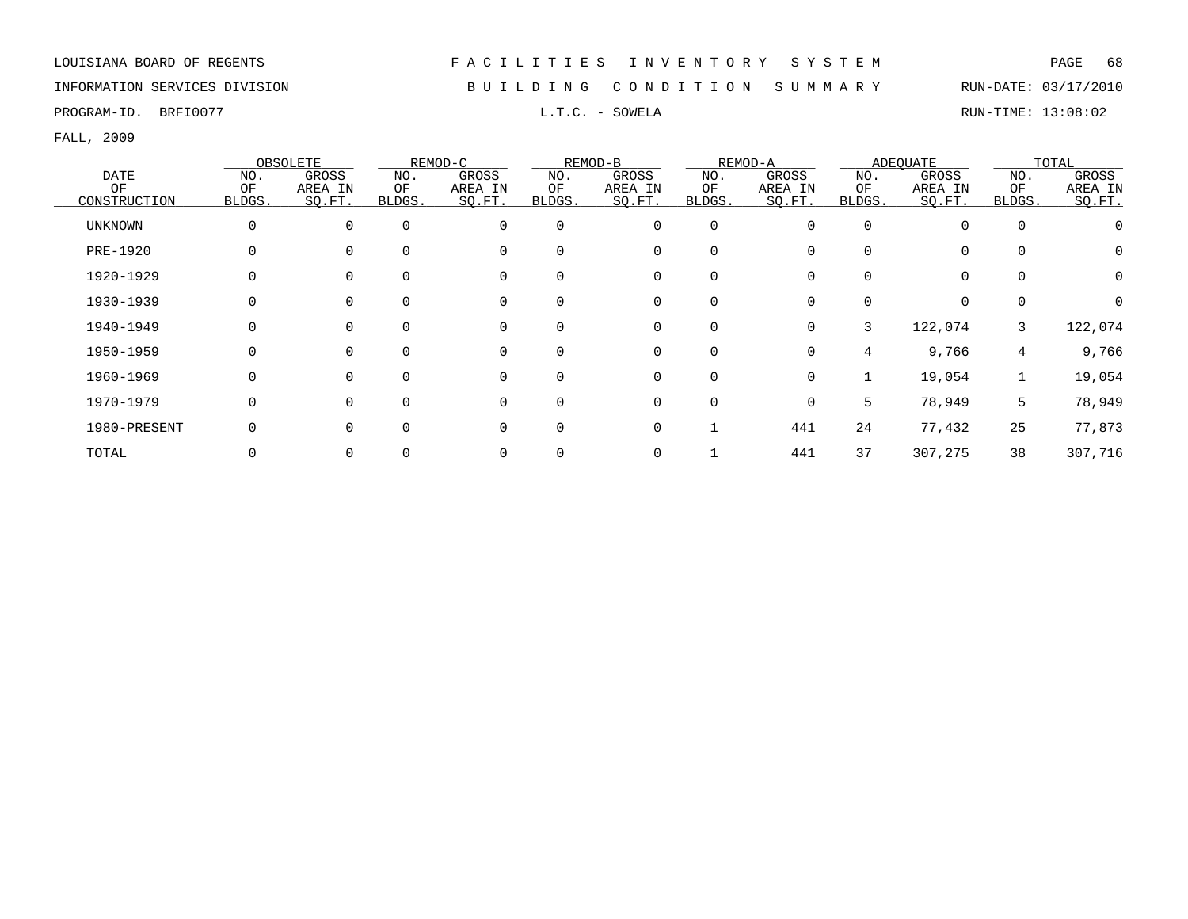LOUISIANA BOARD OF REGENTS — FACILITIES INVENTORY SYSTEM

INFORMATION SERVICES DIVISION — BUILDING CONDITION SUMMARY — RUN-DATE: 03/17/2010

PROGRAM-ID. BRFI0077 — L.T.C. - SOWELA — RUN-TIME: 13:08:02

FALL, 2009

| DATE OF CONSTRUCTION | OBSOLETE | | REMOD-C | | REMOD-B | | REMOD-A | | ADEQUATE | | TOTAL | |
|---|---|---|---|---|---|---|---|---|---|---|---|---|
| | NO. OF BLDGS. | GROSS AREA IN SQ.FT. | NO. OF BLDGS. | GROSS AREA IN SQ.FT. | NO. OF BLDGS. | GROSS AREA IN SQ.FT. | NO. OF BLDGS. | GROSS AREA IN SQ.FT. | NO. OF BLDGS. | GROSS AREA IN SQ.FT. | NO. OF BLDGS. | GROSS AREA IN SQ.FT. |
| UNKNOWN | 0 | 0 | 0 | 0 | 0 | 0 | 0 | 0 | 0 | 0 | 0 | 0 |
| PRE-1920 | 0 | 0 | 0 | 0 | 0 | 0 | 0 | 0 | 0 | 0 | 0 | 0 |
| 1920-1929 | 0 | 0 | 0 | 0 | 0 | 0 | 0 | 0 | 0 | 0 | 0 | 0 |
| 1930-1939 | 0 | 0 | 0 | 0 | 0 | 0 | 0 | 0 | 0 | 0 | 0 | 0 |
| 1940-1949 | 0 | 0 | 0 | 0 | 0 | 0 | 0 | 0 | 3 | 122,074 | 3 | 122,074 |
| 1950-1959 | 0 | 0 | 0 | 0 | 0 | 0 | 0 | 0 | 4 | 9,766 | 4 | 9,766 |
| 1960-1969 | 0 | 0 | 0 | 0 | 0 | 0 | 0 | 0 | 1 | 19,054 | 1 | 19,054 |
| 1970-1979 | 0 | 0 | 0 | 0 | 0 | 0 | 0 | 0 | 5 | 78,949 | 5 | 78,949 |
| 1980-PRESENT | 0 | 0 | 0 | 0 | 0 | 0 | 1 | 441 | 24 | 77,432 | 25 | 77,873 |
| TOTAL | 0 | 0 | 0 | 0 | 0 | 0 | 1 | 441 | 37 | 307,275 | 38 | 307,716 |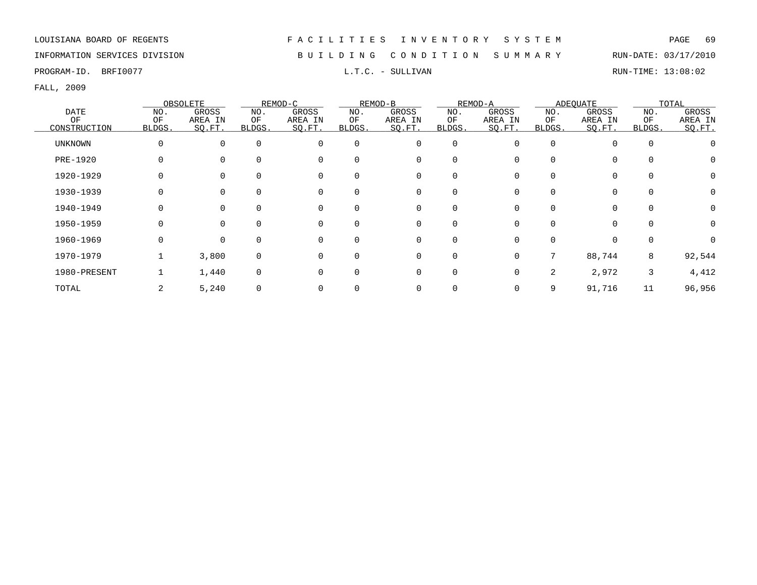LOUISIANA BOARD OF REGENTS — FACILITIES INVENTORY SYSTEM

INFORMATION SERVICES DIVISION — BUILDING CONDITION SUMMARY — RUN-DATE: 03/17/2010

PROGRAM-ID. BRFI0077 — L.T.C. - SULLIVAN — RUN-TIME: 13:08:02

FALL, 2009

| DATE OF CONSTRUCTION | OBSOLETE | | REMOD-C | | REMOD-B | | REMOD-A | | ADEQUATE | | TOTAL | |
|---|---|---|---|---|---|---|---|---|---|---|---|---|
| | NO. OF BLDGS. | GROSS AREA IN SQ.FT. | NO. OF BLDGS. | GROSS AREA IN SQ.FT. | NO. OF BLDGS. | GROSS AREA IN SQ.FT. | NO. OF BLDGS. | GROSS AREA IN SQ.FT. | NO. OF BLDGS. | GROSS AREA IN SQ.FT. | NO. OF BLDGS. | GROSS AREA IN SQ.FT. |
| UNKNOWN | 0 | 0 | 0 | 0 | 0 | 0 | 0 | 0 | 0 | 0 | 0 | 0 |
| PRE-1920 | 0 | 0 | 0 | 0 | 0 | 0 | 0 | 0 | 0 | 0 | 0 | 0 |
| 1920-1929 | 0 | 0 | 0 | 0 | 0 | 0 | 0 | 0 | 0 | 0 | 0 | 0 |
| 1930-1939 | 0 | 0 | 0 | 0 | 0 | 0 | 0 | 0 | 0 | 0 | 0 | 0 |
| 1940-1949 | 0 | 0 | 0 | 0 | 0 | 0 | 0 | 0 | 0 | 0 | 0 | 0 |
| 1950-1959 | 0 | 0 | 0 | 0 | 0 | 0 | 0 | 0 | 0 | 0 | 0 | 0 |
| 1960-1969 | 0 | 0 | 0 | 0 | 0 | 0 | 0 | 0 | 0 | 0 | 0 | 0 |
| 1970-1979 | 1 | 3,800 | 0 | 0 | 0 | 0 | 0 | 0 | 7 | 88,744 | 8 | 92,544 |
| 1980-PRESENT | 1 | 1,440 | 0 | 0 | 0 | 0 | 0 | 0 | 2 | 2,972 | 3 | 4,412 |
| TOTAL | 2 | 5,240 | 0 | 0 | 0 | 0 | 0 | 0 | 9 | 91,716 | 11 | 96,956 |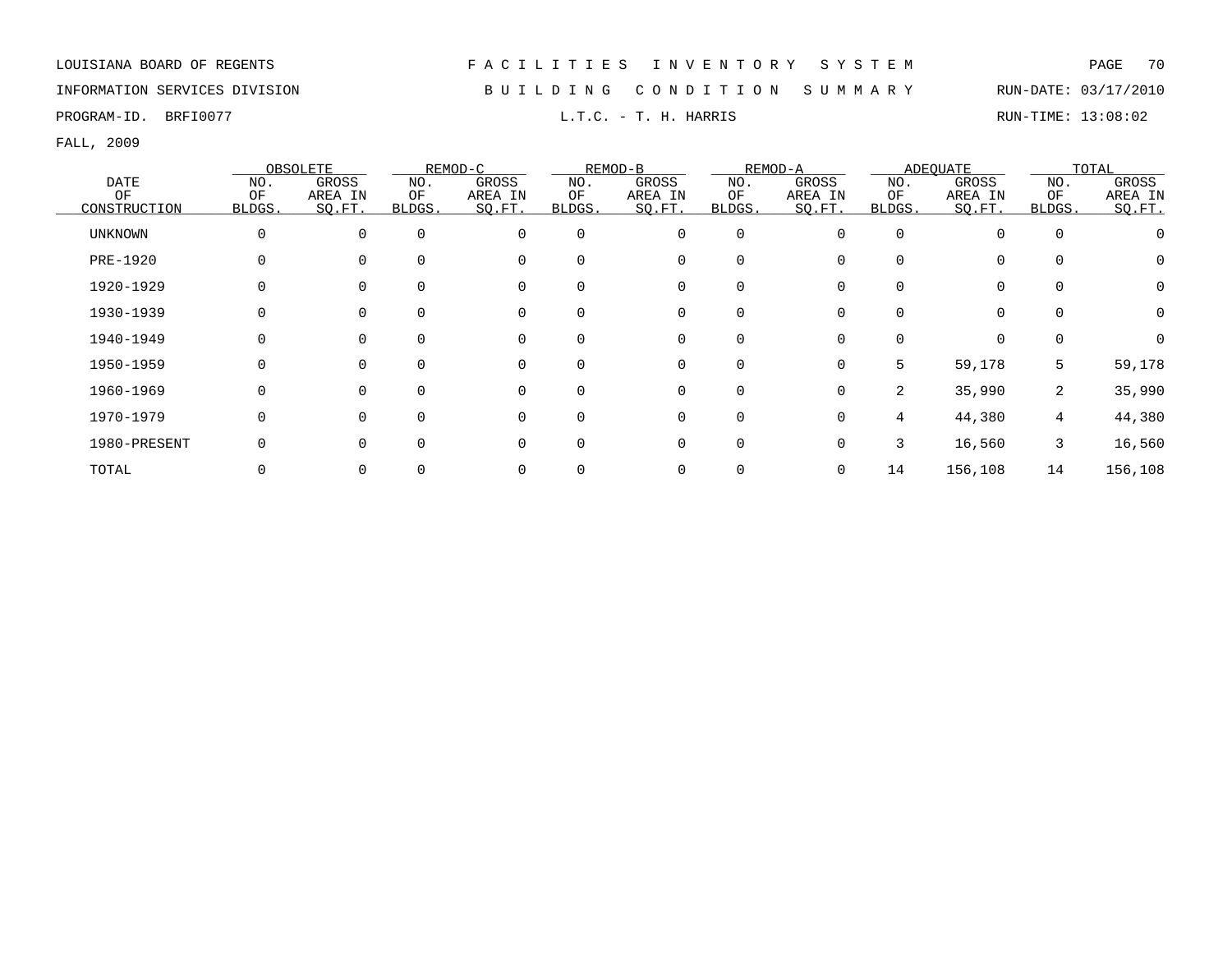LOUISIANA BOARD OF REGENTS — FACILITIES INVENTORY SYSTEM

INFORMATION SERVICES DIVISION — BUILDING CONDITION SUMMARY — RUN-DATE: 03/17/2010

PROGRAM-ID. BRFI0077 — L.T.C. - T. H. HARRIS — RUN-TIME: 13:08:02

FALL, 2009

| DATE OF CONSTRUCTION | OBSOLETE | | REMOD-C | | REMOD-B | | REMOD-A | | ADEQUATE | | TOTAL | |
|---|---|---|---|---|---|---|---|---|---|---|---|---|
| | NO. OF BLDGS. | GROSS AREA IN SQ.FT. | NO. OF BLDGS. | GROSS AREA IN SQ.FT. | NO. OF BLDGS. | GROSS AREA IN SQ.FT. | NO. OF BLDGS. | GROSS AREA IN SQ.FT. | NO. OF BLDGS. | GROSS AREA IN SQ.FT. | NO. OF BLDGS. | GROSS AREA IN SQ.FT. |
| UNKNOWN | 0 | 0 | 0 | 0 | 0 | 0 | 0 | 0 | 0 | 0 | 0 | 0 |
| PRE-1920 | 0 | 0 | 0 | 0 | 0 | 0 | 0 | 0 | 0 | 0 | 0 | 0 |
| 1920-1929 | 0 | 0 | 0 | 0 | 0 | 0 | 0 | 0 | 0 | 0 | 0 | 0 |
| 1930-1939 | 0 | 0 | 0 | 0 | 0 | 0 | 0 | 0 | 0 | 0 | 0 | 0 |
| 1940-1949 | 0 | 0 | 0 | 0 | 0 | 0 | 0 | 0 | 0 | 0 | 0 | 0 |
| 1950-1959 | 0 | 0 | 0 | 0 | 0 | 0 | 0 | 0 | 5 | 59,178 | 5 | 59,178 |
| 1960-1969 | 0 | 0 | 0 | 0 | 0 | 0 | 0 | 0 | 2 | 35,990 | 2 | 35,990 |
| 1970-1979 | 0 | 0 | 0 | 0 | 0 | 0 | 0 | 0 | 4 | 44,380 | 4 | 44,380 |
| 1980-PRESENT | 0 | 0 | 0 | 0 | 0 | 0 | 0 | 0 | 3 | 16,560 | 3 | 16,560 |
| TOTAL | 0 | 0 | 0 | 0 | 0 | 0 | 0 | 0 | 14 | 156,108 | 14 | 156,108 |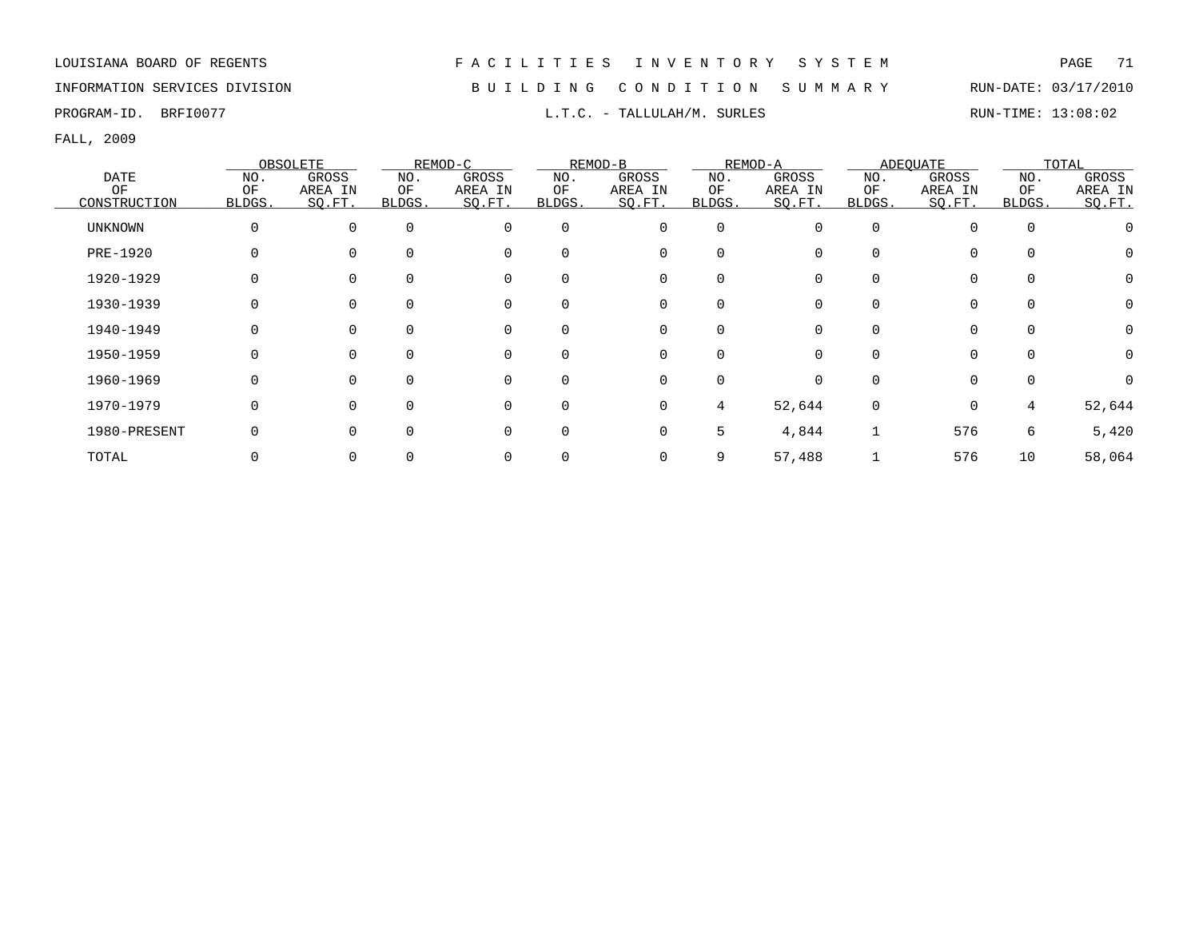LOUISIANA BOARD OF REGENTS — FACILITIES INVENTORY SYSTEM

INFORMATION SERVICES DIVISION — BUILDING CONDITION SUMMARY — RUN-DATE: 03/17/2010

PROGRAM-ID. BRFI0077 — L.T.C. - TALLULAH/M. SURLES — RUN-TIME: 13:08:02

FALL, 2009

| DATE OF CONSTRUCTION | OBSOLETE | | REMOD-C | | REMOD-B | | REMOD-A | | ADEQUATE | | TOTAL | |
|---|---|---|---|---|---|---|---|---|---|---|---|---|
| | NO. OF BLDGS. | GROSS AREA IN SQ.FT. | NO. OF BLDGS. | GROSS AREA IN SQ.FT. | NO. OF BLDGS. | GROSS AREA IN SQ.FT. | NO. OF BLDGS. | GROSS AREA IN SQ.FT. | NO. OF BLDGS. | GROSS AREA IN SQ.FT. | NO. OF BLDGS. | GROSS AREA IN SQ.FT. |
| UNKNOWN | 0 | 0 | 0 | 0 | 0 | 0 | 0 | 0 | 0 | 0 | 0 | 0 |
| PRE-1920 | 0 | 0 | 0 | 0 | 0 | 0 | 0 | 0 | 0 | 0 | 0 | 0 |
| 1920-1929 | 0 | 0 | 0 | 0 | 0 | 0 | 0 | 0 | 0 | 0 | 0 | 0 |
| 1930-1939 | 0 | 0 | 0 | 0 | 0 | 0 | 0 | 0 | 0 | 0 | 0 | 0 |
| 1940-1949 | 0 | 0 | 0 | 0 | 0 | 0 | 0 | 0 | 0 | 0 | 0 | 0 |
| 1950-1959 | 0 | 0 | 0 | 0 | 0 | 0 | 0 | 0 | 0 | 0 | 0 | 0 |
| 1960-1969 | 0 | 0 | 0 | 0 | 0 | 0 | 0 | 0 | 0 | 0 | 0 | 0 |
| 1970-1979 | 0 | 0 | 0 | 0 | 0 | 0 | 4 | 52,644 | 0 | 0 | 4 | 52,644 |
| 1980-PRESENT | 0 | 0 | 0 | 0 | 0 | 0 | 5 | 4,844 | 1 | 576 | 6 | 5,420 |
| TOTAL | 0 | 0 | 0 | 0 | 0 | 0 | 9 | 57,488 | 1 | 576 | 10 | 58,064 |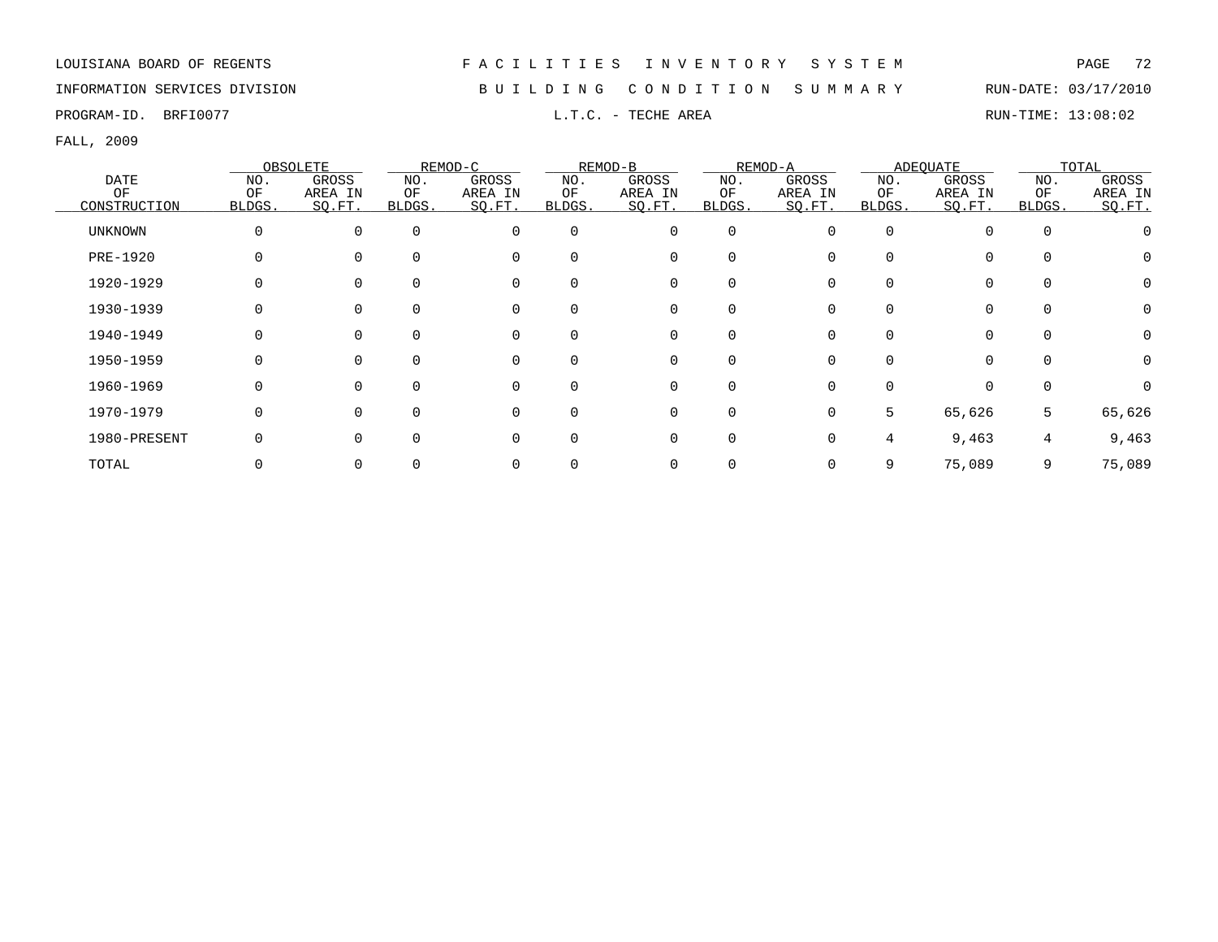LOUISIANA BOARD OF REGENTS — FACILITIES INVENTORY SYSTEM

INFORMATION SERVICES DIVISION — BUILDING CONDITION SUMMARY — RUN-DATE: 03/17/2010

PROGRAM-ID. BRFI0077 — L.T.C. - TECHE AREA — RUN-TIME: 13:08:02

FALL, 2009

| DATE OF CONSTRUCTION | OBSOLETE | | REMOD-C | | REMOD-B | | REMOD-A | | ADEQUATE | | TOTAL | |
|---|---|---|---|---|---|---|---|---|---|---|---|---|
| | NO. OF BLDGS. | GROSS AREA IN SQ.FT. | NO. OF BLDGS. | GROSS AREA IN SQ.FT. | NO. OF BLDGS. | GROSS AREA IN SQ.FT. | NO. OF BLDGS. | GROSS AREA IN SQ.FT. | NO. OF BLDGS. | GROSS AREA IN SQ.FT. | NO. OF BLDGS. | GROSS AREA IN SQ.FT. |
| UNKNOWN | 0 | 0 | 0 | 0 | 0 | 0 | 0 | 0 | 0 | 0 | 0 | 0 |
| PRE-1920 | 0 | 0 | 0 | 0 | 0 | 0 | 0 | 0 | 0 | 0 | 0 | 0 |
| 1920-1929 | 0 | 0 | 0 | 0 | 0 | 0 | 0 | 0 | 0 | 0 | 0 | 0 |
| 1930-1939 | 0 | 0 | 0 | 0 | 0 | 0 | 0 | 0 | 0 | 0 | 0 | 0 |
| 1940-1949 | 0 | 0 | 0 | 0 | 0 | 0 | 0 | 0 | 0 | 0 | 0 | 0 |
| 1950-1959 | 0 | 0 | 0 | 0 | 0 | 0 | 0 | 0 | 0 | 0 | 0 | 0 |
| 1960-1969 | 0 | 0 | 0 | 0 | 0 | 0 | 0 | 0 | 0 | 0 | 0 | 0 |
| 1970-1979 | 0 | 0 | 0 | 0 | 0 | 0 | 0 | 0 | 5 | 65,626 | 5 | 65,626 |
| 1980-PRESENT | 0 | 0 | 0 | 0 | 0 | 0 | 0 | 0 | 4 | 9,463 | 4 | 9,463 |
| TOTAL | 0 | 0 | 0 | 0 | 0 | 0 | 0 | 0 | 9 | 75,089 | 9 | 75,089 |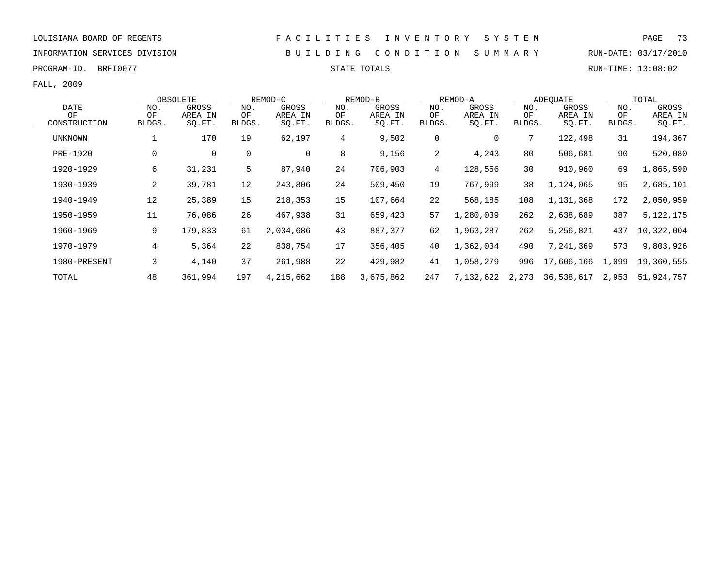LOUISIANA BOARD OF REGENTS — FACILITIES INVENTORY SYSTEM

INFORMATION SERVICES DIVISION — BUILDING CONDITION SUMMARY — RUN-DATE: 03/17/2010

PROGRAM-ID. BRFI0077 — STATE TOTALS — RUN-TIME: 13:08:02

FALL, 2009

| DATE OF CONSTRUCTION | OBSOLETE | | REMOD-C | | REMOD-B | | REMOD-A | | ADEQUATE | | TOTAL | |
|---|---|---|---|---|---|---|---|---|---|---|---|---|
| | NO. OF BLDGS. | GROSS AREA IN SQ.FT. | NO. OF BLDGS. | GROSS AREA IN SQ.FT. | NO. OF BLDGS. | GROSS AREA IN SQ.FT. | NO. OF BLDGS. | GROSS AREA IN SQ.FT. | NO. OF BLDGS. | GROSS AREA IN SQ.FT. | NO. OF BLDGS. | GROSS AREA IN SQ.FT. |
| UNKNOWN | 1 | 170 | 19 | 62,197 | 4 | 9,502 | 0 | 0 | 7 | 122,498 | 31 | 194,367 |
| PRE-1920 | 0 | 0 | 0 | 0 | 8 | 9,156 | 2 | 4,243 | 80 | 506,681 | 90 | 520,080 |
| 1920-1929 | 6 | 31,231 | 5 | 87,940 | 24 | 706,903 | 4 | 128,556 | 30 | 910,960 | 69 | 1,865,590 |
| 1930-1939 | 2 | 39,781 | 12 | 243,806 | 24 | 509,450 | 19 | 767,999 | 38 | 1,124,065 | 95 | 2,685,101 |
| 1940-1949 | 12 | 25,389 | 15 | 218,353 | 15 | 107,664 | 22 | 568,185 | 108 | 1,131,368 | 172 | 2,050,959 |
| 1950-1959 | 11 | 76,086 | 26 | 467,938 | 31 | 659,423 | 57 | 1,280,039 | 262 | 2,638,689 | 387 | 5,122,175 |
| 1960-1969 | 9 | 179,833 | 61 | 2,034,686 | 43 | 887,377 | 62 | 1,963,287 | 262 | 5,256,821 | 437 | 10,322,004 |
| 1970-1979 | 4 | 5,364 | 22 | 838,754 | 17 | 356,405 | 40 | 1,362,034 | 490 | 7,241,369 | 573 | 9,803,926 |
| 1980-PRESENT | 3 | 4,140 | 37 | 261,988 | 22 | 429,982 | 41 | 1,058,279 | 996 | 17,606,166 | 1,099 | 19,360,555 |
| TOTAL | 48 | 361,994 | 197 | 4,215,662 | 188 | 3,675,862 | 247 | 7,132,622 | 2,273 | 36,538,617 | 2,953 | 51,924,757 |